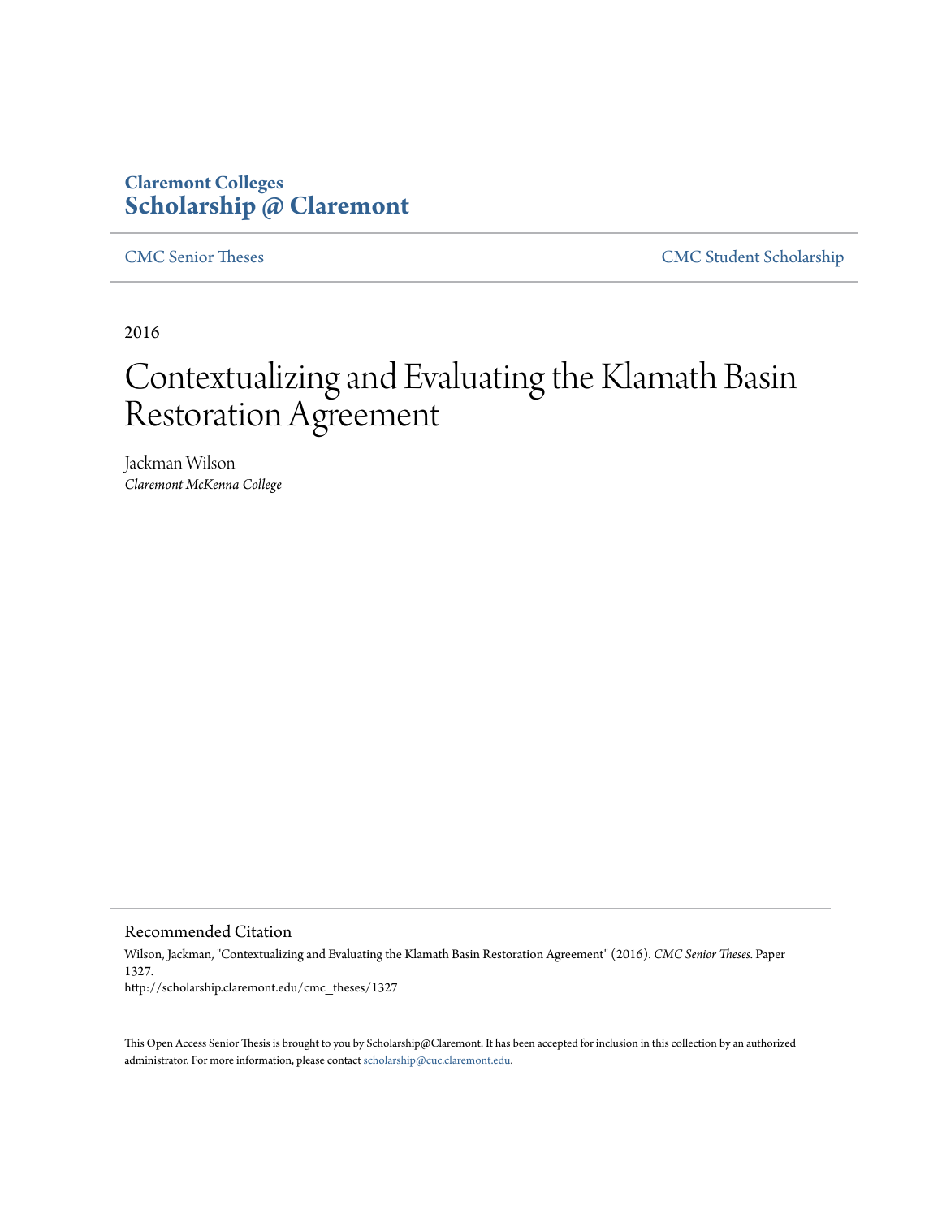**Claremont Colleges**
**Scholarship @ Claremont**

CMC Senior Theses | CMC Student Scholarship

2016

# Contextualizing and Evaluating the Klamath Basin Restoration Agreement

Jackman Wilson
*Claremont McKenna College*

## Recommended Citation

Wilson, Jackman, "Contextualizing and Evaluating the Klamath Basin Restoration Agreement" (2016). *CMC Senior Theses.* Paper 1327.
http://scholarship.claremont.edu/cmc_theses/1327

This Open Access Senior Thesis is brought to you by Scholarship@Claremont. It has been accepted for inclusion in this collection by an authorized administrator. For more information, please contact scholarship@cuc.claremont.edu.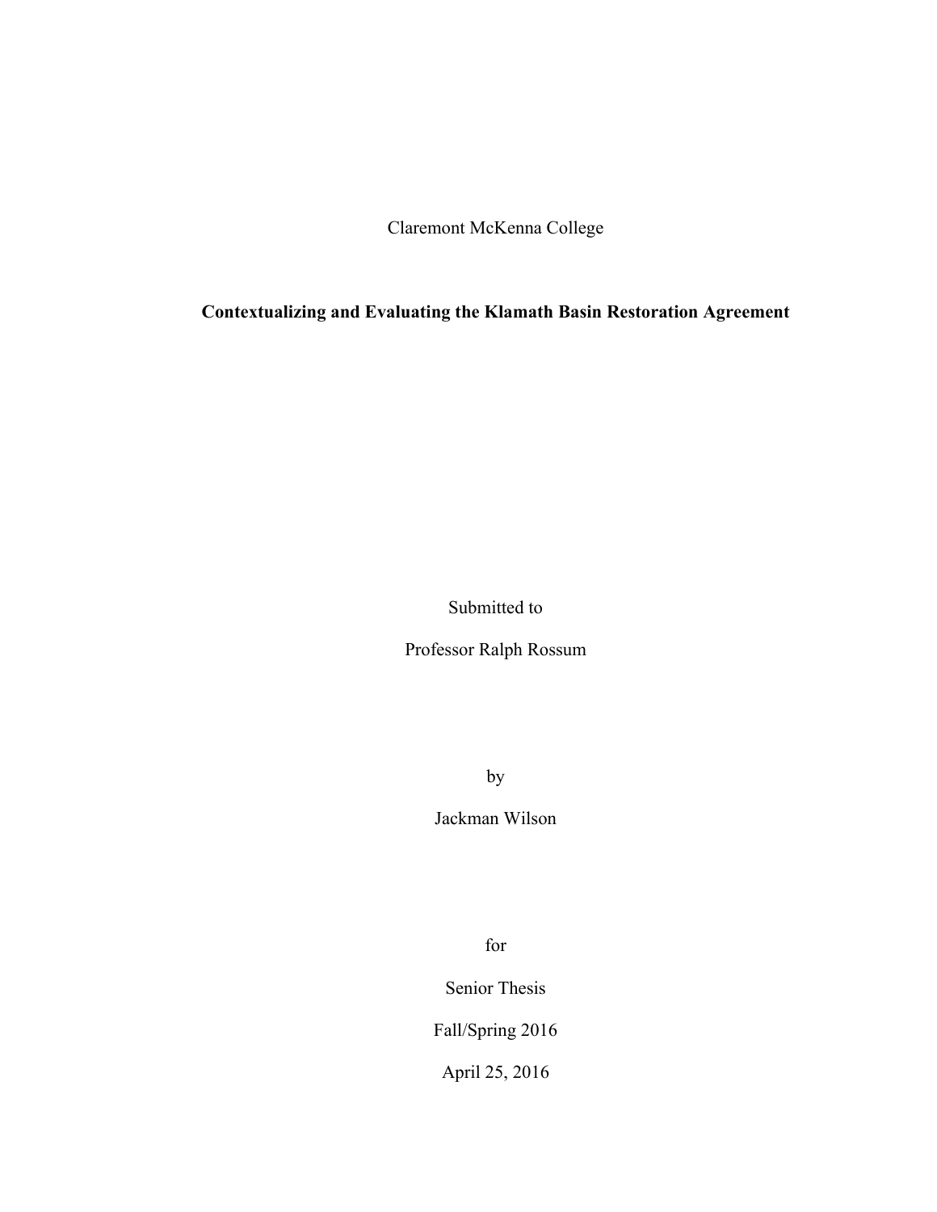Claremont McKenna College

**Contextualizing and Evaluating the Klamath Basin Restoration Agreement**

Submitted to

Professor Ralph Rossum

by

Jackman Wilson

for

Senior Thesis

Fall/Spring 2016

April 25, 2016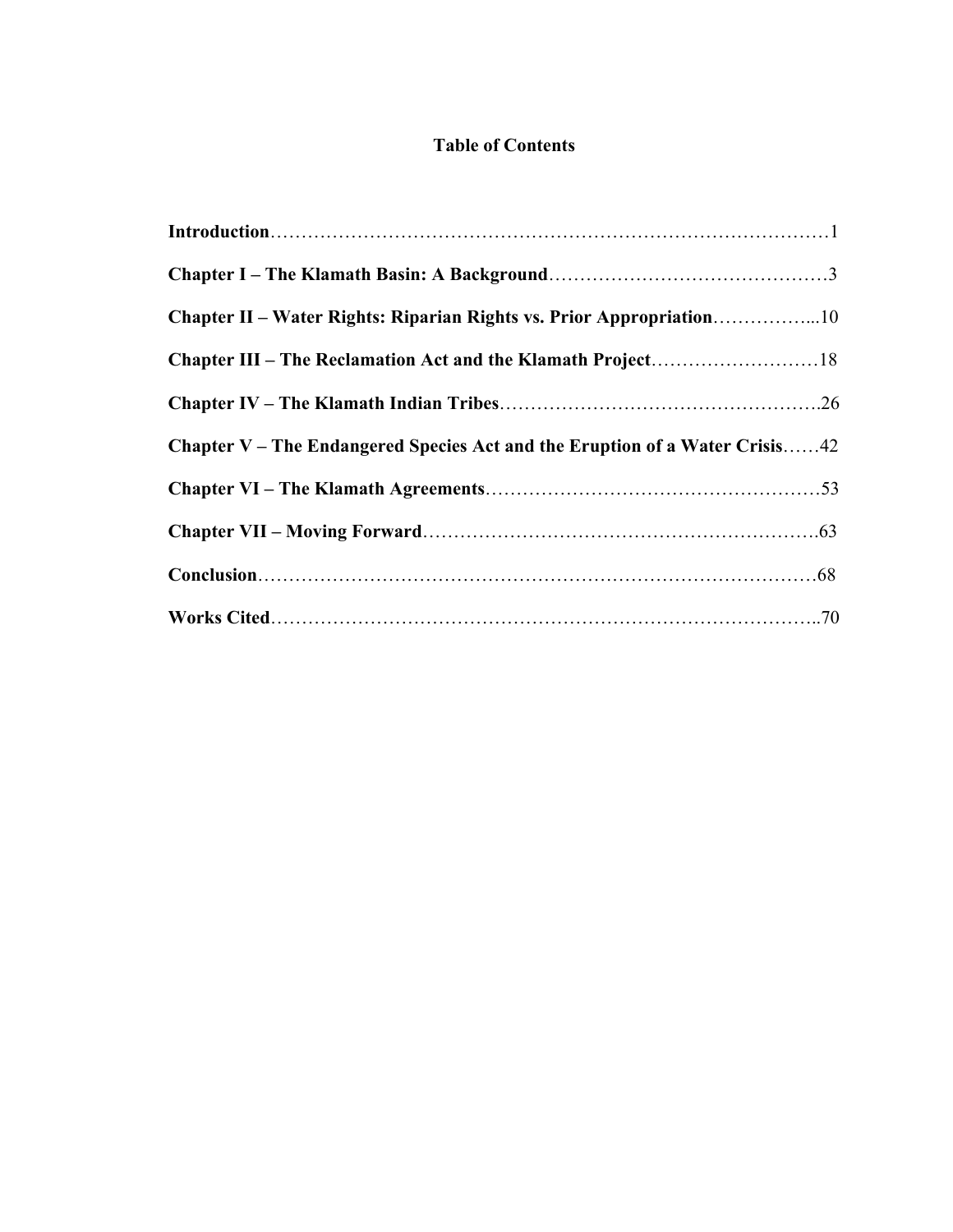# Table of Contents

**Introduction**……………………………………………………………………………1

**Chapter I – The Klamath Basin: A Background**………………………………………3

**Chapter II – Water Rights: Riparian Rights vs. Prior Appropriation**……………...10

**Chapter III – The Reclamation Act and the Klamath Project**………………………18

**Chapter IV – The Klamath Indian Tribes**…………………………………………….26

**Chapter V – The Endangered Species Act and the Eruption of a Water Crisis**……42

**Chapter VI – The Klamath Agreements**………………………………………………53

**Chapter VII – Moving Forward**………………………………………………………..63

**Conclusion**………………………………………………………………………………68

**Works Cited**……………………………………………………………………………..70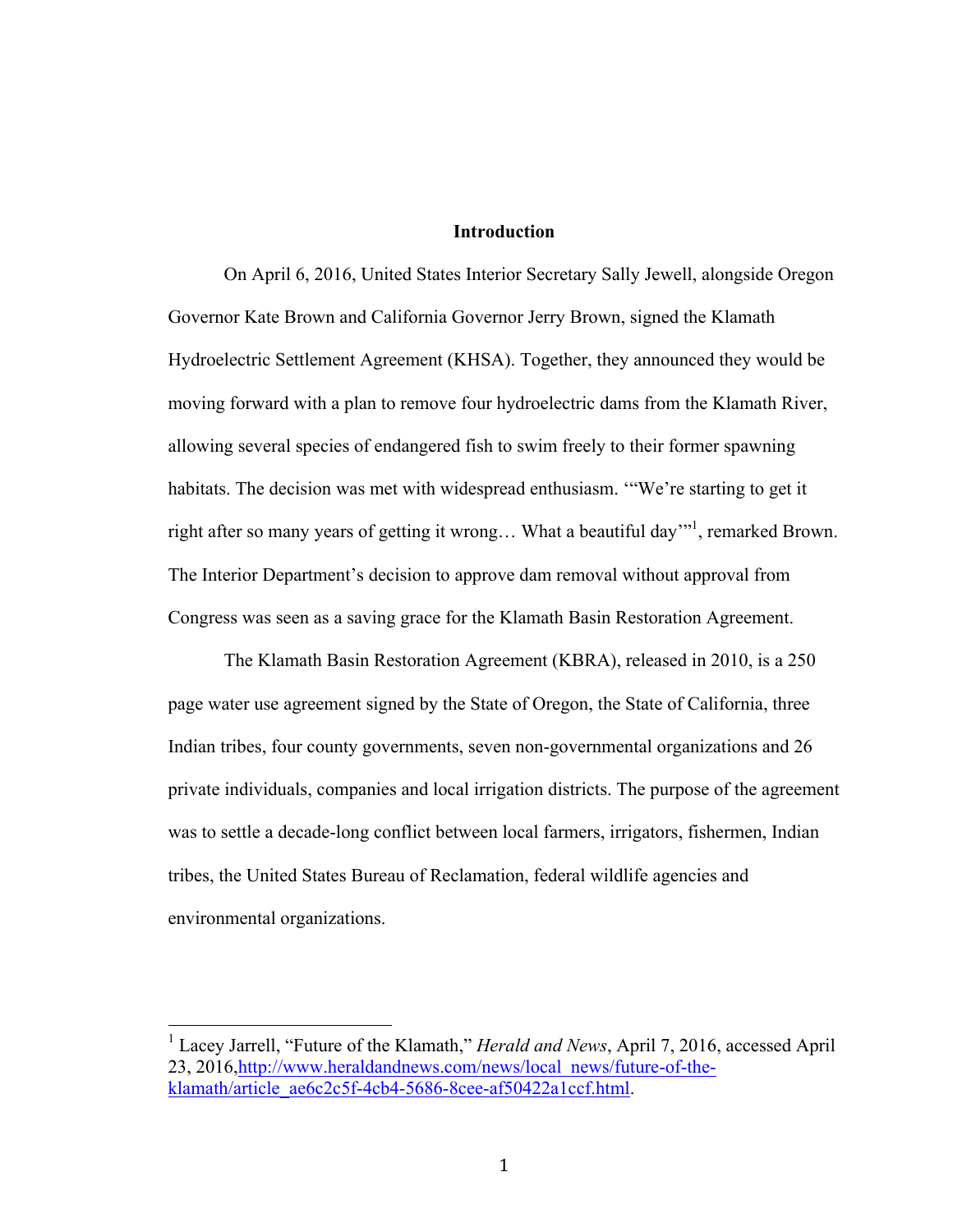## Introduction

On April 6, 2016, United States Interior Secretary Sally Jewell, alongside Oregon Governor Kate Brown and California Governor Jerry Brown, signed the Klamath Hydroelectric Settlement Agreement (KHSA). Together, they announced they would be moving forward with a plan to remove four hydroelectric dams from the Klamath River, allowing several species of endangered fish to swim freely to their former spawning habitats. The decision was met with widespread enthusiasm. '"We're starting to get it right after so many years of getting it wrong… What a beautiful day'"[1], remarked Brown. The Interior Department's decision to approve dam removal without approval from Congress was seen as a saving grace for the Klamath Basin Restoration Agreement.

The Klamath Basin Restoration Agreement (KBRA), released in 2010, is a 250 page water use agreement signed by the State of Oregon, the State of California, three Indian tribes, four county governments, seven non-governmental organizations and 26 private individuals, companies and local irrigation districts. The purpose of the agreement was to settle a decade-long conflict between local farmers, irrigators, fishermen, Indian tribes, the United States Bureau of Reclamation, federal wildlife agencies and environmental organizations.

---

[1] Lacey Jarrell, "Future of the Klamath," *Herald and News*, April 7, 2016, accessed April 23, 2016,http://www.heraldandnews.com/news/local_news/future-of-the-klamath/article_ae6c2c5f-4cb4-5686-8cee-af50422a1ccf.html.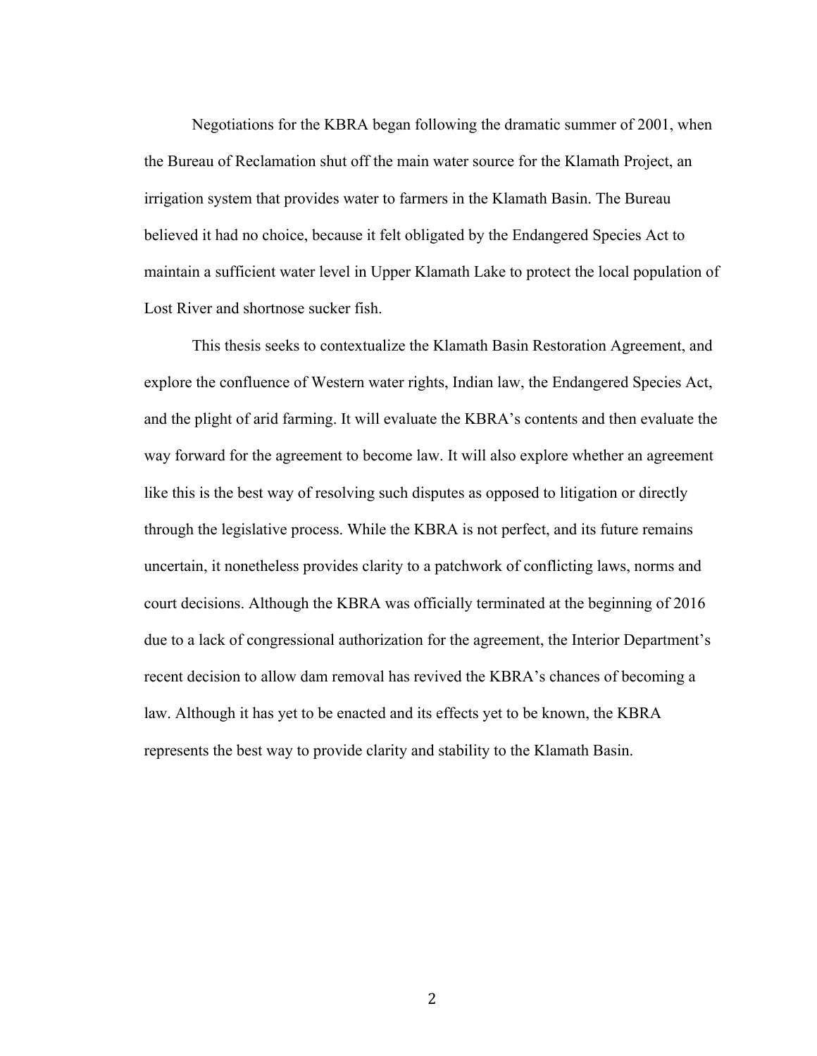Negotiations for the KBRA began following the dramatic summer of 2001, when the Bureau of Reclamation shut off the main water source for the Klamath Project, an irrigation system that provides water to farmers in the Klamath Basin. The Bureau believed it had no choice, because it felt obligated by the Endangered Species Act to maintain a sufficient water level in Upper Klamath Lake to protect the local population of Lost River and shortnose sucker fish.

This thesis seeks to contextualize the Klamath Basin Restoration Agreement, and explore the confluence of Western water rights, Indian law, the Endangered Species Act, and the plight of arid farming. It will evaluate the KBRA's contents and then evaluate the way forward for the agreement to become law. It will also explore whether an agreement like this is the best way of resolving such disputes as opposed to litigation or directly through the legislative process. While the KBRA is not perfect, and its future remains uncertain, it nonetheless provides clarity to a patchwork of conflicting laws, norms and court decisions. Although the KBRA was officially terminated at the beginning of 2016 due to a lack of congressional authorization for the agreement, the Interior Department's recent decision to allow dam removal has revived the KBRA's chances of becoming a law. Although it has yet to be enacted and its effects yet to be known, the KBRA represents the best way to provide clarity and stability to the Klamath Basin.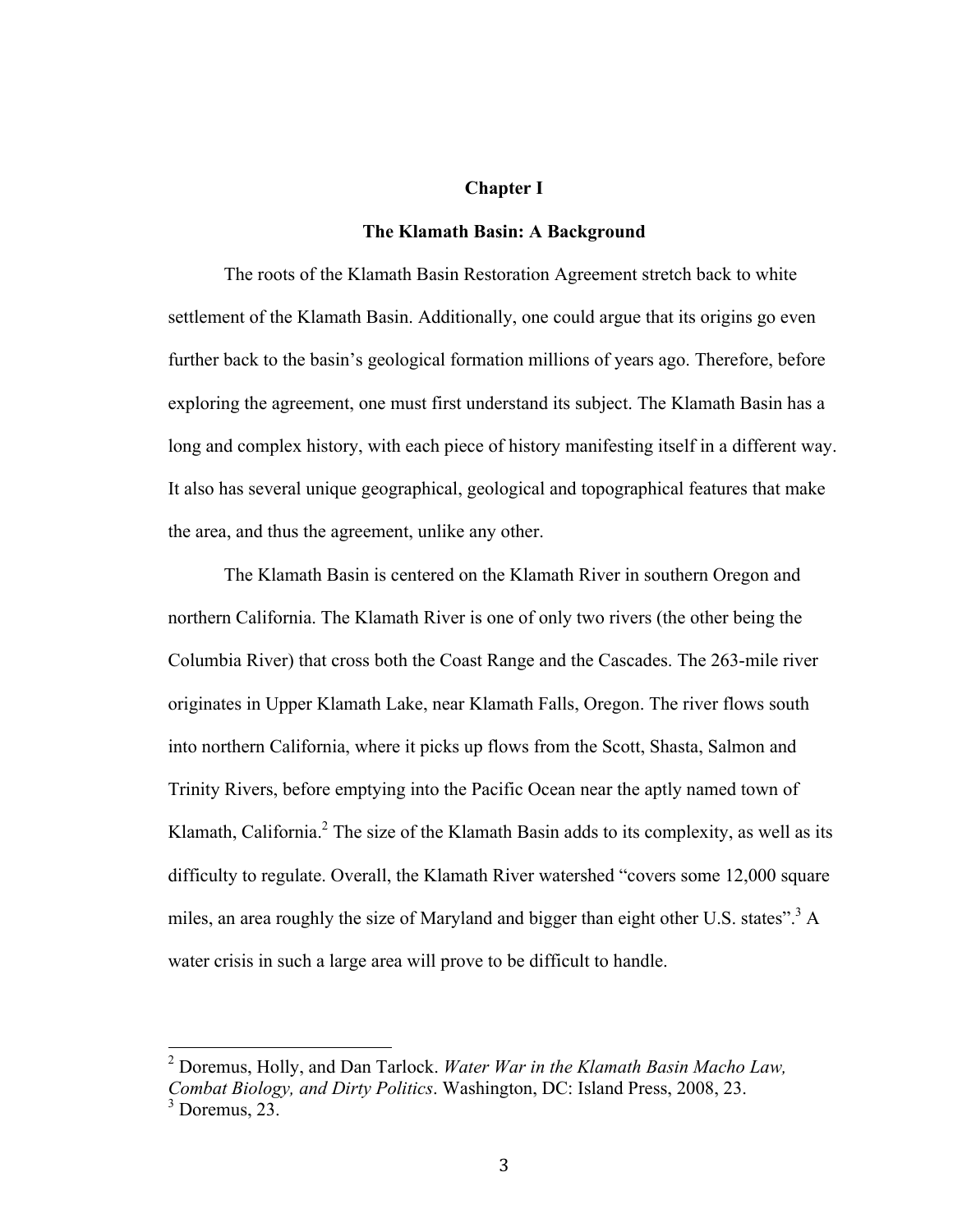# Chapter I

## The Klamath Basin: A Background

The roots of the Klamath Basin Restoration Agreement stretch back to white settlement of the Klamath Basin. Additionally, one could argue that its origins go even further back to the basin's geological formation millions of years ago. Therefore, before exploring the agreement, one must first understand its subject. The Klamath Basin has a long and complex history, with each piece of history manifesting itself in a different way. It also has several unique geographical, geological and topographical features that make the area, and thus the agreement, unlike any other.

The Klamath Basin is centered on the Klamath River in southern Oregon and northern California. The Klamath River is one of only two rivers (the other being the Columbia River) that cross both the Coast Range and the Cascades. The 263-mile river originates in Upper Klamath Lake, near Klamath Falls, Oregon. The river flows south into northern California, where it picks up flows from the Scott, Shasta, Salmon and Trinity Rivers, before emptying into the Pacific Ocean near the aptly named town of Klamath, California.[2] The size of the Klamath Basin adds to its complexity, as well as its difficulty to regulate. Overall, the Klamath River watershed "covers some 12,000 square miles, an area roughly the size of Maryland and bigger than eight other U.S. states".[3] A water crisis in such a large area will prove to be difficult to handle.

---

[2] Doremus, Holly, and Dan Tarlock. *Water War in the Klamath Basin Macho Law, Combat Biology, and Dirty Politics*. Washington, DC: Island Press, 2008, 23.
[3] Doremus, 23.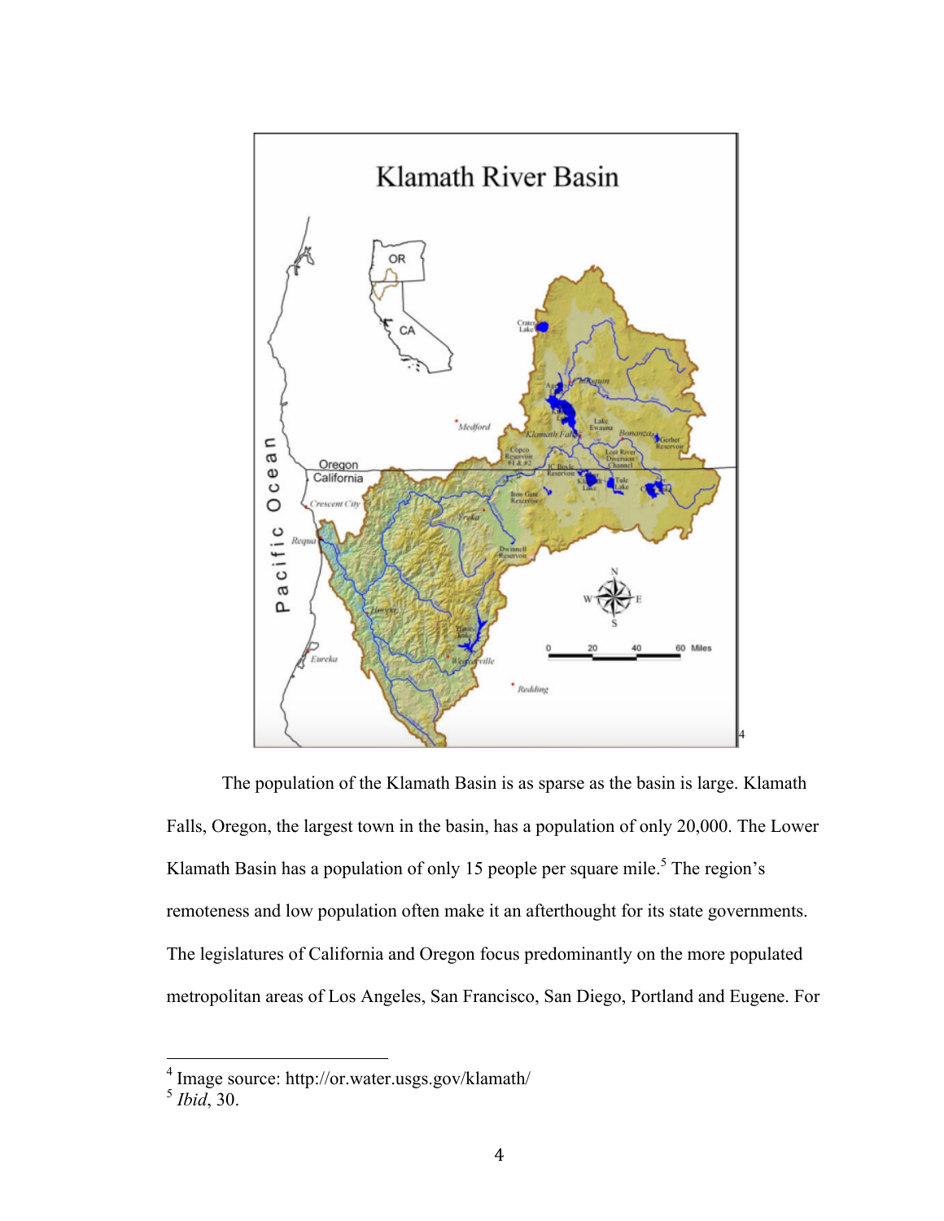The population of the Klamath Basin is as sparse as the basin is large. Klamath Falls, Oregon, the largest town in the basin, has a population of only 20,000. The Lower Klamath Basin has a population of only 15 people per square mile.[5] The region's remoteness and low population often make it an afterthought for its state governments. The legislatures of California and Oregon focus predominantly on the more populated metropolitan areas of Los Angeles, San Francisco, San Diego, Portland and Eugene. For

---

[4] Image source: http://or.water.usgs.gov/klamath/

[5] *Ibid*, 30.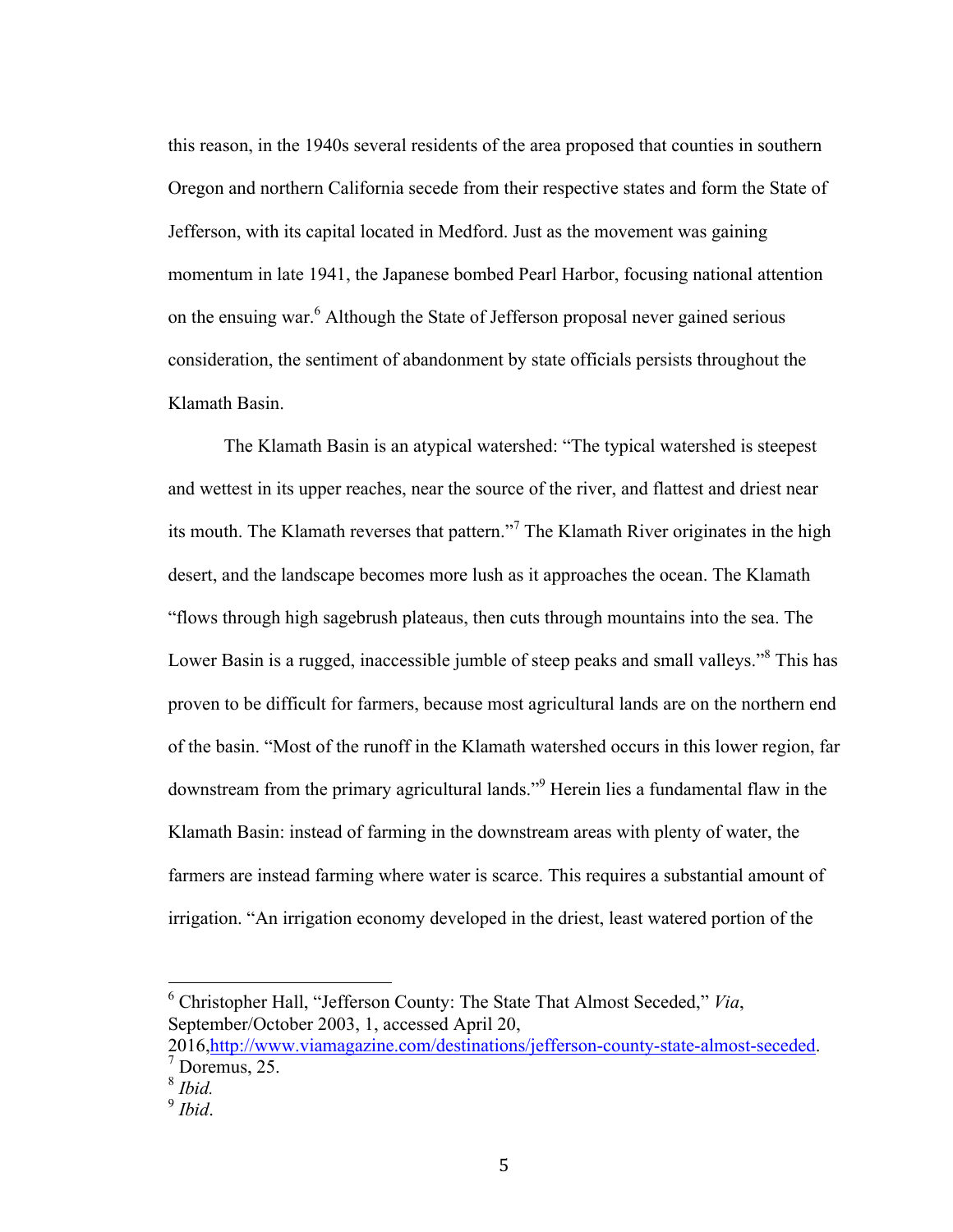this reason, in the 1940s several residents of the area proposed that counties in southern Oregon and northern California secede from their respective states and form the State of Jefferson, with its capital located in Medford. Just as the movement was gaining momentum in late 1941, the Japanese bombed Pearl Harbor, focusing national attention on the ensuing war.[6] Although the State of Jefferson proposal never gained serious consideration, the sentiment of abandonment by state officials persists throughout the Klamath Basin.

The Klamath Basin is an atypical watershed: "The typical watershed is steepest and wettest in its upper reaches, near the source of the river, and flattest and driest near its mouth. The Klamath reverses that pattern."[7] The Klamath River originates in the high desert, and the landscape becomes more lush as it approaches the ocean. The Klamath "flows through high sagebrush plateaus, then cuts through mountains into the sea. The Lower Basin is a rugged, inaccessible jumble of steep peaks and small valleys."[8] This has proven to be difficult for farmers, because most agricultural lands are on the northern end of the basin. "Most of the runoff in the Klamath watershed occurs in this lower region, far downstream from the primary agricultural lands."[9] Herein lies a fundamental flaw in the Klamath Basin: instead of farming in the downstream areas with plenty of water, the farmers are instead farming where water is scarce. This requires a substantial amount of irrigation. "An irrigation economy developed in the driest, least watered portion of the

---

[6] Christopher Hall, "Jefferson County: The State That Almost Seceded," *Via*, September/October 2003, 1, accessed April 20, 2016,[http://www.viamagazine.com/destinations/jefferson-county-state-almost-seceded](http://www.viamagazine.com/destinations/jefferson-county-state-almost-seceded).

[7] Doremus, 25.

[8] *Ibid.*

[9] *Ibid*.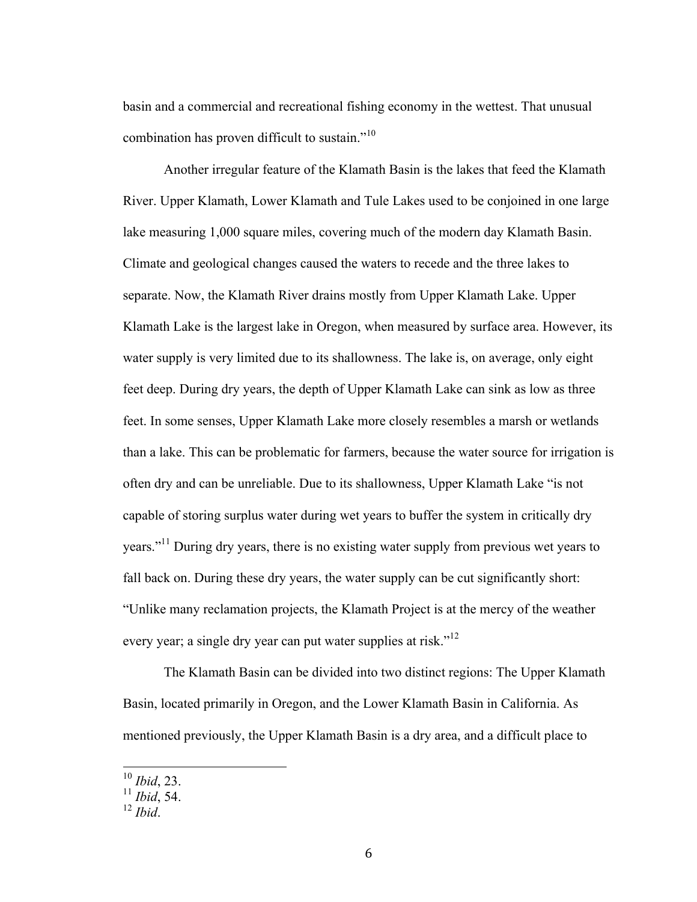basin and a commercial and recreational fishing economy in the wettest. That unusual combination has proven difficult to sustain."[10]

Another irregular feature of the Klamath Basin is the lakes that feed the Klamath River. Upper Klamath, Lower Klamath and Tule Lakes used to be conjoined in one large lake measuring 1,000 square miles, covering much of the modern day Klamath Basin. Climate and geological changes caused the waters to recede and the three lakes to separate. Now, the Klamath River drains mostly from Upper Klamath Lake. Upper Klamath Lake is the largest lake in Oregon, when measured by surface area. However, its water supply is very limited due to its shallowness. The lake is, on average, only eight feet deep. During dry years, the depth of Upper Klamath Lake can sink as low as three feet. In some senses, Upper Klamath Lake more closely resembles a marsh or wetlands than a lake. This can be problematic for farmers, because the water source for irrigation is often dry and can be unreliable. Due to its shallowness, Upper Klamath Lake "is not capable of storing surplus water during wet years to buffer the system in critically dry years."[11] During dry years, there is no existing water supply from previous wet years to fall back on. During these dry years, the water supply can be cut significantly short: "Unlike many reclamation projects, the Klamath Project is at the mercy of the weather every year; a single dry year can put water supplies at risk."[12]

The Klamath Basin can be divided into two distinct regions: The Upper Klamath Basin, located primarily in Oregon, and the Lower Klamath Basin in California. As mentioned previously, the Upper Klamath Basin is a dry area, and a difficult place to

---

[10] *Ibid*, 23.
[11] *Ibid*, 54.
[12] *Ibid*.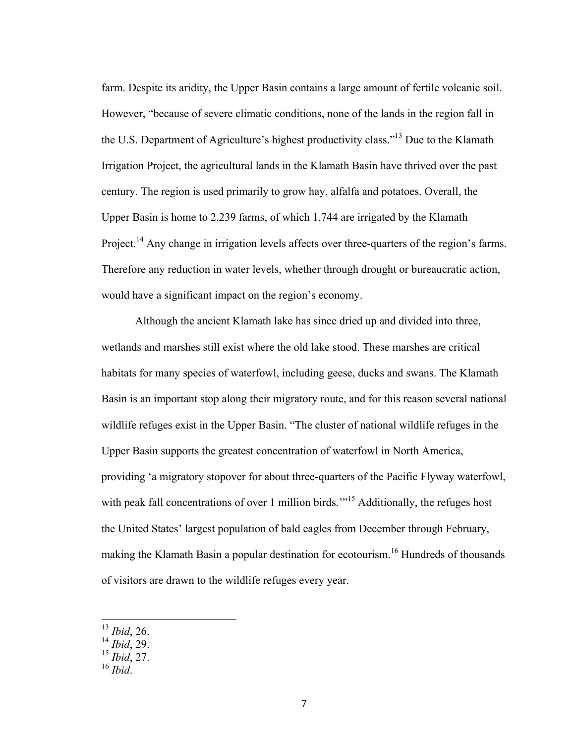farm. Despite its aridity, the Upper Basin contains a large amount of fertile volcanic soil. However, "because of severe climatic conditions, none of the lands in the region fall in the U.S. Department of Agriculture's highest productivity class."[13] Due to the Klamath Irrigation Project, the agricultural lands in the Klamath Basin have thrived over the past century. The region is used primarily to grow hay, alfalfa and potatoes. Overall, the Upper Basin is home to 2,239 farms, of which 1,744 are irrigated by the Klamath Project.[14] Any change in irrigation levels affects over three-quarters of the region's farms. Therefore any reduction in water levels, whether through drought or bureaucratic action, would have a significant impact on the region's economy.

Although the ancient Klamath lake has since dried up and divided into three, wetlands and marshes still exist where the old lake stood. These marshes are critical habitats for many species of waterfowl, including geese, ducks and swans. The Klamath Basin is an important stop along their migratory route, and for this reason several national wildlife refuges exist in the Upper Basin. "The cluster of national wildlife refuges in the Upper Basin supports the greatest concentration of waterfowl in North America, providing 'a migratory stopover for about three-quarters of the Pacific Flyway waterfowl, with peak fall concentrations of over 1 million birds.'"[15] Additionally, the refuges host the United States' largest population of bald eagles from December through February, making the Klamath Basin a popular destination for ecotourism.[16] Hundreds of thousands of visitors are drawn to the wildlife refuges every year.

---

[13] *Ibid*, 26.
[14] *Ibid*, 29.
[15] *Ibid*, 27.
[16] *Ibid*.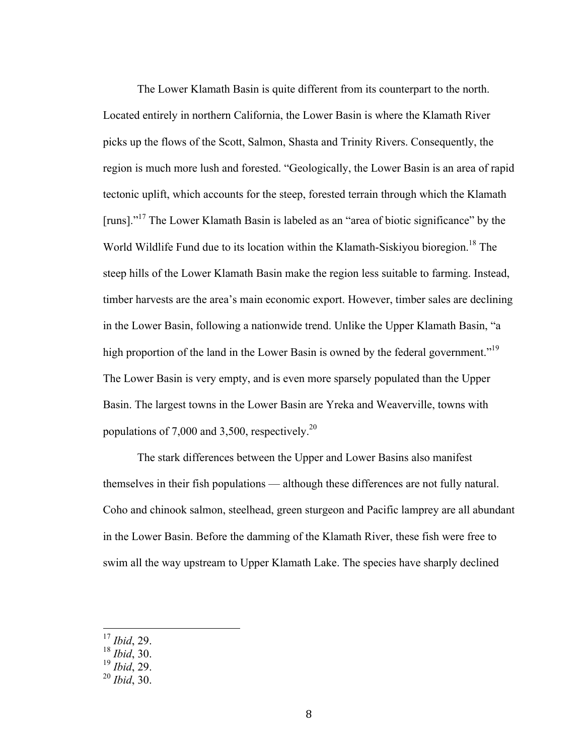The Lower Klamath Basin is quite different from its counterpart to the north. Located entirely in northern California, the Lower Basin is where the Klamath River picks up the flows of the Scott, Salmon, Shasta and Trinity Rivers. Consequently, the region is much more lush and forested. "Geologically, the Lower Basin is an area of rapid tectonic uplift, which accounts for the steep, forested terrain through which the Klamath [runs]."[17] The Lower Klamath Basin is labeled as an "area of biotic significance" by the World Wildlife Fund due to its location within the Klamath-Siskiyou bioregion.[18] The steep hills of the Lower Klamath Basin make the region less suitable to farming. Instead, timber harvests are the area's main economic export. However, timber sales are declining in the Lower Basin, following a nationwide trend. Unlike the Upper Klamath Basin, "a high proportion of the land in the Lower Basin is owned by the federal government."[19] The Lower Basin is very empty, and is even more sparsely populated than the Upper Basin. The largest towns in the Lower Basin are Yreka and Weaverville, towns with populations of 7,000 and 3,500, respectively.[20]

The stark differences between the Upper and Lower Basins also manifest themselves in their fish populations — although these differences are not fully natural. Coho and chinook salmon, steelhead, green sturgeon and Pacific lamprey are all abundant in the Lower Basin. Before the damming of the Klamath River, these fish were free to swim all the way upstream to Upper Klamath Lake. The species have sharply declined

---

[17] *Ibid*, 29.
[18] *Ibid*, 30.
[19] *Ibid*, 29.
[20] *Ibid*, 30.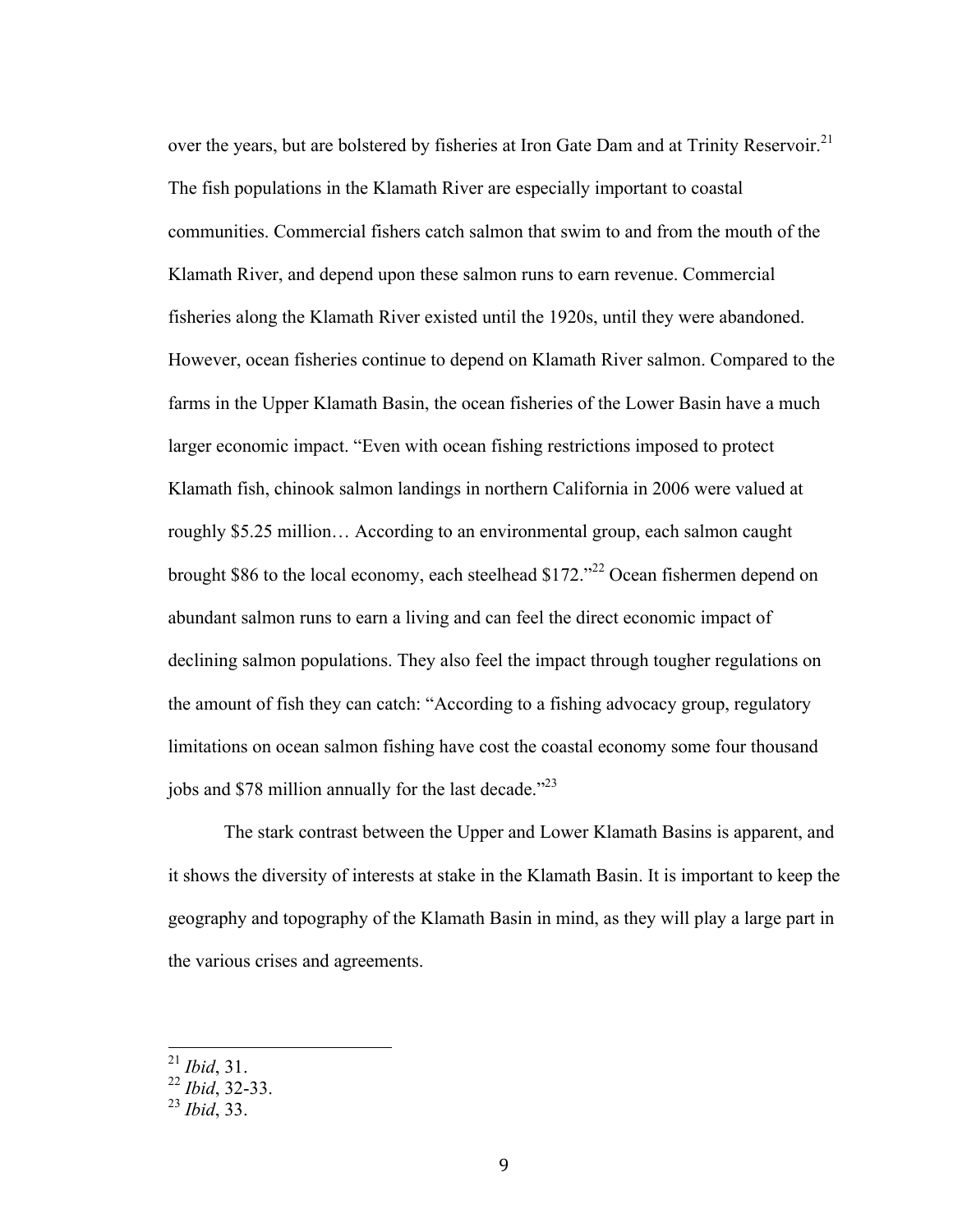over the years, but are bolstered by fisheries at Iron Gate Dam and at Trinity Reservoir.[21] The fish populations in the Klamath River are especially important to coastal communities. Commercial fishers catch salmon that swim to and from the mouth of the Klamath River, and depend upon these salmon runs to earn revenue. Commercial fisheries along the Klamath River existed until the 1920s, until they were abandoned. However, ocean fisheries continue to depend on Klamath River salmon. Compared to the farms in the Upper Klamath Basin, the ocean fisheries of the Lower Basin have a much larger economic impact. "Even with ocean fishing restrictions imposed to protect Klamath fish, chinook salmon landings in northern California in 2006 were valued at roughly $5.25 million… According to an environmental group, each salmon caught brought $86 to the local economy, each steelhead $172."[22] Ocean fishermen depend on abundant salmon runs to earn a living and can feel the direct economic impact of declining salmon populations. They also feel the impact through tougher regulations on the amount of fish they can catch: "According to a fishing advocacy group, regulatory limitations on ocean salmon fishing have cost the coastal economy some four thousand jobs and $78 million annually for the last decade."[23]

The stark contrast between the Upper and Lower Klamath Basins is apparent, and it shows the diversity of interests at stake in the Klamath Basin. It is important to keep the geography and topography of the Klamath Basin in mind, as they will play a large part in the various crises and agreements.

[21] *Ibid*, 31.
[22] *Ibid*, 32-33.
[23] *Ibid*, 33.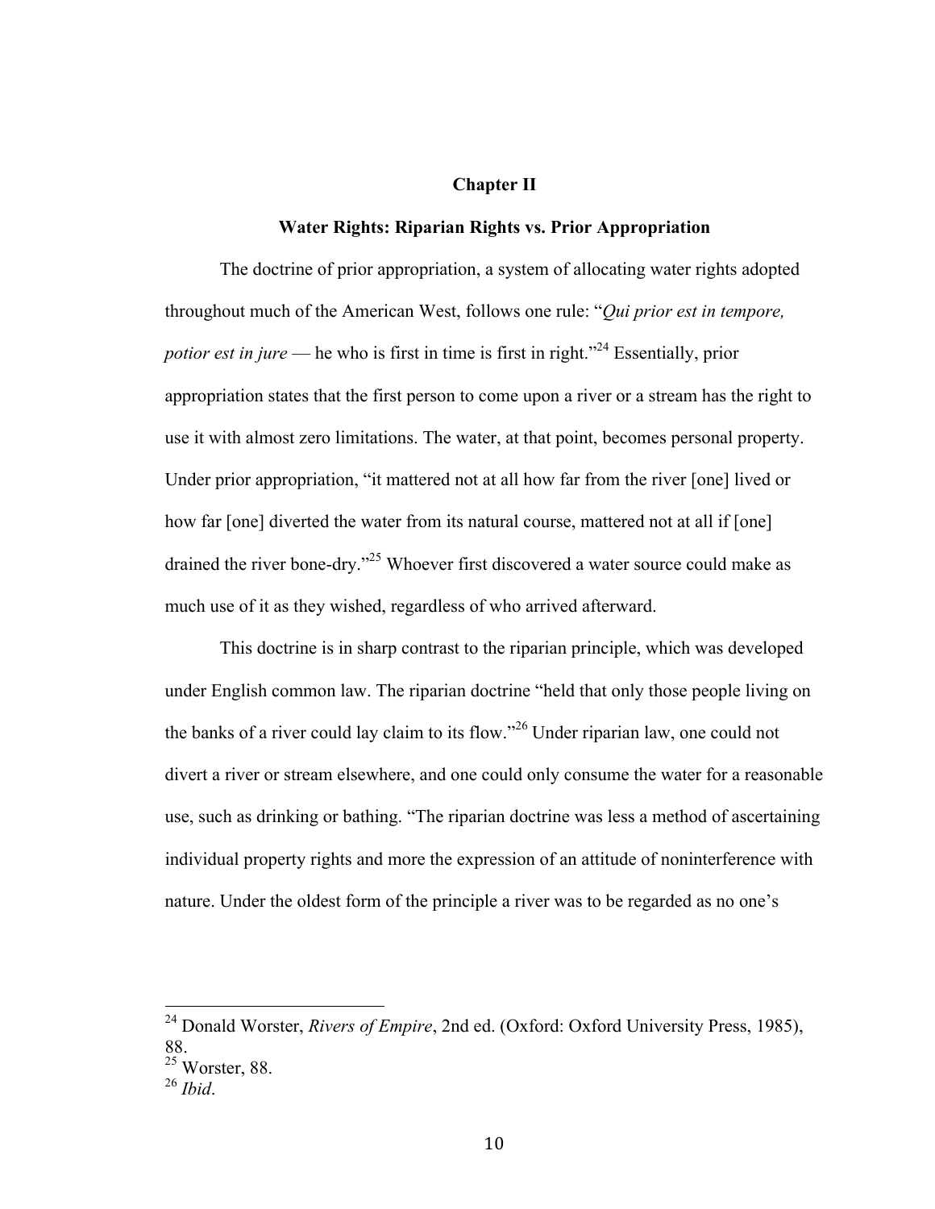## Chapter II

### Water Rights: Riparian Rights vs. Prior Appropriation

The doctrine of prior appropriation, a system of allocating water rights adopted throughout much of the American West, follows one rule: "*Qui prior est in tempore, potior est in jure* — he who is first in time is first in right."[24] Essentially, prior appropriation states that the first person to come upon a river or a stream has the right to use it with almost zero limitations. The water, at that point, becomes personal property. Under prior appropriation, "it mattered not at all how far from the river [one] lived or how far [one] diverted the water from its natural course, mattered not at all if [one] drained the river bone-dry."[25] Whoever first discovered a water source could make as much use of it as they wished, regardless of who arrived afterward.

This doctrine is in sharp contrast to the riparian principle, which was developed under English common law. The riparian doctrine "held that only those people living on the banks of a river could lay claim to its flow."[26] Under riparian law, one could not divert a river or stream elsewhere, and one could only consume the water for a reasonable use, such as drinking or bathing. "The riparian doctrine was less a method of ascertaining individual property rights and more the expression of an attitude of noninterference with nature. Under the oldest form of the principle a river was to be regarded as no one's

---

[24] Donald Worster, *Rivers of Empire*, 2nd ed. (Oxford: Oxford University Press, 1985), 88.

[25] Worster, 88.

[26] *Ibid*.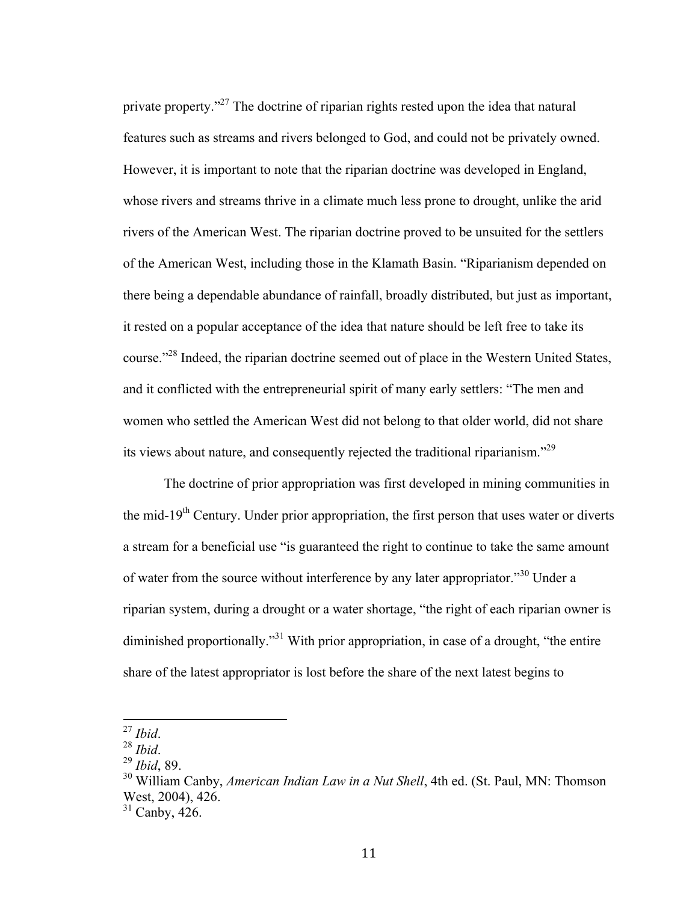private property."[27] The doctrine of riparian rights rested upon the idea that natural features such as streams and rivers belonged to God, and could not be privately owned. However, it is important to note that the riparian doctrine was developed in England, whose rivers and streams thrive in a climate much less prone to drought, unlike the arid rivers of the American West. The riparian doctrine proved to be unsuited for the settlers of the American West, including those in the Klamath Basin. "Riparianism depended on there being a dependable abundance of rainfall, broadly distributed, but just as important, it rested on a popular acceptance of the idea that nature should be left free to take its course."[28] Indeed, the riparian doctrine seemed out of place in the Western United States, and it conflicted with the entrepreneurial spirit of many early settlers: "The men and women who settled the American West did not belong to that older world, did not share its views about nature, and consequently rejected the traditional riparianism."[29]

The doctrine of prior appropriation was first developed in mining communities in the mid-19th Century. Under prior appropriation, the first person that uses water or diverts a stream for a beneficial use "is guaranteed the right to continue to take the same amount of water from the source without interference by any later appropriator."[30] Under a riparian system, during a drought or a water shortage, "the right of each riparian owner is diminished proportionally."[31] With prior appropriation, in case of a drought, "the entire share of the latest appropriator is lost before the share of the next latest begins to

---

[27] *Ibid*.
[28] *Ibid*.
[29] *Ibid*, 89.
[30] William Canby, *American Indian Law in a Nut Shell*, 4th ed. (St. Paul, MN: Thomson West, 2004), 426.
[31] Canby, 426.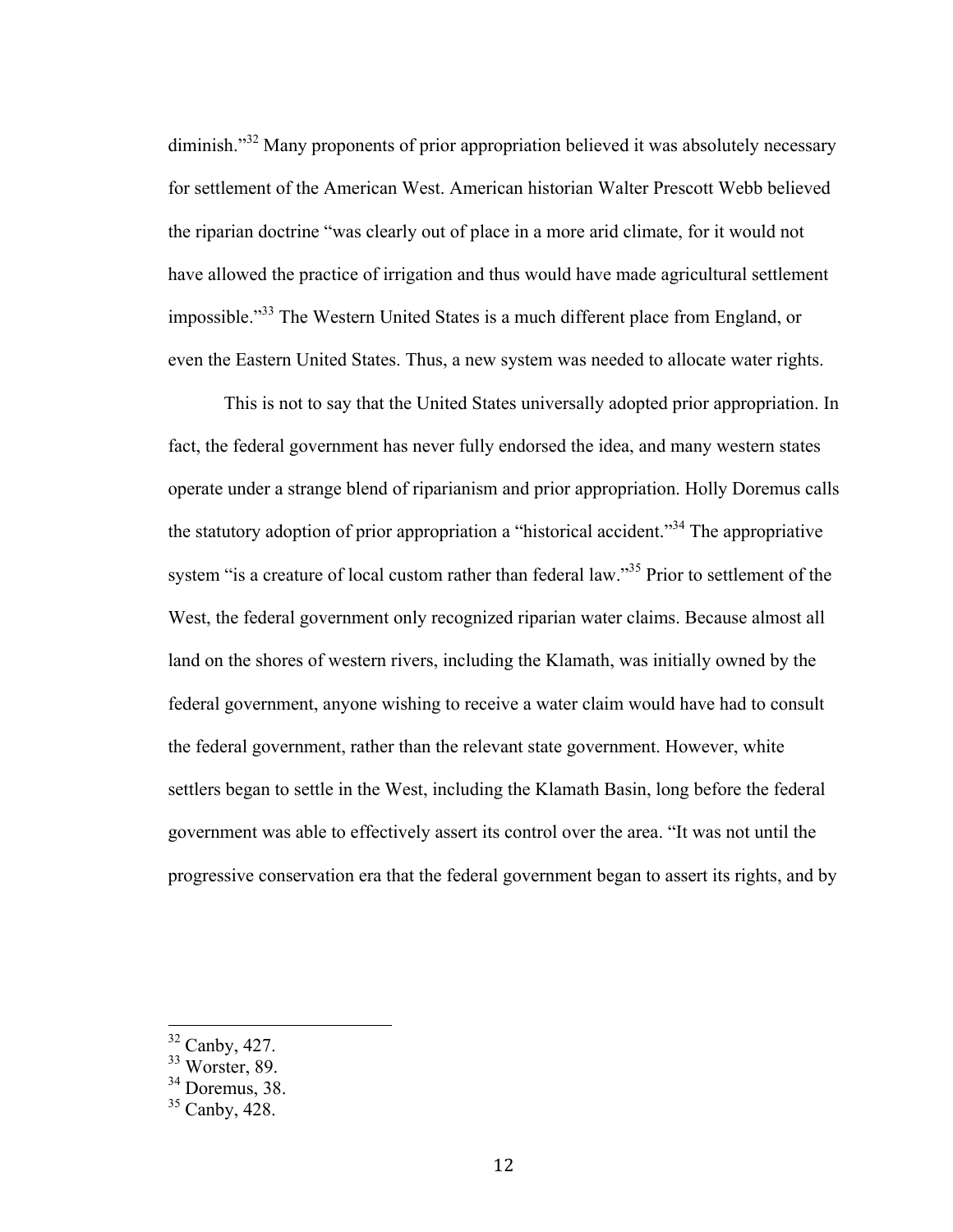diminish."[32] Many proponents of prior appropriation believed it was absolutely necessary for settlement of the American West. American historian Walter Prescott Webb believed the riparian doctrine "was clearly out of place in a more arid climate, for it would not have allowed the practice of irrigation and thus would have made agricultural settlement impossible."[33] The Western United States is a much different place from England, or even the Eastern United States. Thus, a new system was needed to allocate water rights.

This is not to say that the United States universally adopted prior appropriation. In fact, the federal government has never fully endorsed the idea, and many western states operate under a strange blend of riparianism and prior appropriation. Holly Doremus calls the statutory adoption of prior appropriation a "historical accident."[34] The appropriative system "is a creature of local custom rather than federal law."[35] Prior to settlement of the West, the federal government only recognized riparian water claims. Because almost all land on the shores of western rivers, including the Klamath, was initially owned by the federal government, anyone wishing to receive a water claim would have had to consult the federal government, rather than the relevant state government. However, white settlers began to settle in the West, including the Klamath Basin, long before the federal government was able to effectively assert its control over the area. "It was not until the progressive conservation era that the federal government began to assert its rights, and by

---

[32] Canby, 427.
[33] Worster, 89.
[34] Doremus, 38.
[35] Canby, 428.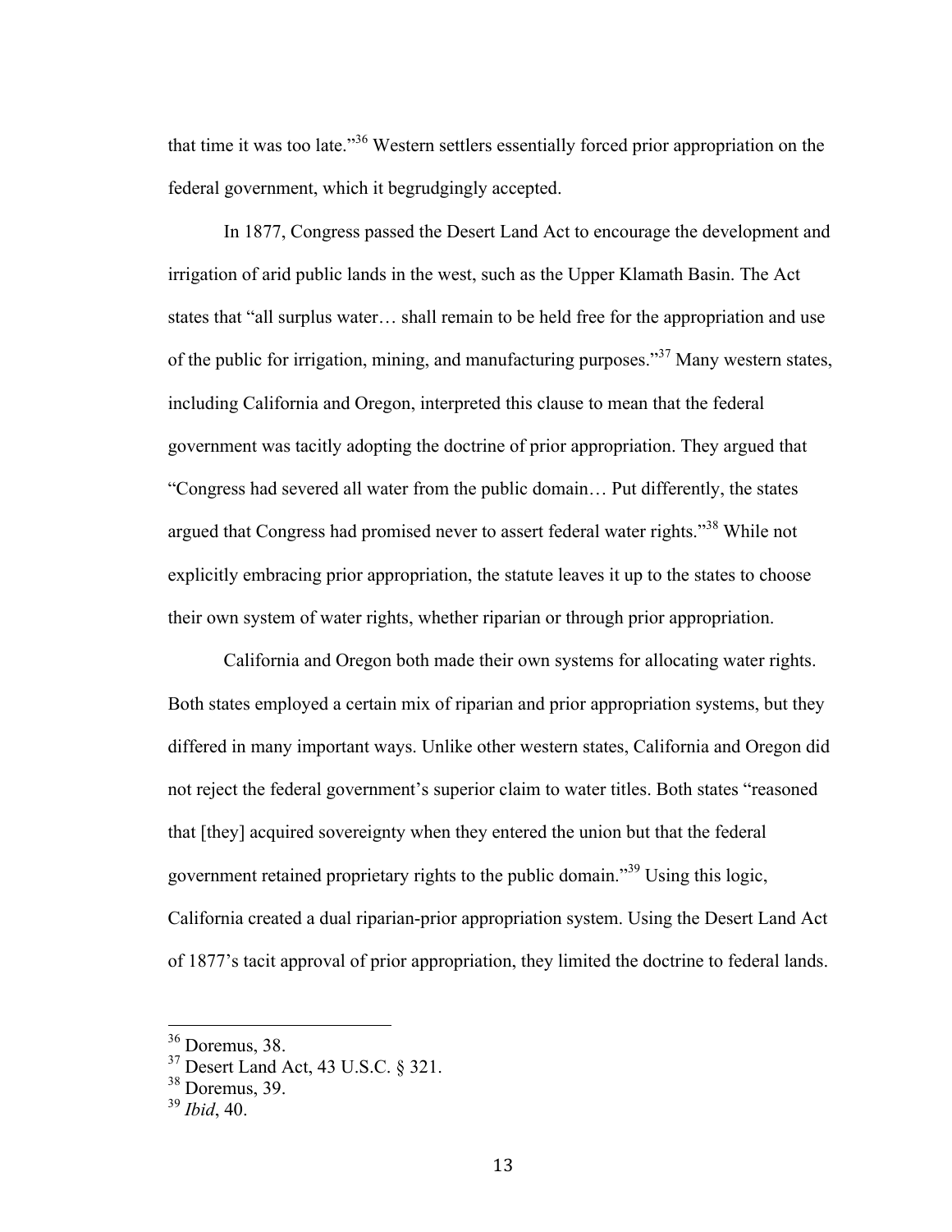that time it was too late."[36] Western settlers essentially forced prior appropriation on the federal government, which it begrudgingly accepted.

In 1877, Congress passed the Desert Land Act to encourage the development and irrigation of arid public lands in the west, such as the Upper Klamath Basin. The Act states that "all surplus water… shall remain to be held free for the appropriation and use of the public for irrigation, mining, and manufacturing purposes."[37] Many western states, including California and Oregon, interpreted this clause to mean that the federal government was tacitly adopting the doctrine of prior appropriation. They argued that "Congress had severed all water from the public domain… Put differently, the states argued that Congress had promised never to assert federal water rights."[38] While not explicitly embracing prior appropriation, the statute leaves it up to the states to choose their own system of water rights, whether riparian or through prior appropriation.

California and Oregon both made their own systems for allocating water rights. Both states employed a certain mix of riparian and prior appropriation systems, but they differed in many important ways. Unlike other western states, California and Oregon did not reject the federal government's superior claim to water titles. Both states "reasoned that [they] acquired sovereignty when they entered the union but that the federal government retained proprietary rights to the public domain."[39] Using this logic, California created a dual riparian-prior appropriation system. Using the Desert Land Act of 1877's tacit approval of prior appropriation, they limited the doctrine to federal lands.

---

[36] Doremus, 38.
[37] Desert Land Act, 43 U.S.C. § 321.
[38] Doremus, 39.
[39] *Ibid*, 40.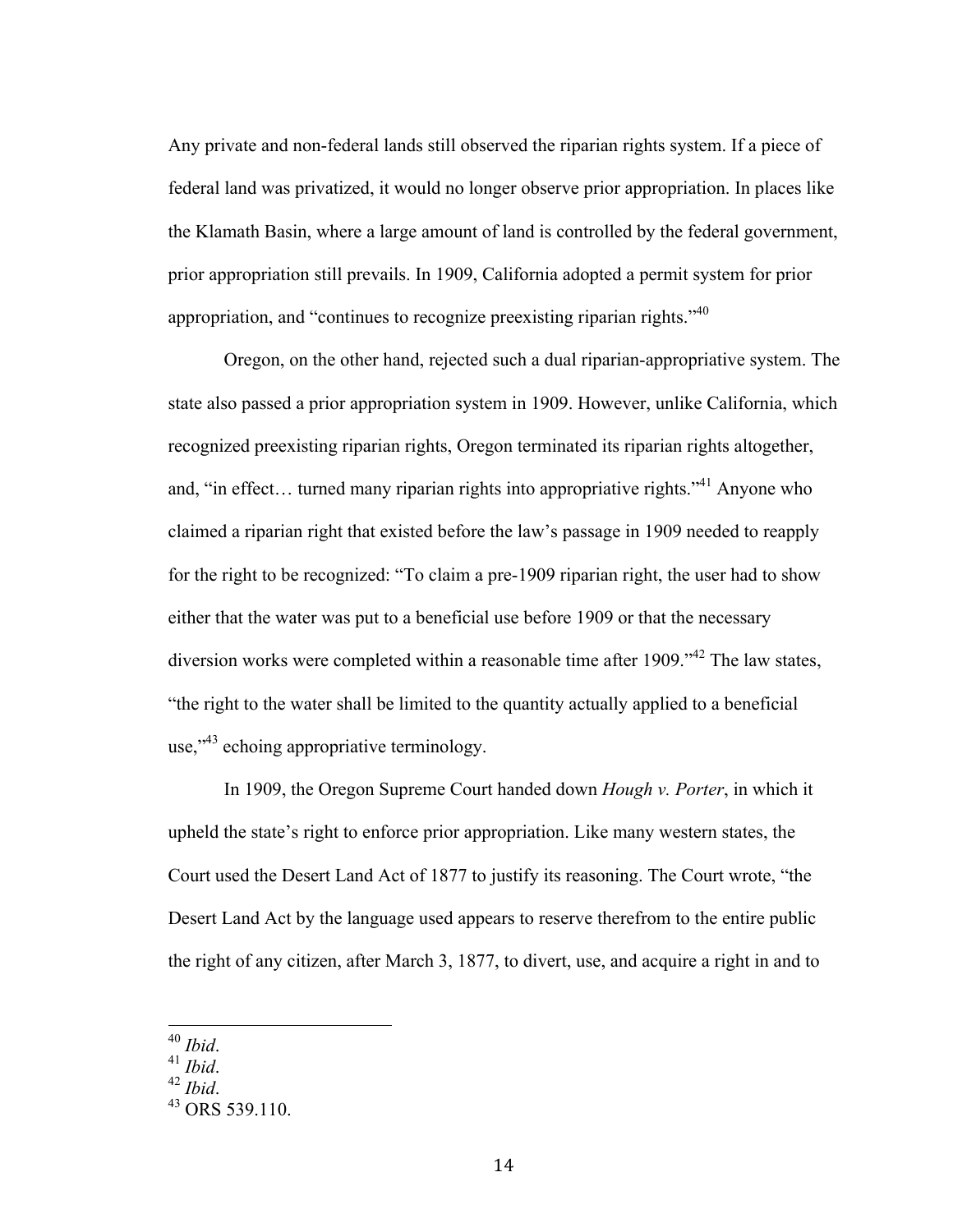Any private and non-federal lands still observed the riparian rights system. If a piece of federal land was privatized, it would no longer observe prior appropriation. In places like the Klamath Basin, where a large amount of land is controlled by the federal government, prior appropriation still prevails. In 1909, California adopted a permit system for prior appropriation, and "continues to recognize preexisting riparian rights."[40]

Oregon, on the other hand, rejected such a dual riparian-appropriative system. The state also passed a prior appropriation system in 1909. However, unlike California, which recognized preexisting riparian rights, Oregon terminated its riparian rights altogether, and, "in effect… turned many riparian rights into appropriative rights."[41] Anyone who claimed a riparian right that existed before the law's passage in 1909 needed to reapply for the right to be recognized: "To claim a pre-1909 riparian right, the user had to show either that the water was put to a beneficial use before 1909 or that the necessary diversion works were completed within a reasonable time after 1909."[42] The law states, "the right to the water shall be limited to the quantity actually applied to a beneficial use,"[43] echoing appropriative terminology.

In 1909, the Oregon Supreme Court handed down *Hough v. Porter*, in which it upheld the state's right to enforce prior appropriation. Like many western states, the Court used the Desert Land Act of 1877 to justify its reasoning. The Court wrote, "the Desert Land Act by the language used appears to reserve therefrom to the entire public the right of any citizen, after March 3, 1877, to divert, use, and acquire a right in and to

---

[40] *Ibid*.
[41] *Ibid*.
[42] *Ibid*.
[43] ORS 539.110.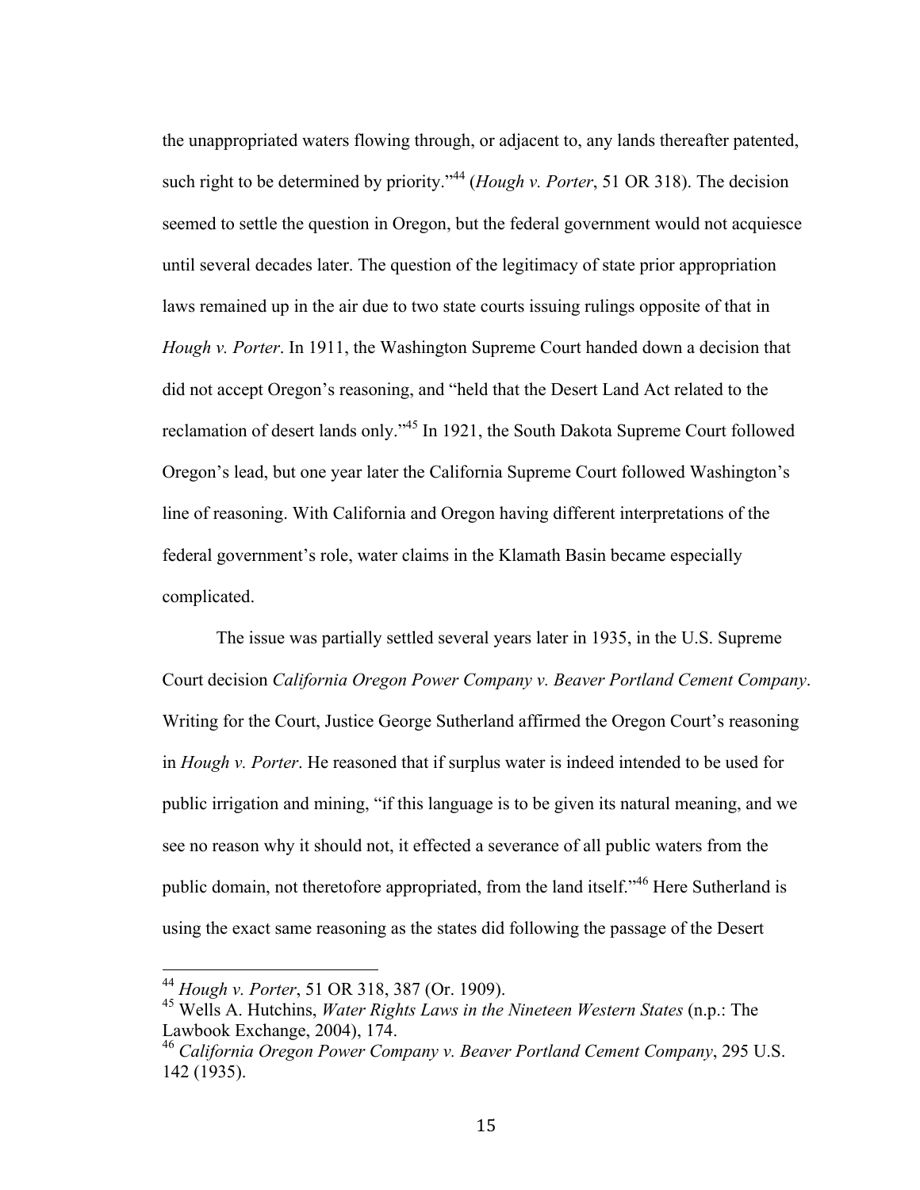the unappropriated waters flowing through, or adjacent to, any lands thereafter patented, such right to be determined by priority."[44] (*Hough v. Porter*, 51 OR 318). The decision seemed to settle the question in Oregon, but the federal government would not acquiesce until several decades later. The question of the legitimacy of state prior appropriation laws remained up in the air due to two state courts issuing rulings opposite of that in *Hough v. Porter*. In 1911, the Washington Supreme Court handed down a decision that did not accept Oregon's reasoning, and "held that the Desert Land Act related to the reclamation of desert lands only."[45] In 1921, the South Dakota Supreme Court followed Oregon's lead, but one year later the California Supreme Court followed Washington's line of reasoning. With California and Oregon having different interpretations of the federal government's role, water claims in the Klamath Basin became especially complicated.

The issue was partially settled several years later in 1935, in the U.S. Supreme Court decision *California Oregon Power Company v. Beaver Portland Cement Company*. Writing for the Court, Justice George Sutherland affirmed the Oregon Court's reasoning in *Hough v. Porter*. He reasoned that if surplus water is indeed intended to be used for public irrigation and mining, "if this language is to be given its natural meaning, and we see no reason why it should not, it effected a severance of all public waters from the public domain, not theretofore appropriated, from the land itself."[46] Here Sutherland is using the exact same reasoning as the states did following the passage of the Desert

---

[44] *Hough v. Porter*, 51 OR 318, 387 (Or. 1909).

[45] Wells A. Hutchins, *Water Rights Laws in the Nineteen Western States* (n.p.: The Lawbook Exchange, 2004), 174.

[46] *California Oregon Power Company v. Beaver Portland Cement Company*, 295 U.S. 142 (1935).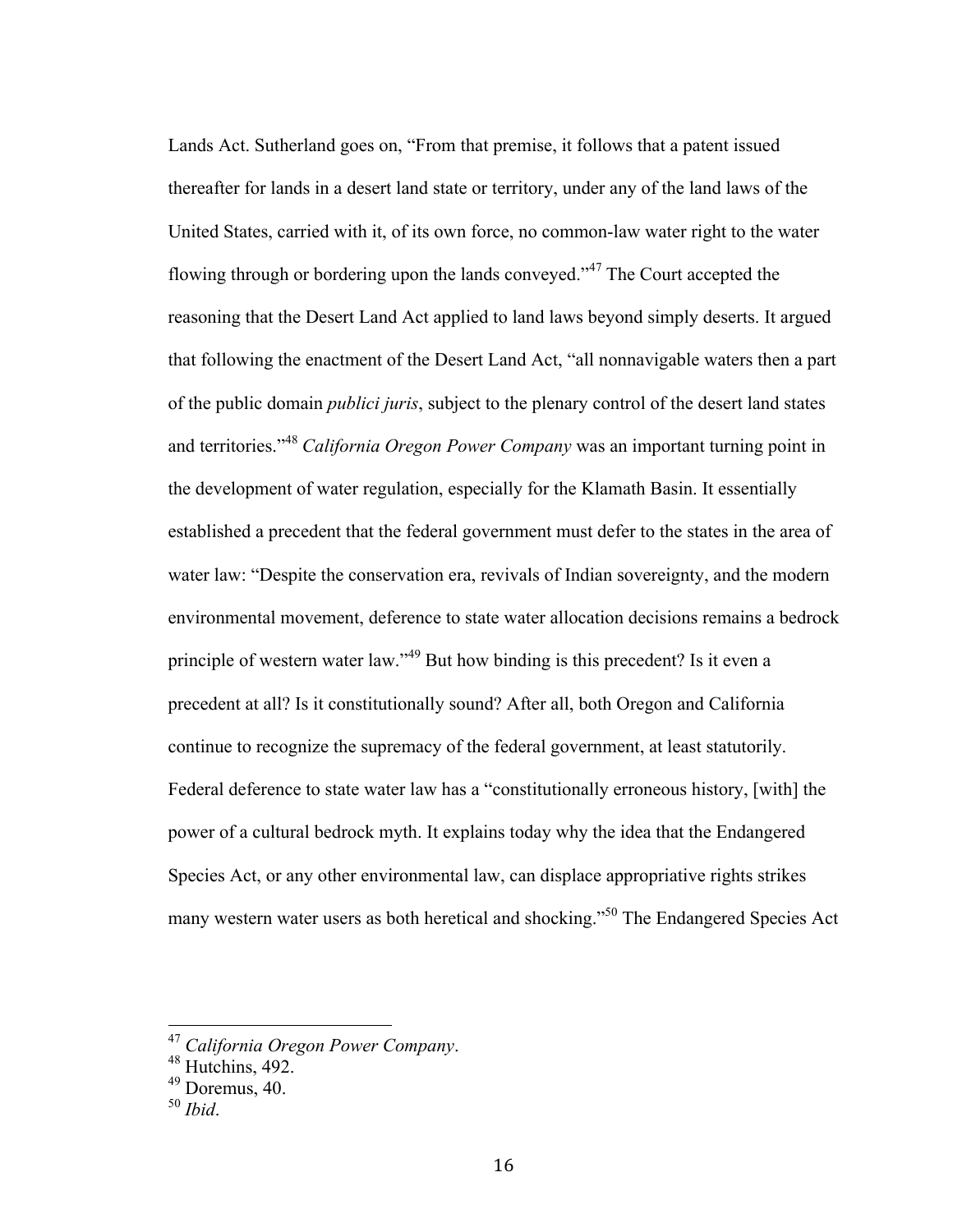Lands Act. Sutherland goes on, "From that premise, it follows that a patent issued thereafter for lands in a desert land state or territory, under any of the land laws of the United States, carried with it, of its own force, no common-law water right to the water flowing through or bordering upon the lands conveyed."[47] The Court accepted the reasoning that the Desert Land Act applied to land laws beyond simply deserts. It argued that following the enactment of the Desert Land Act, "all nonnavigable waters then a part of the public domain *publici juris*, subject to the plenary control of the desert land states and territories."[48] *California Oregon Power Company* was an important turning point in the development of water regulation, especially for the Klamath Basin. It essentially established a precedent that the federal government must defer to the states in the area of water law: "Despite the conservation era, revivals of Indian sovereignty, and the modern environmental movement, deference to state water allocation decisions remains a bedrock principle of western water law."[49] But how binding is this precedent? Is it even a precedent at all? Is it constitutionally sound? After all, both Oregon and California continue to recognize the supremacy of the federal government, at least statutorily. Federal deference to state water law has a "constitutionally erroneous history, [with] the power of a cultural bedrock myth. It explains today why the idea that the Endangered Species Act, or any other environmental law, can displace appropriative rights strikes many western water users as both heretical and shocking."[50] The Endangered Species Act

---

[47] *California Oregon Power Company*.

[48] Hutchins, 492.

[49] Doremus, 40.

[50] *Ibid*.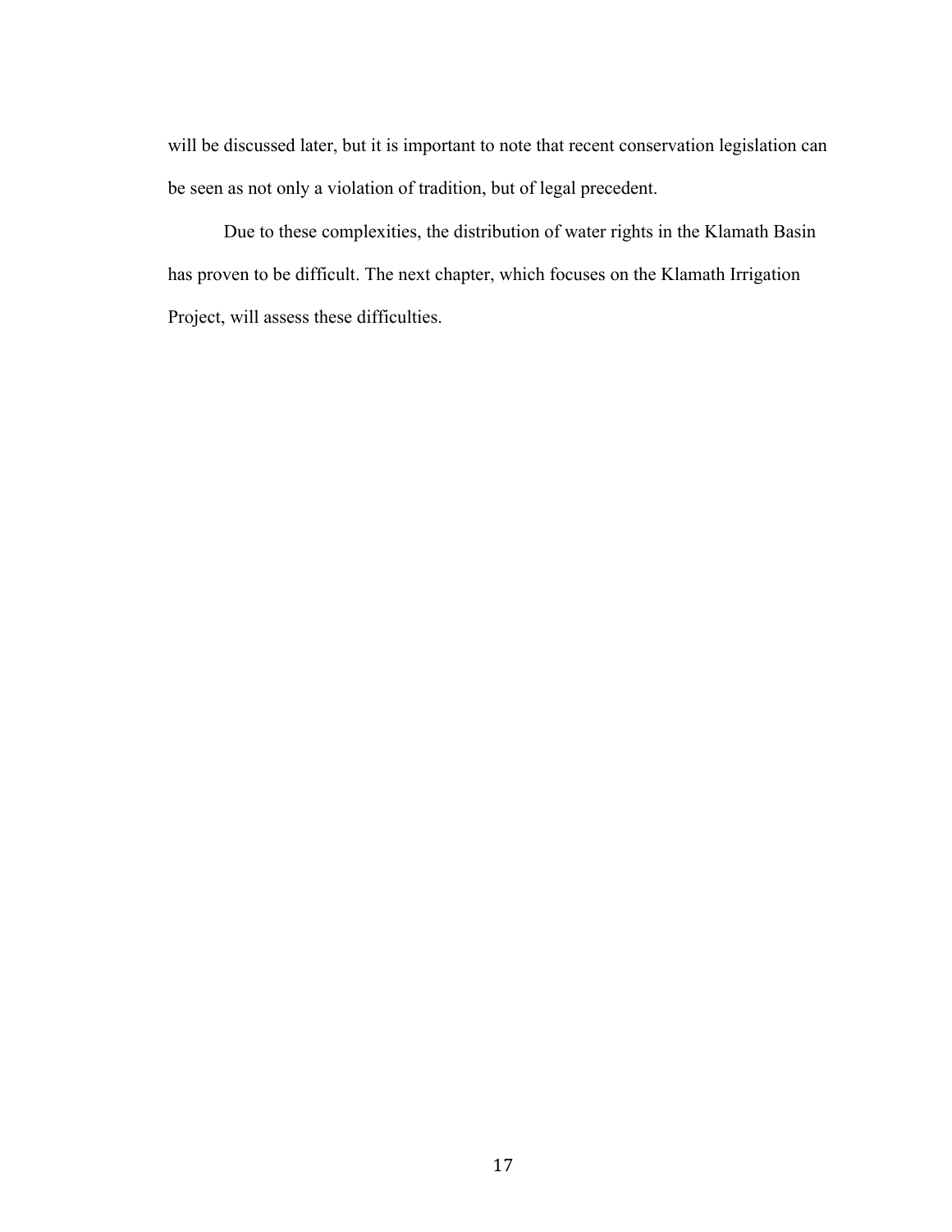will be discussed later, but it is important to note that recent conservation legislation can be seen as not only a violation of tradition, but of legal precedent.

Due to these complexities, the distribution of water rights in the Klamath Basin has proven to be difficult. The next chapter, which focuses on the Klamath Irrigation Project, will assess these difficulties.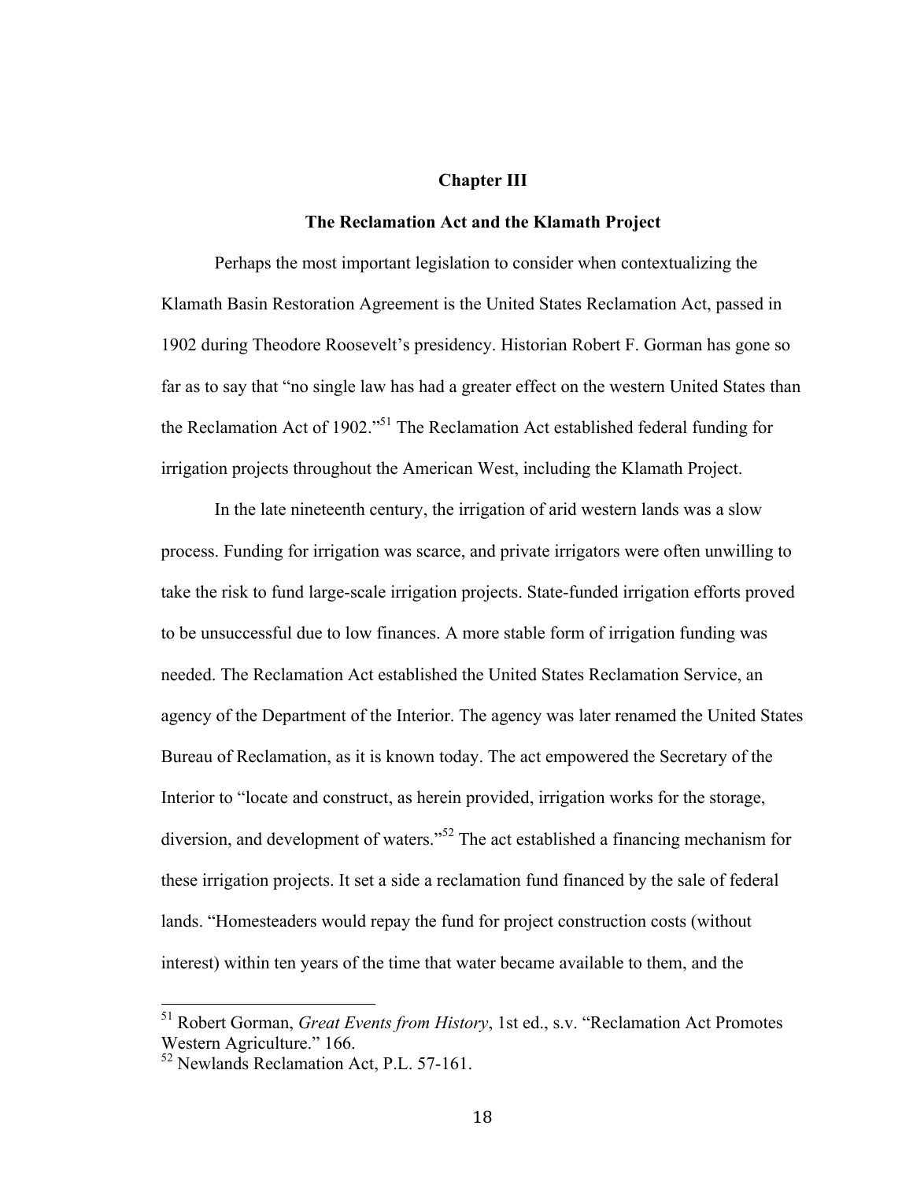# Chapter III

## The Reclamation Act and the Klamath Project

Perhaps the most important legislation to consider when contextualizing the Klamath Basin Restoration Agreement is the United States Reclamation Act, passed in 1902 during Theodore Roosevelt's presidency. Historian Robert F. Gorman has gone so far as to say that "no single law has had a greater effect on the western United States than the Reclamation Act of 1902."[51] The Reclamation Act established federal funding for irrigation projects throughout the American West, including the Klamath Project.

In the late nineteenth century, the irrigation of arid western lands was a slow process. Funding for irrigation was scarce, and private irrigators were often unwilling to take the risk to fund large-scale irrigation projects. State-funded irrigation efforts proved to be unsuccessful due to low finances. A more stable form of irrigation funding was needed. The Reclamation Act established the United States Reclamation Service, an agency of the Department of the Interior. The agency was later renamed the United States Bureau of Reclamation, as it is known today. The act empowered the Secretary of the Interior to "locate and construct, as herein provided, irrigation works for the storage, diversion, and development of waters."[52] The act established a financing mechanism for these irrigation projects. It set a side a reclamation fund financed by the sale of federal lands. "Homesteaders would repay the fund for project construction costs (without interest) within ten years of the time that water became available to them, and the

---

[51] Robert Gorman, *Great Events from History*, 1st ed., s.v. "Reclamation Act Promotes Western Agriculture." 166.

[52] Newlands Reclamation Act, P.L. 57-161.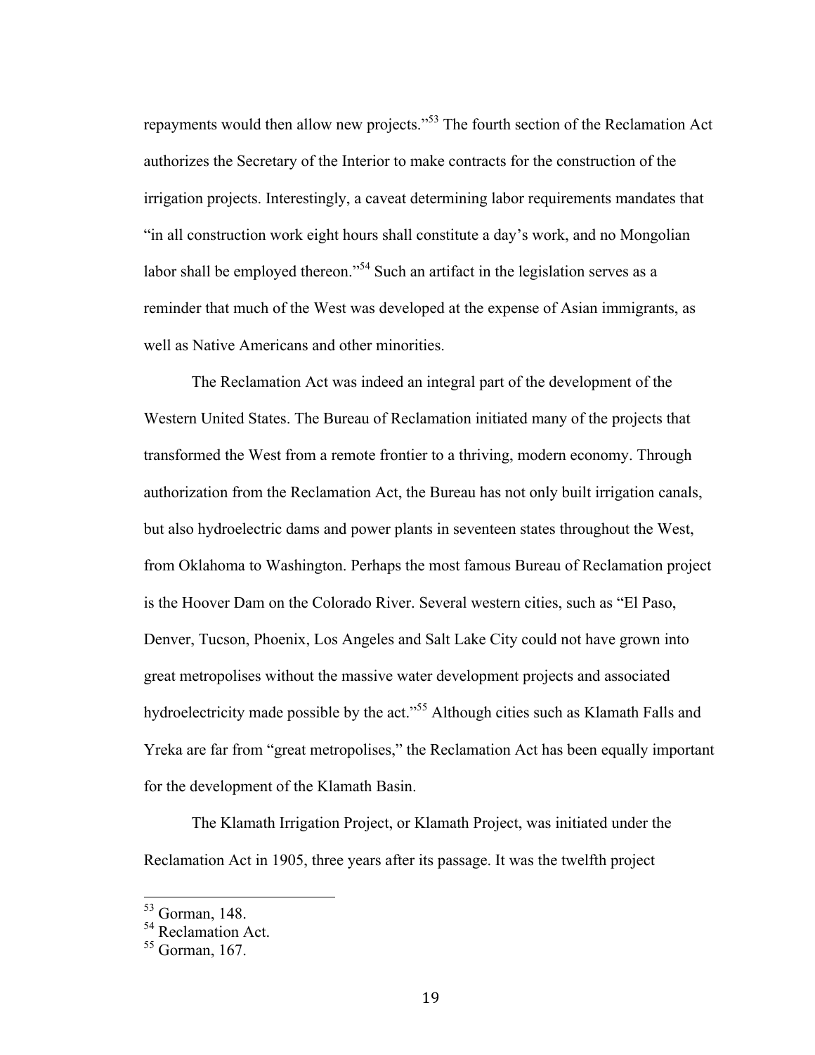repayments would then allow new projects."[53] The fourth section of the Reclamation Act authorizes the Secretary of the Interior to make contracts for the construction of the irrigation projects. Interestingly, a caveat determining labor requirements mandates that "in all construction work eight hours shall constitute a day's work, and no Mongolian labor shall be employed thereon."[54] Such an artifact in the legislation serves as a reminder that much of the West was developed at the expense of Asian immigrants, as well as Native Americans and other minorities.

The Reclamation Act was indeed an integral part of the development of the Western United States. The Bureau of Reclamation initiated many of the projects that transformed the West from a remote frontier to a thriving, modern economy. Through authorization from the Reclamation Act, the Bureau has not only built irrigation canals, but also hydroelectric dams and power plants in seventeen states throughout the West, from Oklahoma to Washington. Perhaps the most famous Bureau of Reclamation project is the Hoover Dam on the Colorado River. Several western cities, such as "El Paso, Denver, Tucson, Phoenix, Los Angeles and Salt Lake City could not have grown into great metropolises without the massive water development projects and associated hydroelectricity made possible by the act."[55] Although cities such as Klamath Falls and Yreka are far from "great metropolises," the Reclamation Act has been equally important for the development of the Klamath Basin.

The Klamath Irrigation Project, or Klamath Project, was initiated under the Reclamation Act in 1905, three years after its passage. It was the twelfth project

---

[53] Gorman, 148.

[54] Reclamation Act.

[55] Gorman, 167.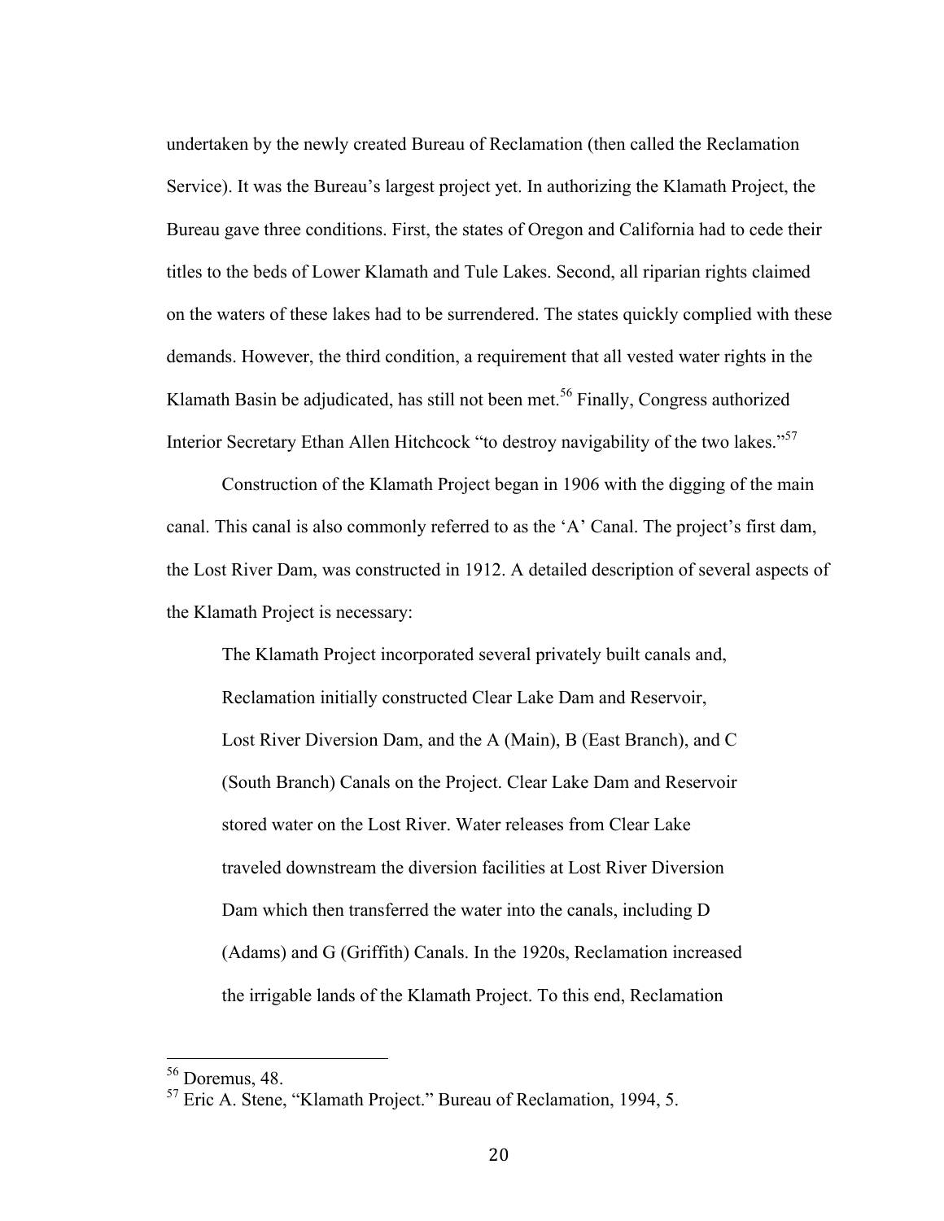undertaken by the newly created Bureau of Reclamation (then called the Reclamation Service). It was the Bureau's largest project yet. In authorizing the Klamath Project, the Bureau gave three conditions. First, the states of Oregon and California had to cede their titles to the beds of Lower Klamath and Tule Lakes. Second, all riparian rights claimed on the waters of these lakes had to be surrendered. The states quickly complied with these demands. However, the third condition, a requirement that all vested water rights in the Klamath Basin be adjudicated, has still not been met.[56] Finally, Congress authorized Interior Secretary Ethan Allen Hitchcock "to destroy navigability of the two lakes."[57]

Construction of the Klamath Project began in 1906 with the digging of the main canal. This canal is also commonly referred to as the 'A' Canal. The project's first dam, the Lost River Dam, was constructed in 1912. A detailed description of several aspects of the Klamath Project is necessary:

> The Klamath Project incorporated several privately built canals and, Reclamation initially constructed Clear Lake Dam and Reservoir, Lost River Diversion Dam, and the A (Main), B (East Branch), and C (South Branch) Canals on the Project. Clear Lake Dam and Reservoir stored water on the Lost River. Water releases from Clear Lake traveled downstream the diversion facilities at Lost River Diversion Dam which then transferred the water into the canals, including D (Adams) and G (Griffith) Canals. In the 1920s, Reclamation increased the irrigable lands of the Klamath Project. To this end, Reclamation

---

[56] Doremus, 48.

[57] Eric A. Stene, "Klamath Project." Bureau of Reclamation, 1994, 5.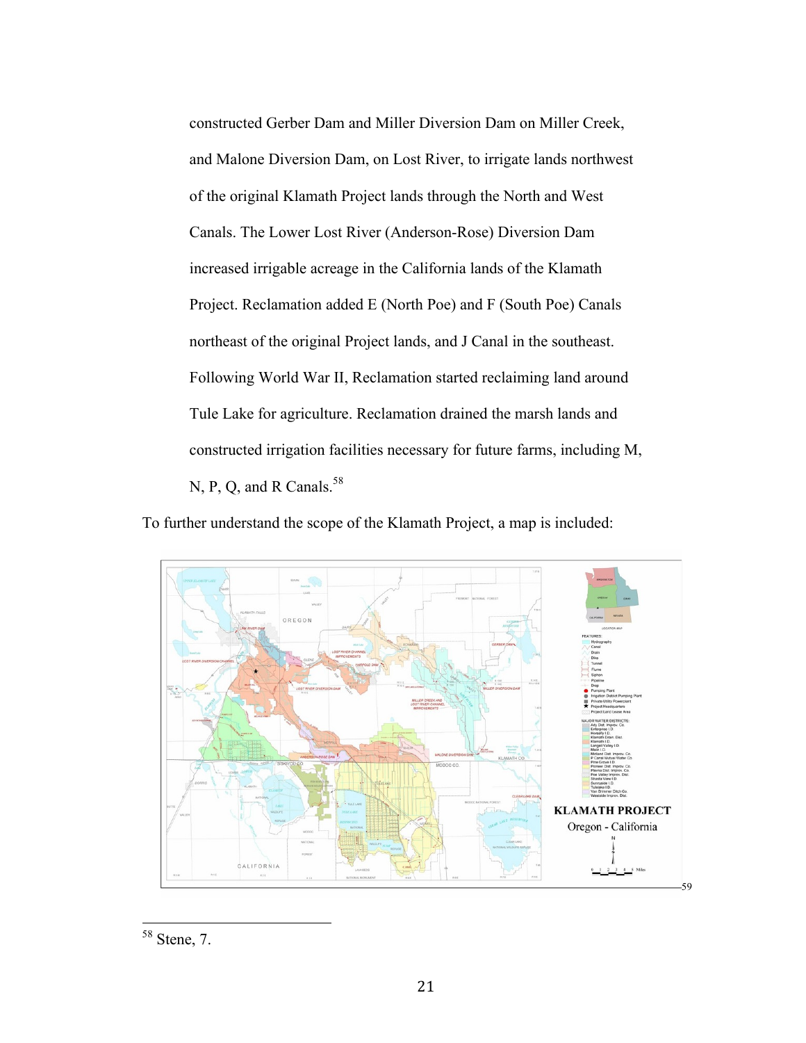constructed Gerber Dam and Miller Diversion Dam on Miller Creek, and Malone Diversion Dam, on Lost River, to irrigate lands northwest of the original Klamath Project lands through the North and West Canals. The Lower Lost River (Anderson-Rose) Diversion Dam increased irrigable acreage in the California lands of the Klamath Project. Reclamation added E (North Poe) and F (South Poe) Canals northeast of the original Project lands, and J Canal in the southeast. Following World War II, Reclamation started reclaiming land around Tule Lake for agriculture. Reclamation drained the marsh lands and constructed irrigation facilities necessary for future farms, including M, N, P, Q, and R Canals.[58]

To further understand the scope of the Klamath Project, a map is included:

[59]

[58] Stene, 7.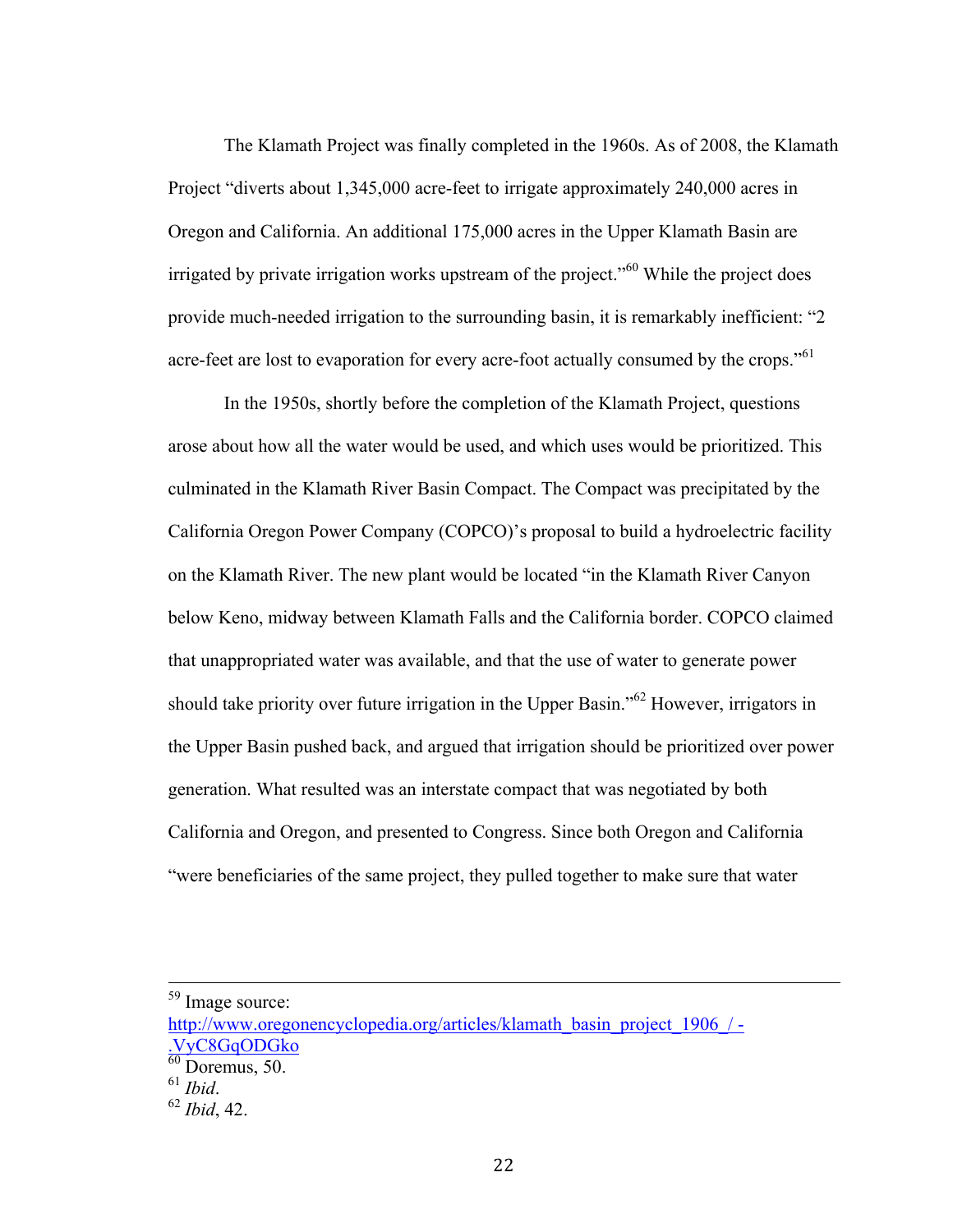The Klamath Project was finally completed in the 1960s. As of 2008, the Klamath Project "diverts about 1,345,000 acre-feet to irrigate approximately 240,000 acres in Oregon and California. An additional 175,000 acres in the Upper Klamath Basin are irrigated by private irrigation works upstream of the project."[60] While the project does provide much-needed irrigation to the surrounding basin, it is remarkably inefficient: "2 acre-feet are lost to evaporation for every acre-foot actually consumed by the crops."[61]

In the 1950s, shortly before the completion of the Klamath Project, questions arose about how all the water would be used, and which uses would be prioritized. This culminated in the Klamath River Basin Compact. The Compact was precipitated by the California Oregon Power Company (COPCO)'s proposal to build a hydroelectric facility on the Klamath River. The new plant would be located "in the Klamath River Canyon below Keno, midway between Klamath Falls and the California border. COPCO claimed that unappropriated water was available, and that the use of water to generate power should take priority over future irrigation in the Upper Basin."[62] However, irrigators in the Upper Basin pushed back, and argued that irrigation should be prioritized over power generation. What resulted was an interstate compact that was negotiated by both California and Oregon, and presented to Congress. Since both Oregon and California "were beneficiaries of the same project, they pulled together to make sure that water

---

[59] Image source: http://www.oregonencyclopedia.org/articles/klamath_basin_project_1906_/ -.VyC8GqODGko

[60] Doremus, 50.

[61] *Ibid*.

[62] *Ibid*, 42.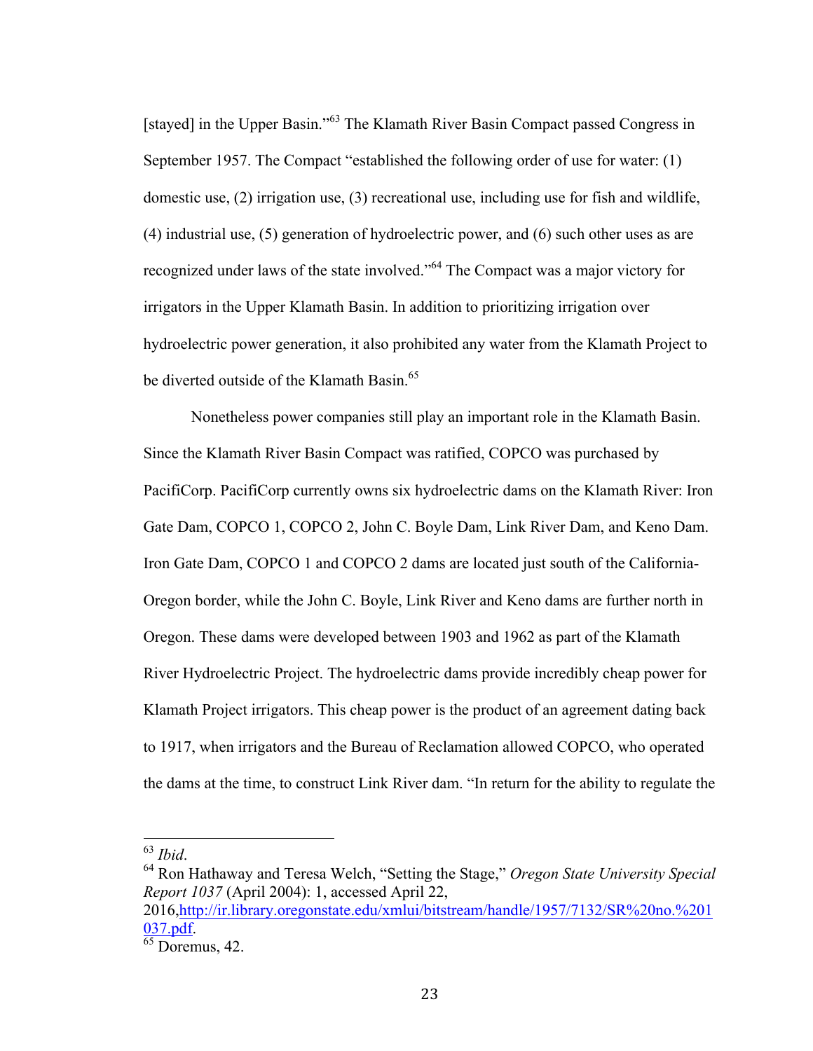[stayed] in the Upper Basin."[63] The Klamath River Basin Compact passed Congress in September 1957. The Compact "established the following order of use for water: (1) domestic use, (2) irrigation use, (3) recreational use, including use for fish and wildlife, (4) industrial use, (5) generation of hydroelectric power, and (6) such other uses as are recognized under laws of the state involved."[64] The Compact was a major victory for irrigators in the Upper Klamath Basin. In addition to prioritizing irrigation over hydroelectric power generation, it also prohibited any water from the Klamath Project to be diverted outside of the Klamath Basin.[65]

Nonetheless power companies still play an important role in the Klamath Basin. Since the Klamath River Basin Compact was ratified, COPCO was purchased by PacifiCorp. PacifiCorp currently owns six hydroelectric dams on the Klamath River: Iron Gate Dam, COPCO 1, COPCO 2, John C. Boyle Dam, Link River Dam, and Keno Dam. Iron Gate Dam, COPCO 1 and COPCO 2 dams are located just south of the California-Oregon border, while the John C. Boyle, Link River and Keno dams are further north in Oregon. These dams were developed between 1903 and 1962 as part of the Klamath River Hydroelectric Project. The hydroelectric dams provide incredibly cheap power for Klamath Project irrigators. This cheap power is the product of an agreement dating back to 1917, when irrigators and the Bureau of Reclamation allowed COPCO, who operated the dams at the time, to construct Link River dam. "In return for the ability to regulate the

---

[63] *Ibid*.

[64] Ron Hathaway and Teresa Welch, "Setting the Stage," *Oregon State University Special Report 1037* (April 2004): 1, accessed April 22, 2016,http://ir.library.oregonstate.edu/xmlui/bitstream/handle/1957/7132/SR%20no.%201037.pdf.

[65] Doremus, 42.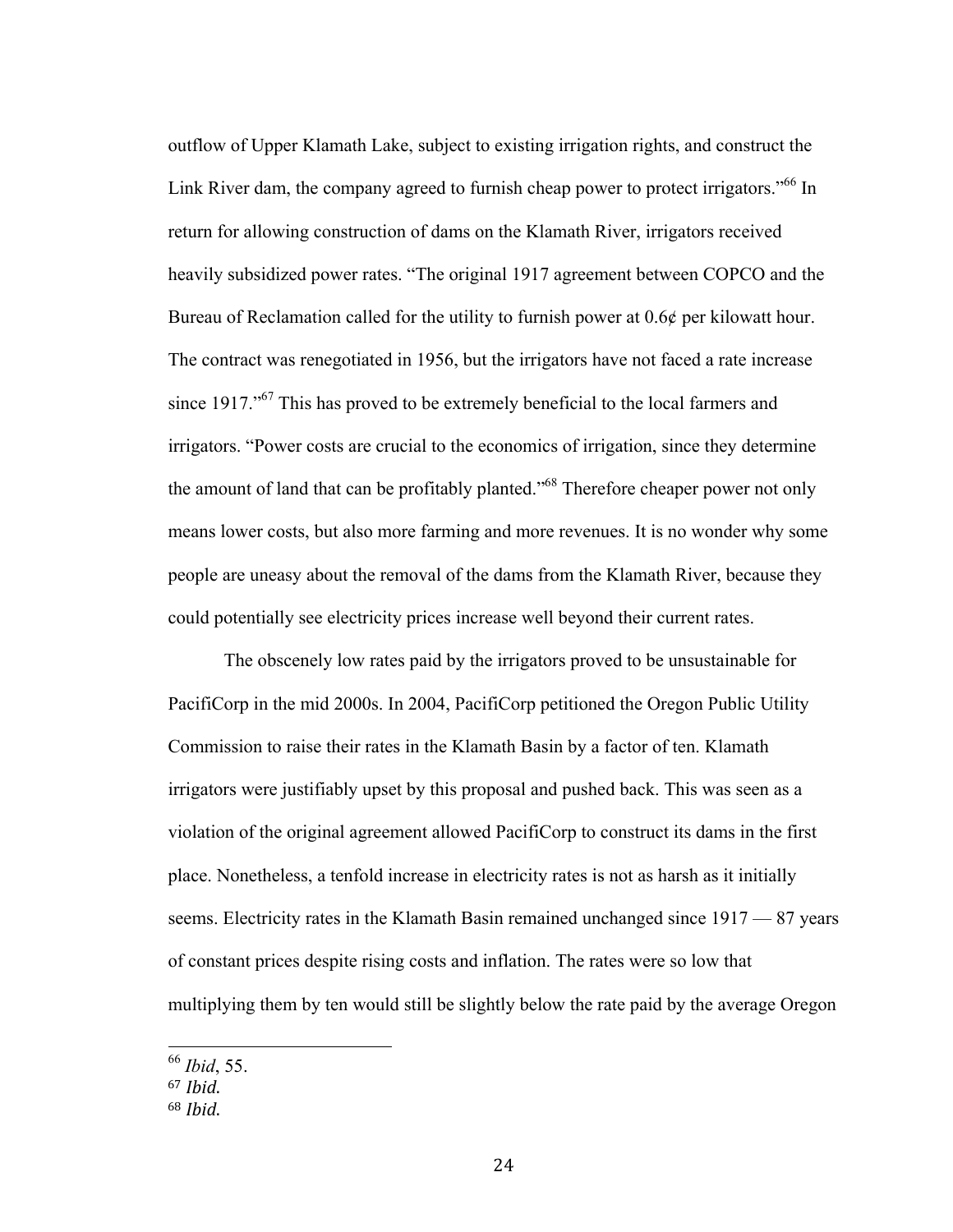outflow of Upper Klamath Lake, subject to existing irrigation rights, and construct the Link River dam, the company agreed to furnish cheap power to protect irrigators."[66] In return for allowing construction of dams on the Klamath River, irrigators received heavily subsidized power rates. "The original 1917 agreement between COPCO and the Bureau of Reclamation called for the utility to furnish power at 0.6¢ per kilowatt hour. The contract was renegotiated in 1956, but the irrigators have not faced a rate increase since 1917."[67] This has proved to be extremely beneficial to the local farmers and irrigators. "Power costs are crucial to the economics of irrigation, since they determine the amount of land that can be profitably planted."[68] Therefore cheaper power not only means lower costs, but also more farming and more revenues. It is no wonder why some people are uneasy about the removal of the dams from the Klamath River, because they could potentially see electricity prices increase well beyond their current rates.

The obscenely low rates paid by the irrigators proved to be unsustainable for PacifiCorp in the mid 2000s. In 2004, PacifiCorp petitioned the Oregon Public Utility Commission to raise their rates in the Klamath Basin by a factor of ten. Klamath irrigators were justifiably upset by this proposal and pushed back. This was seen as a violation of the original agreement allowed PacifiCorp to construct its dams in the first place. Nonetheless, a tenfold increase in electricity rates is not as harsh as it initially seems. Electricity rates in the Klamath Basin remained unchanged since 1917 — 87 years of constant prices despite rising costs and inflation. The rates were so low that multiplying them by ten would still be slightly below the rate paid by the average Oregon

[66] *Ibid*, 55.
[67] *Ibid.*
[68] *Ibid.*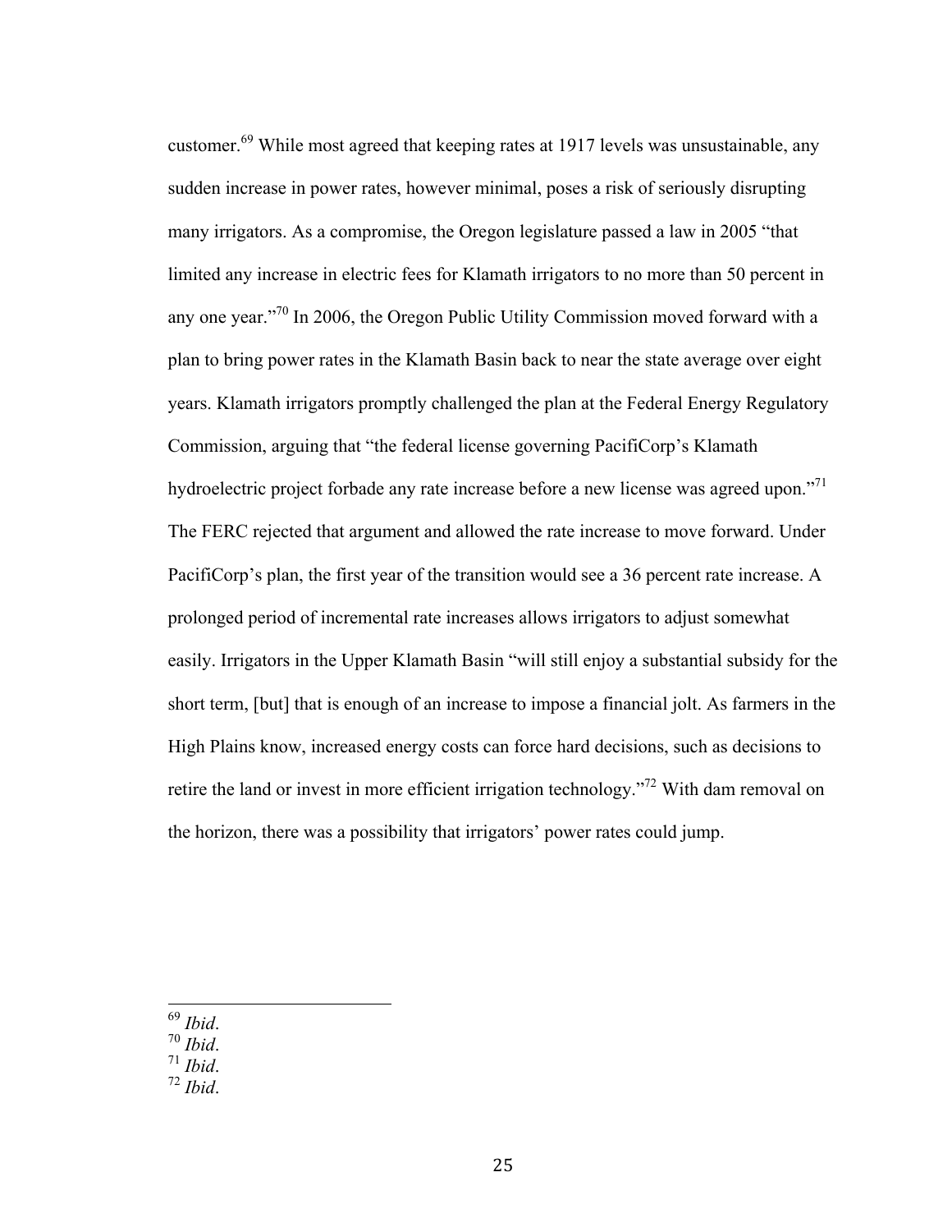customer.[69] While most agreed that keeping rates at 1917 levels was unsustainable, any sudden increase in power rates, however minimal, poses a risk of seriously disrupting many irrigators. As a compromise, the Oregon legislature passed a law in 2005 "that limited any increase in electric fees for Klamath irrigators to no more than 50 percent in any one year."[70] In 2006, the Oregon Public Utility Commission moved forward with a plan to bring power rates in the Klamath Basin back to near the state average over eight years. Klamath irrigators promptly challenged the plan at the Federal Energy Regulatory Commission, arguing that "the federal license governing PacifiCorp's Klamath hydroelectric project forbade any rate increase before a new license was agreed upon."[71] The FERC rejected that argument and allowed the rate increase to move forward. Under PacifiCorp's plan, the first year of the transition would see a 36 percent rate increase. A prolonged period of incremental rate increases allows irrigators to adjust somewhat easily. Irrigators in the Upper Klamath Basin "will still enjoy a substantial subsidy for the short term, [but] that is enough of an increase to impose a financial jolt. As farmers in the High Plains know, increased energy costs can force hard decisions, such as decisions to retire the land or invest in more efficient irrigation technology."[72] With dam removal on the horizon, there was a possibility that irrigators' power rates could jump.

[69] *Ibid*.
[70] *Ibid*.
[71] *Ibid*.
[72] *Ibid*.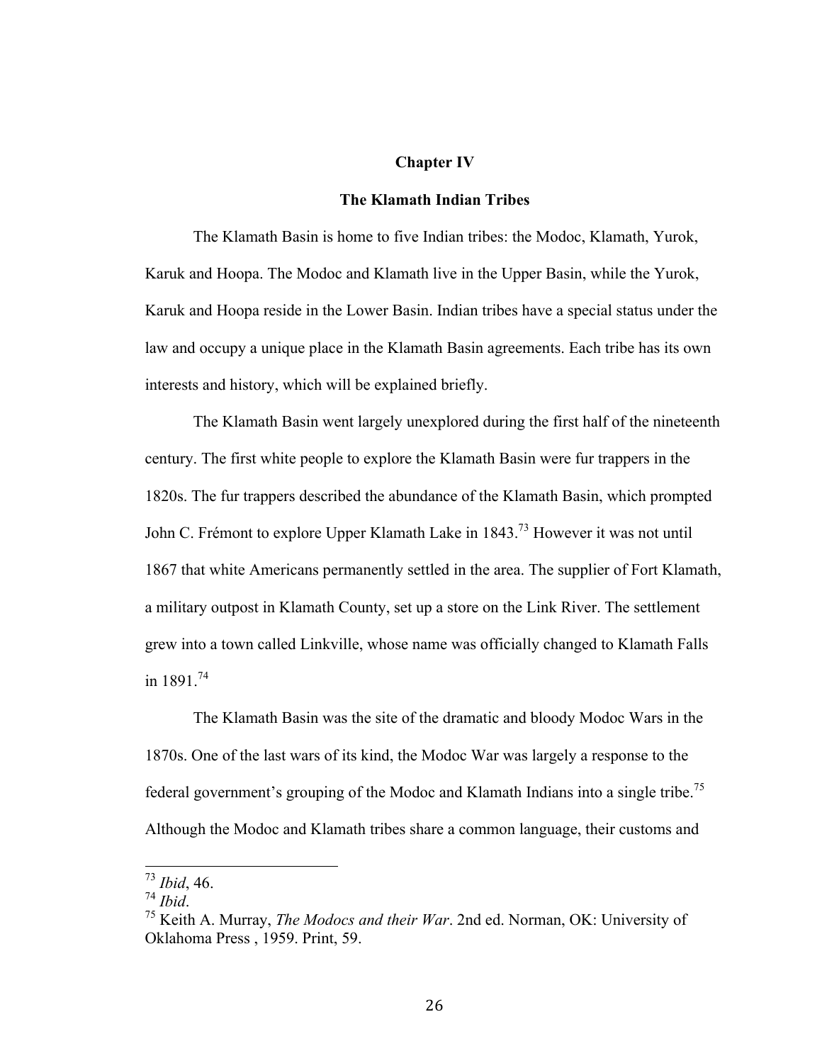# Chapter IV

## The Klamath Indian Tribes

The Klamath Basin is home to five Indian tribes: the Modoc, Klamath, Yurok, Karuk and Hoopa. The Modoc and Klamath live in the Upper Basin, while the Yurok, Karuk and Hoopa reside in the Lower Basin. Indian tribes have a special status under the law and occupy a unique place in the Klamath Basin agreements. Each tribe has its own interests and history, which will be explained briefly.

The Klamath Basin went largely unexplored during the first half of the nineteenth century. The first white people to explore the Klamath Basin were fur trappers in the 1820s. The fur trappers described the abundance of the Klamath Basin, which prompted John C. Frémont to explore Upper Klamath Lake in 1843.[73] However it was not until 1867 that white Americans permanently settled in the area. The supplier of Fort Klamath, a military outpost in Klamath County, set up a store on the Link River. The settlement grew into a town called Linkville, whose name was officially changed to Klamath Falls in 1891.[74]

The Klamath Basin was the site of the dramatic and bloody Modoc Wars in the 1870s. One of the last wars of its kind, the Modoc War was largely a response to the federal government's grouping of the Modoc and Klamath Indians into a single tribe.[75] Although the Modoc and Klamath tribes share a common language, their customs and

---

[73] *Ibid*, 46.

[74] *Ibid*.

[75] Keith A. Murray, *The Modocs and their War*. 2nd ed. Norman, OK: University of Oklahoma Press , 1959. Print, 59.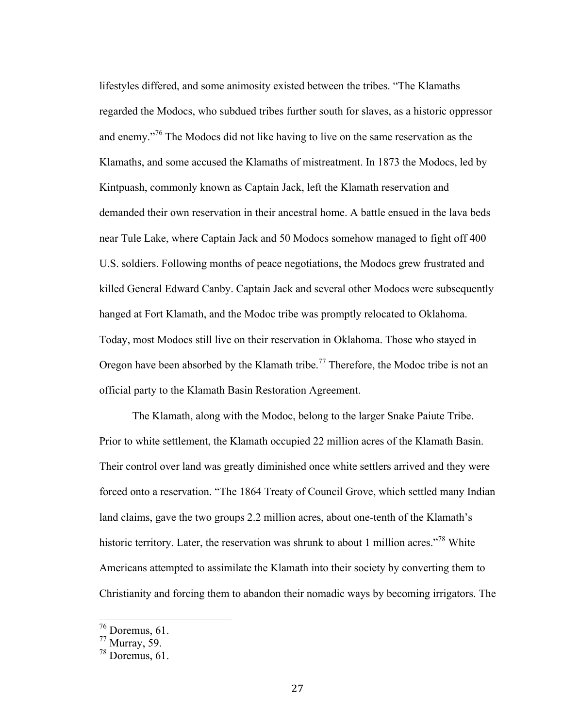lifestyles differed, and some animosity existed between the tribes. "The Klamaths regarded the Modocs, who subdued tribes further south for slaves, as a historic oppressor and enemy."[76] The Modocs did not like having to live on the same reservation as the Klamaths, and some accused the Klamaths of mistreatment. In 1873 the Modocs, led by Kintpuash, commonly known as Captain Jack, left the Klamath reservation and demanded their own reservation in their ancestral home. A battle ensued in the lava beds near Tule Lake, where Captain Jack and 50 Modocs somehow managed to fight off 400 U.S. soldiers. Following months of peace negotiations, the Modocs grew frustrated and killed General Edward Canby. Captain Jack and several other Modocs were subsequently hanged at Fort Klamath, and the Modoc tribe was promptly relocated to Oklahoma. Today, most Modocs still live on their reservation in Oklahoma. Those who stayed in Oregon have been absorbed by the Klamath tribe.[77] Therefore, the Modoc tribe is not an official party to the Klamath Basin Restoration Agreement.

The Klamath, along with the Modoc, belong to the larger Snake Paiute Tribe. Prior to white settlement, the Klamath occupied 22 million acres of the Klamath Basin. Their control over land was greatly diminished once white settlers arrived and they were forced onto a reservation. "The 1864 Treaty of Council Grove, which settled many Indian land claims, gave the two groups 2.2 million acres, about one-tenth of the Klamath's historic territory. Later, the reservation was shrunk to about 1 million acres."[78] White Americans attempted to assimilate the Klamath into their society by converting them to Christianity and forcing them to abandon their nomadic ways by becoming irrigators. The

---

[76] Doremus, 61.
[77] Murray, 59.
[78] Doremus, 61.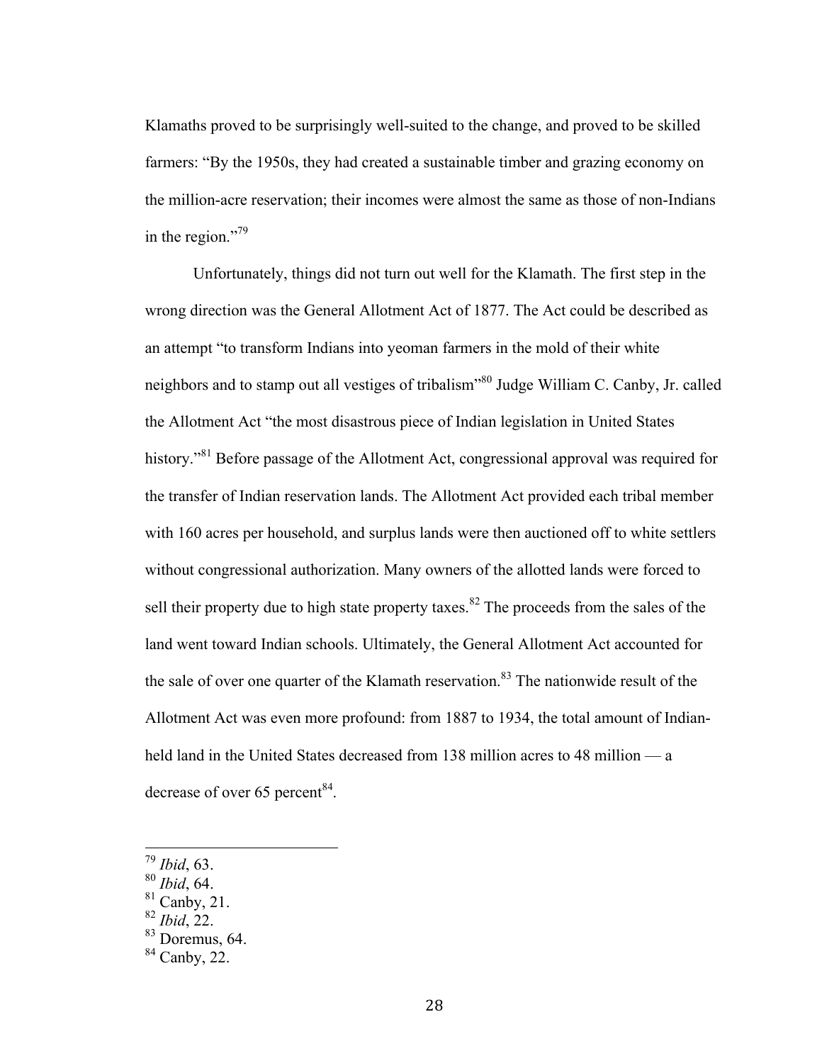Klamaths proved to be surprisingly well-suited to the change, and proved to be skilled farmers: "By the 1950s, they had created a sustainable timber and grazing economy on the million-acre reservation; their incomes were almost the same as those of non-Indians in the region."[79]

Unfortunately, things did not turn out well for the Klamath. The first step in the wrong direction was the General Allotment Act of 1877. The Act could be described as an attempt "to transform Indians into yeoman farmers in the mold of their white neighbors and to stamp out all vestiges of tribalism"[80] Judge William C. Canby, Jr. called the Allotment Act "the most disastrous piece of Indian legislation in United States history."[81] Before passage of the Allotment Act, congressional approval was required for the transfer of Indian reservation lands. The Allotment Act provided each tribal member with 160 acres per household, and surplus lands were then auctioned off to white settlers without congressional authorization. Many owners of the allotted lands were forced to sell their property due to high state property taxes.[82] The proceeds from the sales of the land went toward Indian schools. Ultimately, the General Allotment Act accounted for the sale of over one quarter of the Klamath reservation.[83] The nationwide result of the Allotment Act was even more profound: from 1887 to 1934, the total amount of Indian-held land in the United States decreased from 138 million acres to 48 million — a decrease of over 65 percent[84].

---

[79] *Ibid*, 63.
[80] *Ibid*, 64.
[81] Canby, 21.
[82] *Ibid*, 22.
[83] Doremus, 64.
[84] Canby, 22.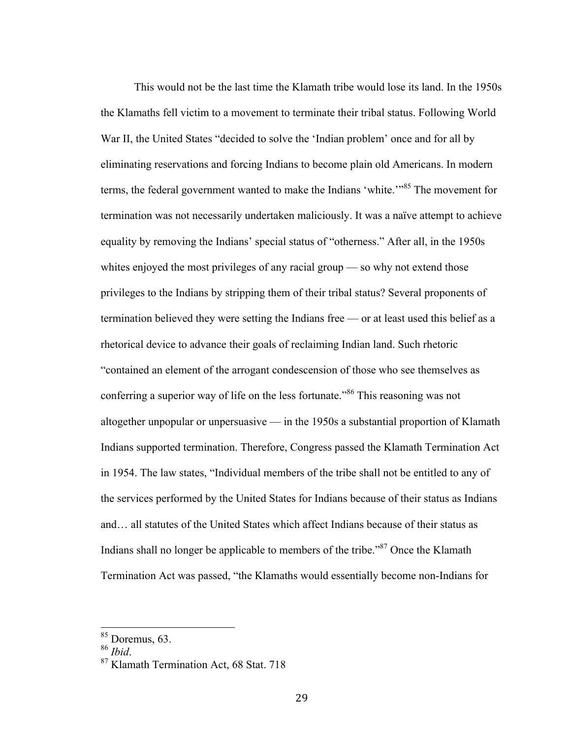This would not be the last time the Klamath tribe would lose its land. In the 1950s the Klamaths fell victim to a movement to terminate their tribal status. Following World War II, the United States "decided to solve the 'Indian problem' once and for all by eliminating reservations and forcing Indians to become plain old Americans. In modern terms, the federal government wanted to make the Indians 'white.'"[85] The movement for termination was not necessarily undertaken maliciously. It was a naïve attempt to achieve equality by removing the Indians' special status of "otherness." After all, in the 1950s whites enjoyed the most privileges of any racial group — so why not extend those privileges to the Indians by stripping them of their tribal status? Several proponents of termination believed they were setting the Indians free — or at least used this belief as a rhetorical device to advance their goals of reclaiming Indian land. Such rhetoric "contained an element of the arrogant condescension of those who see themselves as conferring a superior way of life on the less fortunate."[86] This reasoning was not altogether unpopular or unpersuasive — in the 1950s a substantial proportion of Klamath Indians supported termination. Therefore, Congress passed the Klamath Termination Act in 1954. The law states, "Individual members of the tribe shall not be entitled to any of the services performed by the United States for Indians because of their status as Indians and… all statutes of the United States which affect Indians because of their status as Indians shall no longer be applicable to members of the tribe."[87] Once the Klamath Termination Act was passed, "the Klamaths would essentially become non-Indians for

---

[85] Doremus, 63.

[86] *Ibid*.

[87] Klamath Termination Act, 68 Stat. 718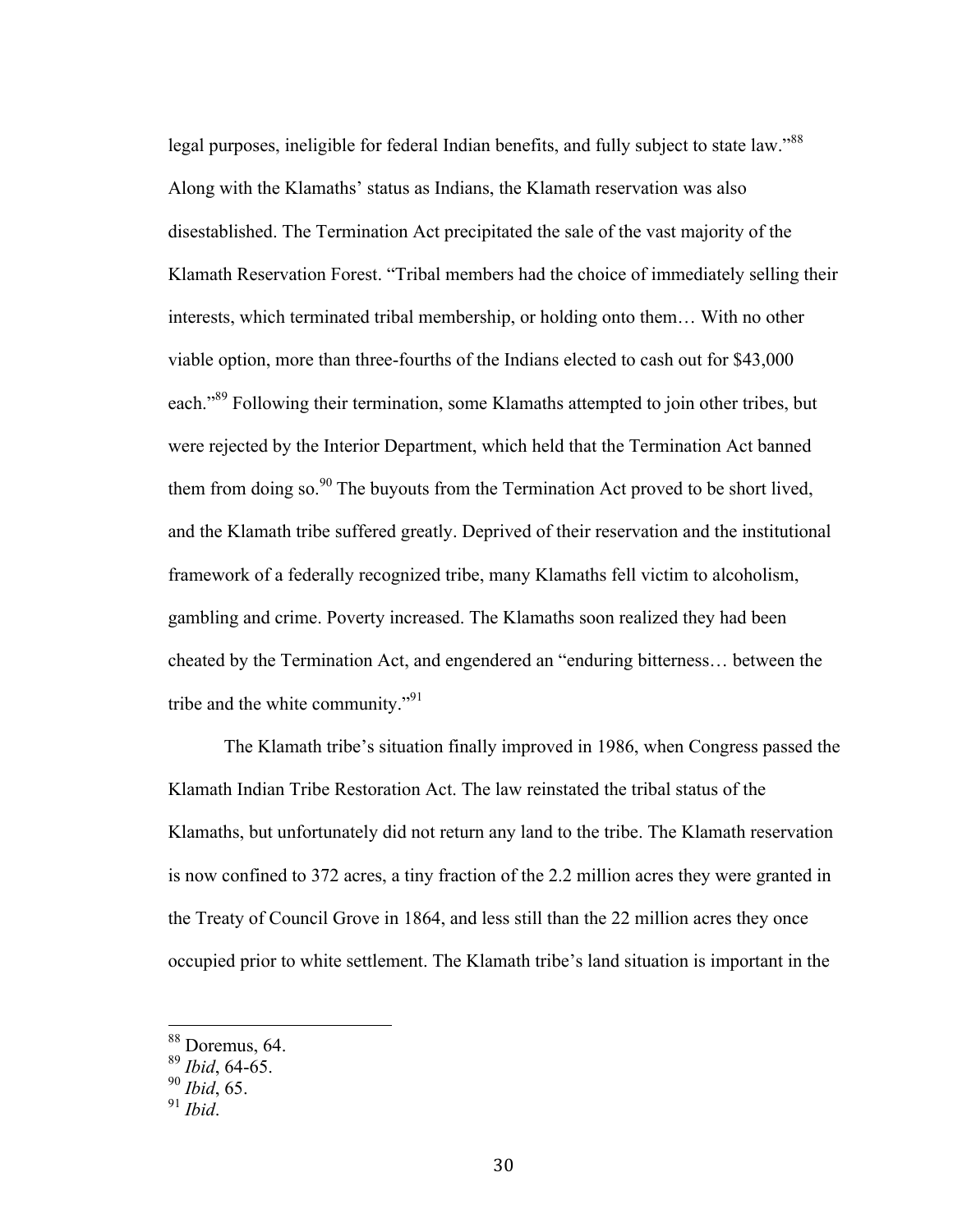legal purposes, ineligible for federal Indian benefits, and fully subject to state law."[88] Along with the Klamaths' status as Indians, the Klamath reservation was also disestablished. The Termination Act precipitated the sale of the vast majority of the Klamath Reservation Forest. "Tribal members had the choice of immediately selling their interests, which terminated tribal membership, or holding onto them… With no other viable option, more than three-fourths of the Indians elected to cash out for $43,000 each."[89] Following their termination, some Klamaths attempted to join other tribes, but were rejected by the Interior Department, which held that the Termination Act banned them from doing so.[90] The buyouts from the Termination Act proved to be short lived, and the Klamath tribe suffered greatly. Deprived of their reservation and the institutional framework of a federally recognized tribe, many Klamaths fell victim to alcoholism, gambling and crime. Poverty increased. The Klamaths soon realized they had been cheated by the Termination Act, and engendered an "enduring bitterness… between the tribe and the white community."[91]

The Klamath tribe's situation finally improved in 1986, when Congress passed the Klamath Indian Tribe Restoration Act. The law reinstated the tribal status of the Klamaths, but unfortunately did not return any land to the tribe. The Klamath reservation is now confined to 372 acres, a tiny fraction of the 2.2 million acres they were granted in the Treaty of Council Grove in 1864, and less still than the 22 million acres they once occupied prior to white settlement. The Klamath tribe's land situation is important in the

---

[88] Doremus, 64.
[89] *Ibid*, 64-65.
[90] *Ibid*, 65.
[91] *Ibid*.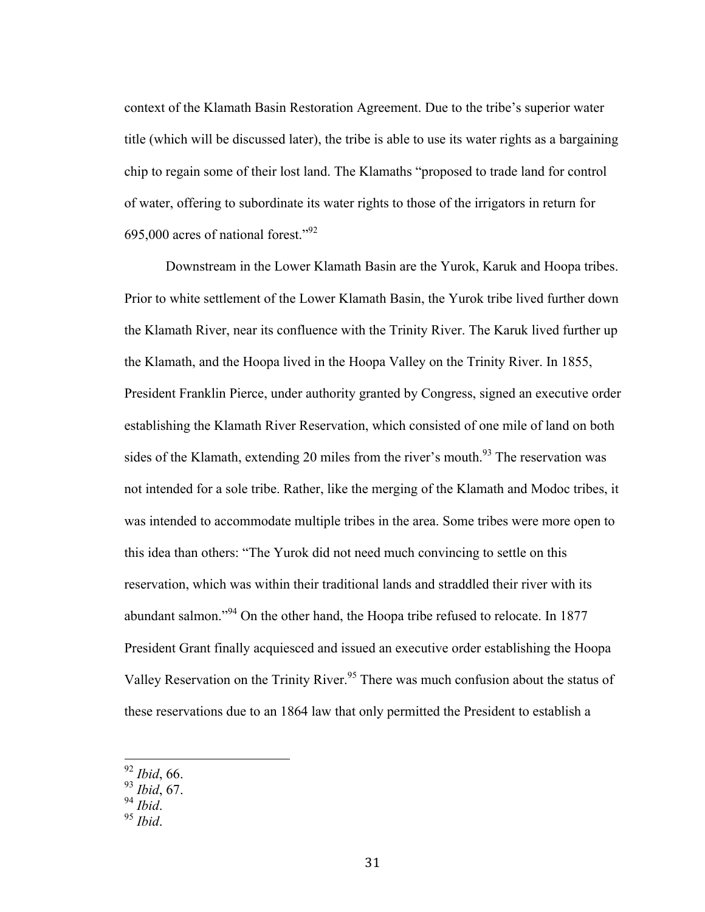context of the Klamath Basin Restoration Agreement. Due to the tribe's superior water title (which will be discussed later), the tribe is able to use its water rights as a bargaining chip to regain some of their lost land. The Klamaths "proposed to trade land for control of water, offering to subordinate its water rights to those of the irrigators in return for 695,000 acres of national forest."[92]

Downstream in the Lower Klamath Basin are the Yurok, Karuk and Hoopa tribes. Prior to white settlement of the Lower Klamath Basin, the Yurok tribe lived further down the Klamath River, near its confluence with the Trinity River. The Karuk lived further up the Klamath, and the Hoopa lived in the Hoopa Valley on the Trinity River. In 1855, President Franklin Pierce, under authority granted by Congress, signed an executive order establishing the Klamath River Reservation, which consisted of one mile of land on both sides of the Klamath, extending 20 miles from the river's mouth.[93] The reservation was not intended for a sole tribe. Rather, like the merging of the Klamath and Modoc tribes, it was intended to accommodate multiple tribes in the area. Some tribes were more open to this idea than others: "The Yurok did not need much convincing to settle on this reservation, which was within their traditional lands and straddled their river with its abundant salmon."[94] On the other hand, the Hoopa tribe refused to relocate. In 1877 President Grant finally acquiesced and issued an executive order establishing the Hoopa Valley Reservation on the Trinity River.[95] There was much confusion about the status of these reservations due to an 1864 law that only permitted the President to establish a

---

[92] *Ibid*, 66.
[93] *Ibid*, 67.
[94] *Ibid*.
[95] *Ibid*.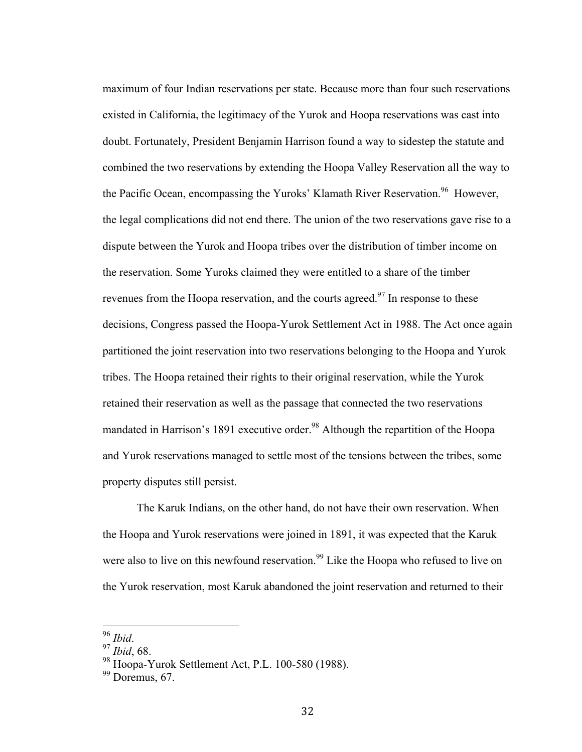maximum of four Indian reservations per state. Because more than four such reservations existed in California, the legitimacy of the Yurok and Hoopa reservations was cast into doubt. Fortunately, President Benjamin Harrison found a way to sidestep the statute and combined the two reservations by extending the Hoopa Valley Reservation all the way to the Pacific Ocean, encompassing the Yuroks' Klamath River Reservation.[96] However, the legal complications did not end there. The union of the two reservations gave rise to a dispute between the Yurok and Hoopa tribes over the distribution of timber income on the reservation. Some Yuroks claimed they were entitled to a share of the timber revenues from the Hoopa reservation, and the courts agreed.[97] In response to these decisions, Congress passed the Hoopa-Yurok Settlement Act in 1988. The Act once again partitioned the joint reservation into two reservations belonging to the Hoopa and Yurok tribes. The Hoopa retained their rights to their original reservation, while the Yurok retained their reservation as well as the passage that connected the two reservations mandated in Harrison's 1891 executive order.[98] Although the repartition of the Hoopa and Yurok reservations managed to settle most of the tensions between the tribes, some property disputes still persist.

The Karuk Indians, on the other hand, do not have their own reservation. When the Hoopa and Yurok reservations were joined in 1891, it was expected that the Karuk were also to live on this newfound reservation.[99] Like the Hoopa who refused to live on the Yurok reservation, most Karuk abandoned the joint reservation and returned to their

---

[96] *Ibid*.

[97] *Ibid*, 68.

[98] Hoopa-Yurok Settlement Act, P.L. 100-580 (1988).

[99] Doremus, 67.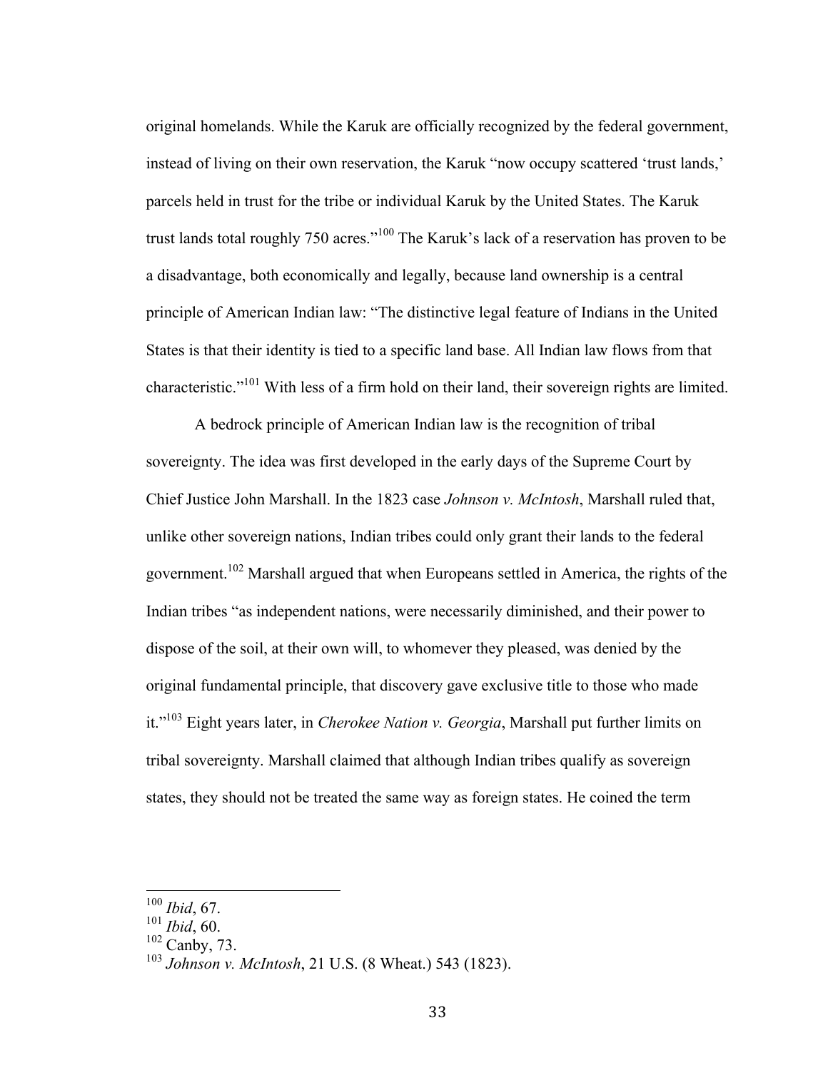original homelands. While the Karuk are officially recognized by the federal government, instead of living on their own reservation, the Karuk "now occupy scattered 'trust lands,' parcels held in trust for the tribe or individual Karuk by the United States. The Karuk trust lands total roughly 750 acres."[100] The Karuk's lack of a reservation has proven to be a disadvantage, both economically and legally, because land ownership is a central principle of American Indian law: "The distinctive legal feature of Indians in the United States is that their identity is tied to a specific land base. All Indian law flows from that characteristic."[101] With less of a firm hold on their land, their sovereign rights are limited.

A bedrock principle of American Indian law is the recognition of tribal sovereignty. The idea was first developed in the early days of the Supreme Court by Chief Justice John Marshall. In the 1823 case *Johnson v. McIntosh*, Marshall ruled that, unlike other sovereign nations, Indian tribes could only grant their lands to the federal government.[102] Marshall argued that when Europeans settled in America, the rights of the Indian tribes "as independent nations, were necessarily diminished, and their power to dispose of the soil, at their own will, to whomever they pleased, was denied by the original fundamental principle, that discovery gave exclusive title to those who made it."[103] Eight years later, in *Cherokee Nation v. Georgia*, Marshall put further limits on tribal sovereignty. Marshall claimed that although Indian tribes qualify as sovereign states, they should not be treated the same way as foreign states. He coined the term

---

[100] *Ibid*, 67.
[101] *Ibid*, 60.
[102] Canby, 73.
[103] *Johnson v. McIntosh*, 21 U.S. (8 Wheat.) 543 (1823).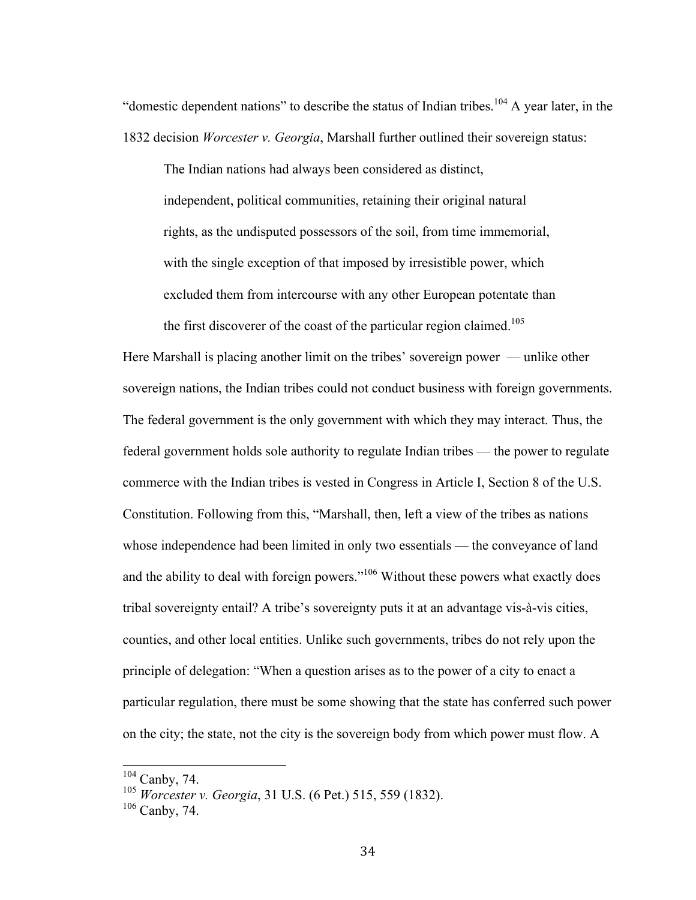"domestic dependent nations" to describe the status of Indian tribes.[104] A year later, in the 1832 decision *Worcester v. Georgia*, Marshall further outlined their sovereign status:

> The Indian nations had always been considered as distinct, independent, political communities, retaining their original natural rights, as the undisputed possessors of the soil, from time immemorial, with the single exception of that imposed by irresistible power, which excluded them from intercourse with any other European potentate than the first discoverer of the coast of the particular region claimed.[105]

Here Marshall is placing another limit on the tribes' sovereign power — unlike other sovereign nations, the Indian tribes could not conduct business with foreign governments. The federal government is the only government with which they may interact. Thus, the federal government holds sole authority to regulate Indian tribes — the power to regulate commerce with the Indian tribes is vested in Congress in Article I, Section 8 of the U.S. Constitution. Following from this, "Marshall, then, left a view of the tribes as nations whose independence had been limited in only two essentials — the conveyance of land and the ability to deal with foreign powers."[106] Without these powers what exactly does tribal sovereignty entail? A tribe's sovereignty puts it at an advantage vis-à-vis cities, counties, and other local entities. Unlike such governments, tribes do not rely upon the principle of delegation: "When a question arises as to the power of a city to enact a particular regulation, there must be some showing that the state has conferred such power on the city; the state, not the city is the sovereign body from which power must flow. A

---

[104] Canby, 74.

[105] *Worcester v. Georgia*, 31 U.S. (6 Pet.) 515, 559 (1832).

[106] Canby, 74.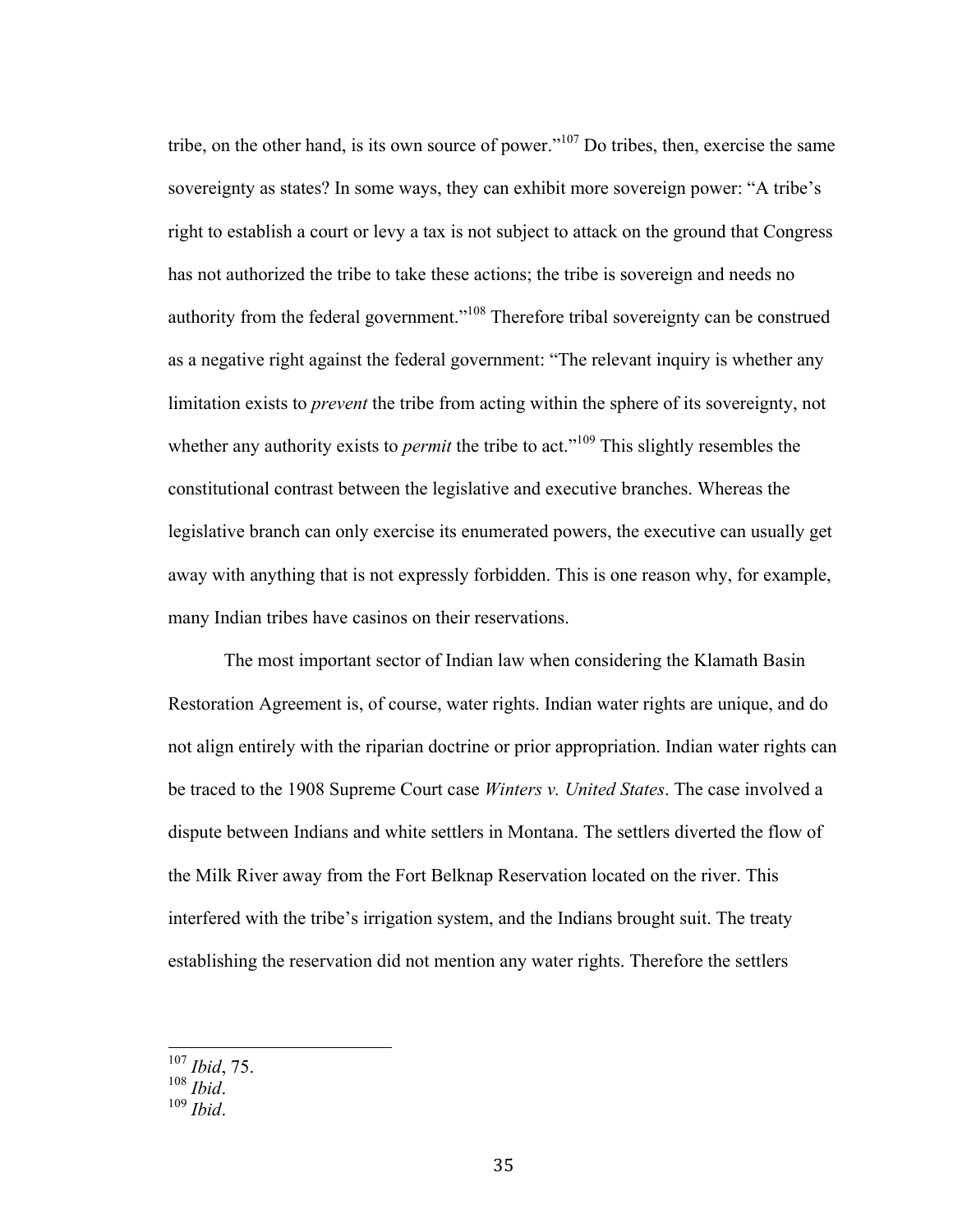tribe, on the other hand, is its own source of power."[107] Do tribes, then, exercise the same sovereignty as states? In some ways, they can exhibit more sovereign power: "A tribe's right to establish a court or levy a tax is not subject to attack on the ground that Congress has not authorized the tribe to take these actions; the tribe is sovereign and needs no authority from the federal government."[108] Therefore tribal sovereignty can be construed as a negative right against the federal government: "The relevant inquiry is whether any limitation exists to *prevent* the tribe from acting within the sphere of its sovereignty, not whether any authority exists to *permit* the tribe to act."[109] This slightly resembles the constitutional contrast between the legislative and executive branches. Whereas the legislative branch can only exercise its enumerated powers, the executive can usually get away with anything that is not expressly forbidden. This is one reason why, for example, many Indian tribes have casinos on their reservations.

The most important sector of Indian law when considering the Klamath Basin Restoration Agreement is, of course, water rights. Indian water rights are unique, and do not align entirely with the riparian doctrine or prior appropriation. Indian water rights can be traced to the 1908 Supreme Court case *Winters v. United States*. The case involved a dispute between Indians and white settlers in Montana. The settlers diverted the flow of the Milk River away from the Fort Belknap Reservation located on the river. This interfered with the tribe's irrigation system, and the Indians brought suit. The treaty establishing the reservation did not mention any water rights. Therefore the settlers

---

[107] *Ibid*, 75.
[108] *Ibid*.
[109] *Ibid*.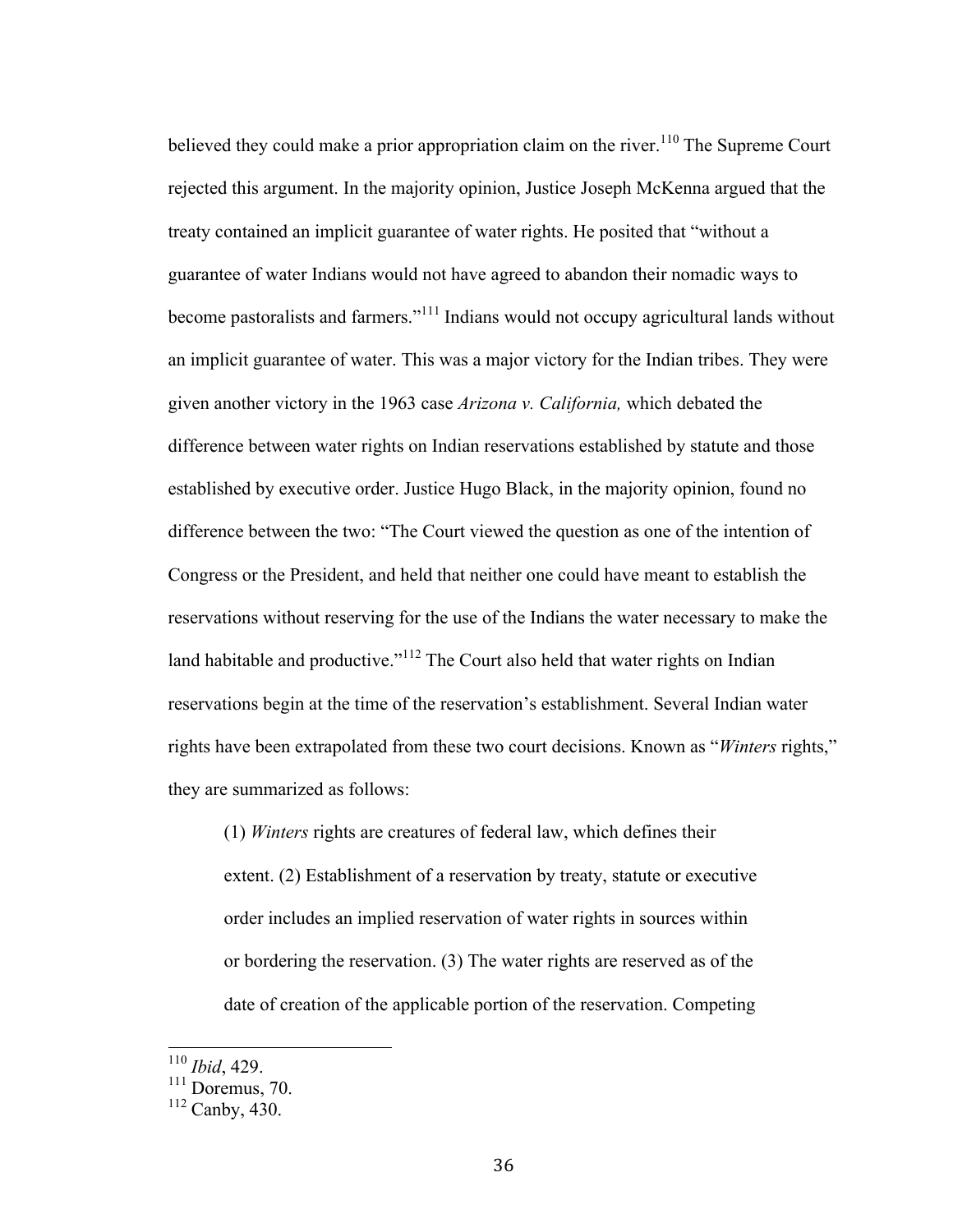believed they could make a prior appropriation claim on the river.[110] The Supreme Court rejected this argument. In the majority opinion, Justice Joseph McKenna argued that the treaty contained an implicit guarantee of water rights. He posited that "without a guarantee of water Indians would not have agreed to abandon their nomadic ways to become pastoralists and farmers."[111] Indians would not occupy agricultural lands without an implicit guarantee of water. This was a major victory for the Indian tribes. They were given another victory in the 1963 case *Arizona v. California,* which debated the difference between water rights on Indian reservations established by statute and those established by executive order. Justice Hugo Black, in the majority opinion, found no difference between the two: "The Court viewed the question as one of the intention of Congress or the President, and held that neither one could have meant to establish the reservations without reserving for the use of the Indians the water necessary to make the land habitable and productive."[112] The Court also held that water rights on Indian reservations begin at the time of the reservation's establishment. Several Indian water rights have been extrapolated from these two court decisions. Known as "*Winters* rights," they are summarized as follows:

> (1) *Winters* rights are creatures of federal law, which defines their extent. (2) Establishment of a reservation by treaty, statute or executive order includes an implied reservation of water rights in sources within or bordering the reservation. (3) The water rights are reserved as of the date of creation of the applicable portion of the reservation. Competing

---

[110] *Ibid*, 429.
[111] Doremus, 70.
[112] Canby, 430.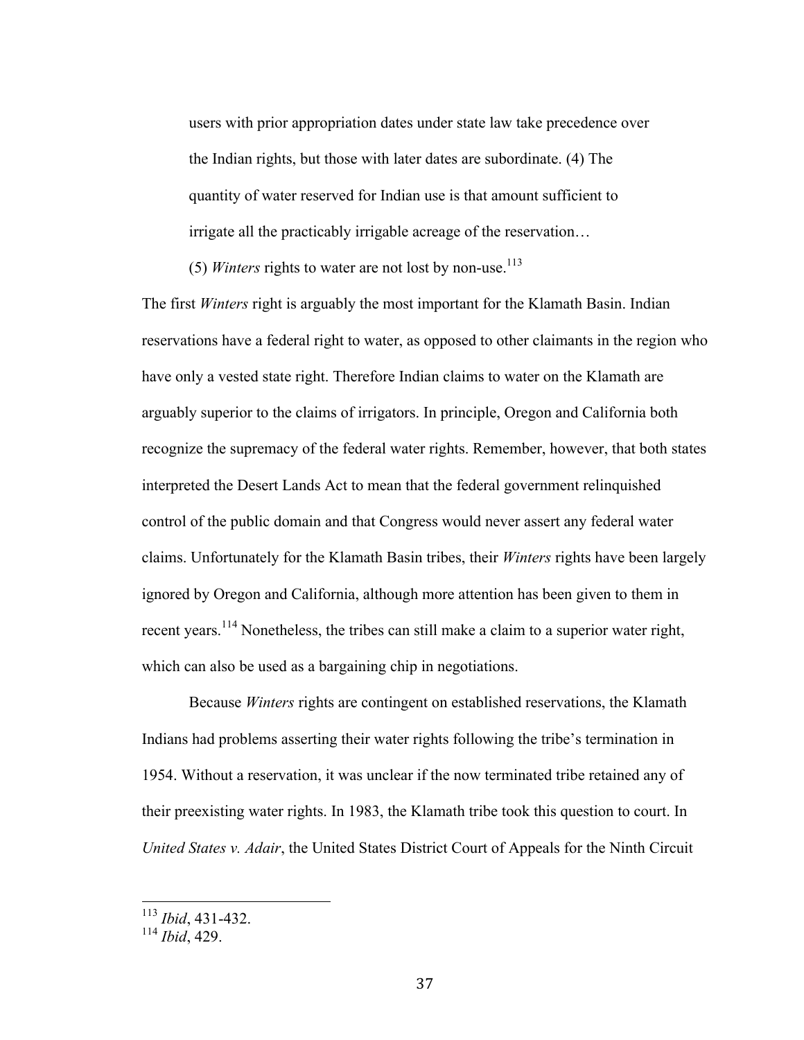> users with prior appropriation dates under state law take precedence over the Indian rights, but those with later dates are subordinate. (4) The quantity of water reserved for Indian use is that amount sufficient to irrigate all the practicably irrigable acreage of the reservation…
>
> (5) *Winters* rights to water are not lost by non-use.[113]

The first *Winters* right is arguably the most important for the Klamath Basin. Indian reservations have a federal right to water, as opposed to other claimants in the region who have only a vested state right. Therefore Indian claims to water on the Klamath are arguably superior to the claims of irrigators. In principle, Oregon and California both recognize the supremacy of the federal water rights. Remember, however, that both states interpreted the Desert Lands Act to mean that the federal government relinquished control of the public domain and that Congress would never assert any federal water claims. Unfortunately for the Klamath Basin tribes, their *Winters* rights have been largely ignored by Oregon and California, although more attention has been given to them in recent years.[114] Nonetheless, the tribes can still make a claim to a superior water right, which can also be used as a bargaining chip in negotiations.

Because *Winters* rights are contingent on established reservations, the Klamath Indians had problems asserting their water rights following the tribe's termination in 1954. Without a reservation, it was unclear if the now terminated tribe retained any of their preexisting water rights. In 1983, the Klamath tribe took this question to court. In *United States v. Adair*, the United States District Court of Appeals for the Ninth Circuit

---

[113] *Ibid*, 431-432.

[114] *Ibid*, 429.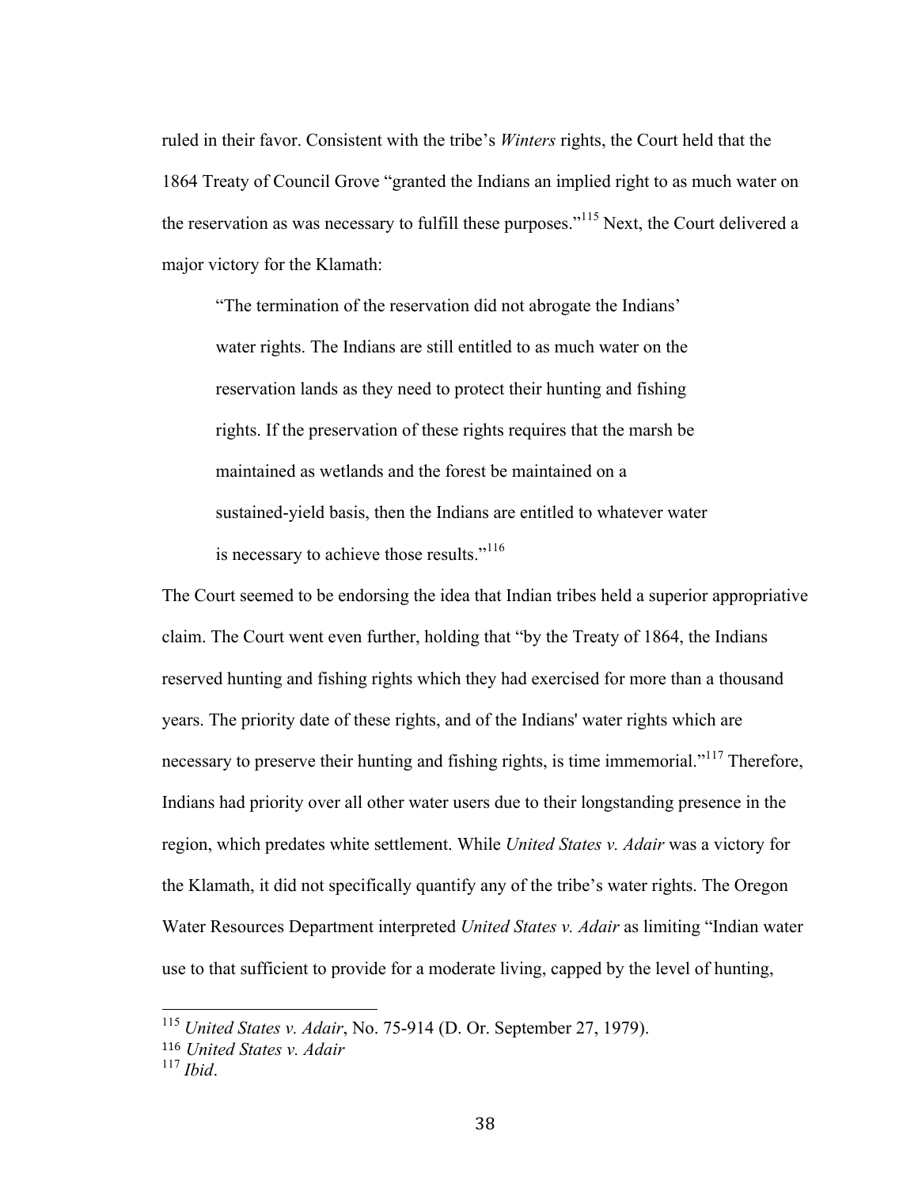ruled in their favor. Consistent with the tribe's *Winters* rights, the Court held that the 1864 Treaty of Council Grove "granted the Indians an implied right to as much water on the reservation as was necessary to fulfill these purposes."[115] Next, the Court delivered a major victory for the Klamath:

> "The termination of the reservation did not abrogate the Indians' water rights. The Indians are still entitled to as much water on the reservation lands as they need to protect their hunting and fishing rights. If the preservation of these rights requires that the marsh be maintained as wetlands and the forest be maintained on a sustained-yield basis, then the Indians are entitled to whatever water is necessary to achieve those results."[116]

The Court seemed to be endorsing the idea that Indian tribes held a superior appropriative claim. The Court went even further, holding that "by the Treaty of 1864, the Indians reserved hunting and fishing rights which they had exercised for more than a thousand years. The priority date of these rights, and of the Indians' water rights which are necessary to preserve their hunting and fishing rights, is time immemorial."[117] Therefore, Indians had priority over all other water users due to their longstanding presence in the region, which predates white settlement. While *United States v. Adair* was a victory for the Klamath, it did not specifically quantify any of the tribe's water rights. The Oregon Water Resources Department interpreted *United States v. Adair* as limiting "Indian water use to that sufficient to provide for a moderate living, capped by the level of hunting,

---

[115] *United States v. Adair*, No. 75-914 (D. Or. September 27, 1979).
[116] *United States v. Adair*
[117] *Ibid*.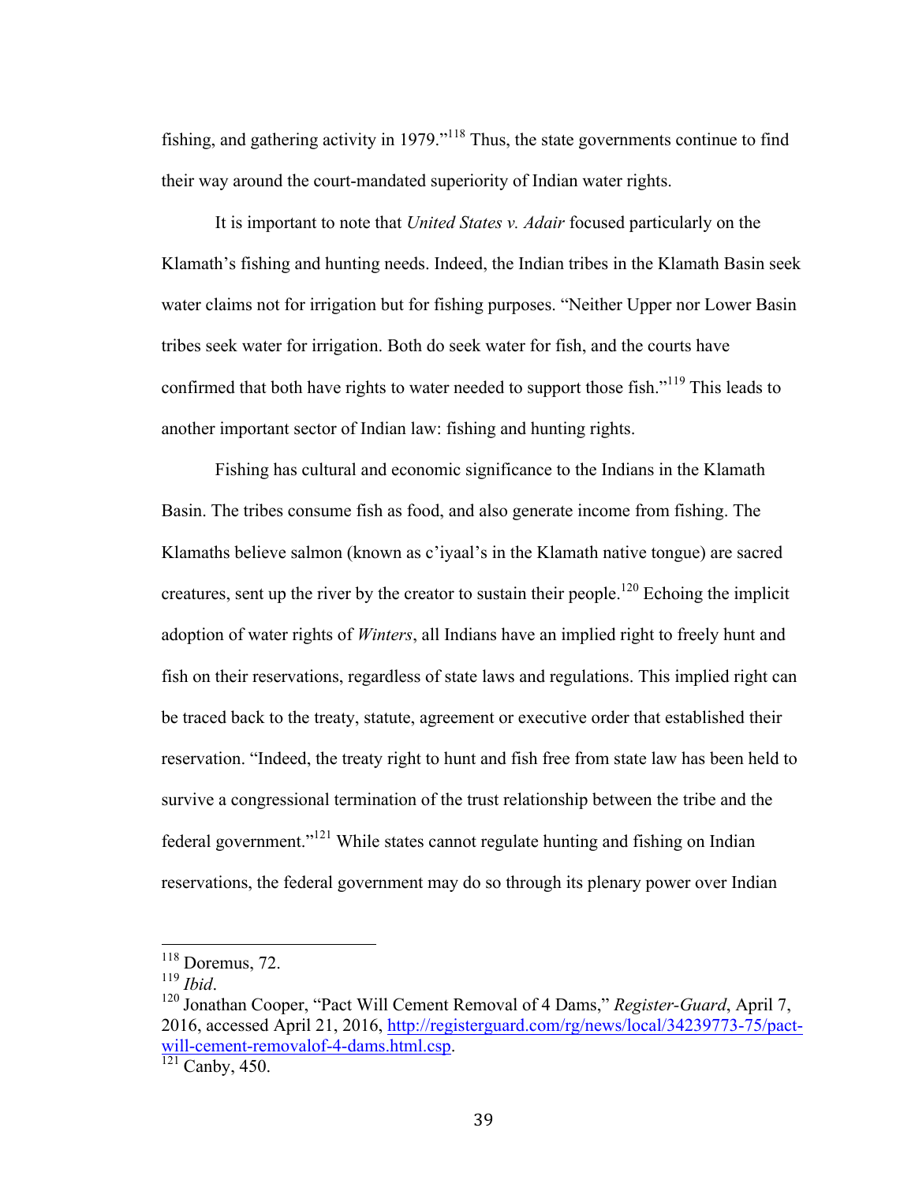fishing, and gathering activity in 1979."[118] Thus, the state governments continue to find their way around the court-mandated superiority of Indian water rights.

It is important to note that *United States v. Adair* focused particularly on the Klamath's fishing and hunting needs. Indeed, the Indian tribes in the Klamath Basin seek water claims not for irrigation but for fishing purposes. "Neither Upper nor Lower Basin tribes seek water for irrigation. Both do seek water for fish, and the courts have confirmed that both have rights to water needed to support those fish."[119] This leads to another important sector of Indian law: fishing and hunting rights.

Fishing has cultural and economic significance to the Indians in the Klamath Basin. The tribes consume fish as food, and also generate income from fishing. The Klamaths believe salmon (known as c'iyaal's in the Klamath native tongue) are sacred creatures, sent up the river by the creator to sustain their people.[120] Echoing the implicit adoption of water rights of *Winters*, all Indians have an implied right to freely hunt and fish on their reservations, regardless of state laws and regulations. This implied right can be traced back to the treaty, statute, agreement or executive order that established their reservation. "Indeed, the treaty right to hunt and fish free from state law has been held to survive a congressional termination of the trust relationship between the tribe and the federal government."[121] While states cannot regulate hunting and fishing on Indian reservations, the federal government may do so through its plenary power over Indian

---

[118] Doremus, 72.

[119] *Ibid*.

[120] Jonathan Cooper, "Pact Will Cement Removal of 4 Dams," *Register-Guard*, April 7, 2016, accessed April 21, 2016, [http://registerguard.com/rg/news/local/34239773-75/pact-will-cement-removalof-4-dams.html.csp](http://registerguard.com/rg/news/local/34239773-75/pact-will-cement-removalof-4-dams.html.csp).

[121] Canby, 450.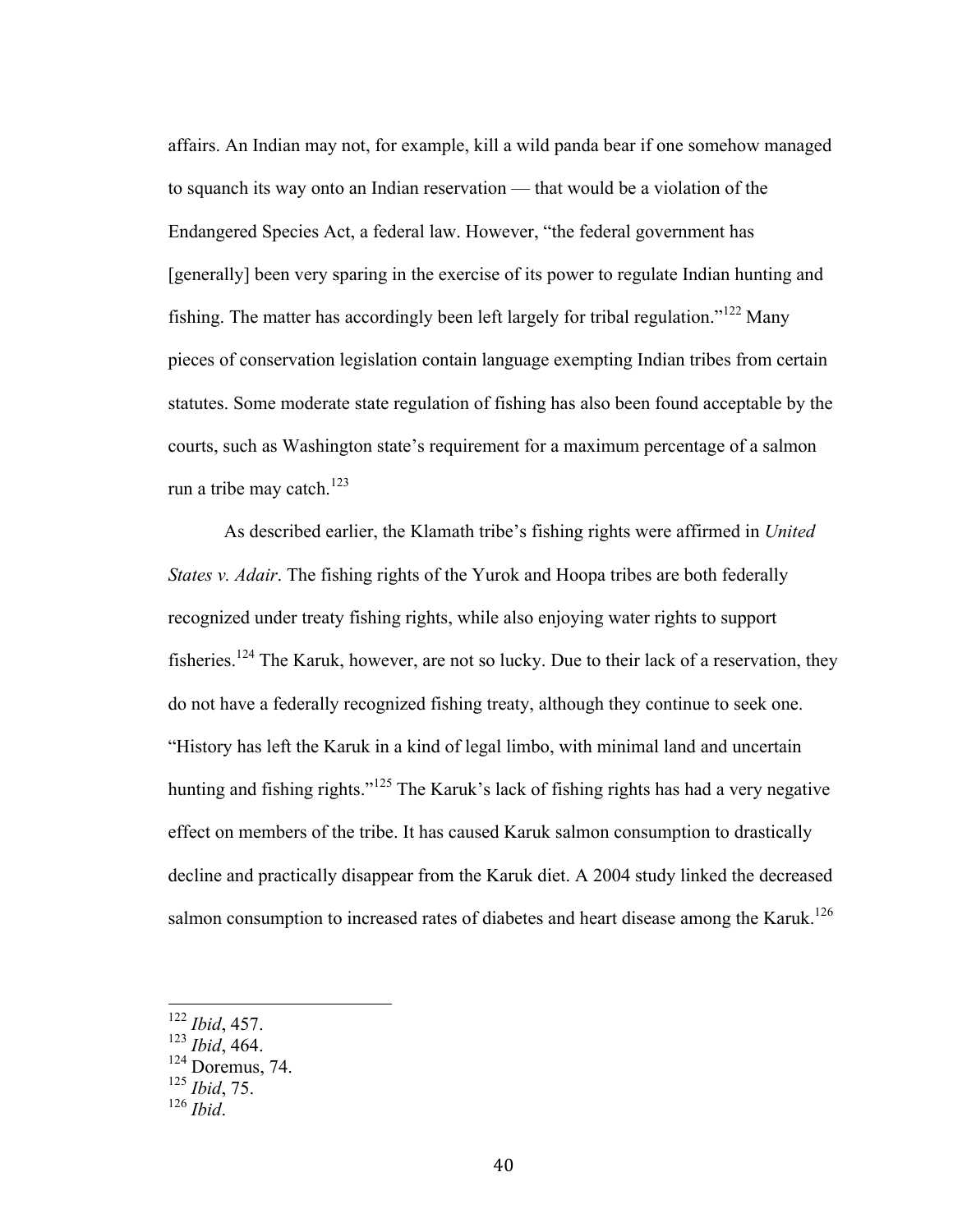affairs. An Indian may not, for example, kill a wild panda bear if one somehow managed to squanch its way onto an Indian reservation — that would be a violation of the Endangered Species Act, a federal law. However, "the federal government has [generally] been very sparing in the exercise of its power to regulate Indian hunting and fishing. The matter has accordingly been left largely for tribal regulation."[122] Many pieces of conservation legislation contain language exempting Indian tribes from certain statutes. Some moderate state regulation of fishing has also been found acceptable by the courts, such as Washington state's requirement for a maximum percentage of a salmon run a tribe may catch.[123]

As described earlier, the Klamath tribe's fishing rights were affirmed in *United States v. Adair*. The fishing rights of the Yurok and Hoopa tribes are both federally recognized under treaty fishing rights, while also enjoying water rights to support fisheries.[124] The Karuk, however, are not so lucky. Due to their lack of a reservation, they do not have a federally recognized fishing treaty, although they continue to seek one. "History has left the Karuk in a kind of legal limbo, with minimal land and uncertain hunting and fishing rights."[125] The Karuk's lack of fishing rights has had a very negative effect on members of the tribe. It has caused Karuk salmon consumption to drastically decline and practically disappear from the Karuk diet. A 2004 study linked the decreased salmon consumption to increased rates of diabetes and heart disease among the Karuk.[126]

---

[122] *Ibid*, 457.
[123] *Ibid*, 464.
[124] Doremus, 74.
[125] *Ibid*, 75.
[126] *Ibid*.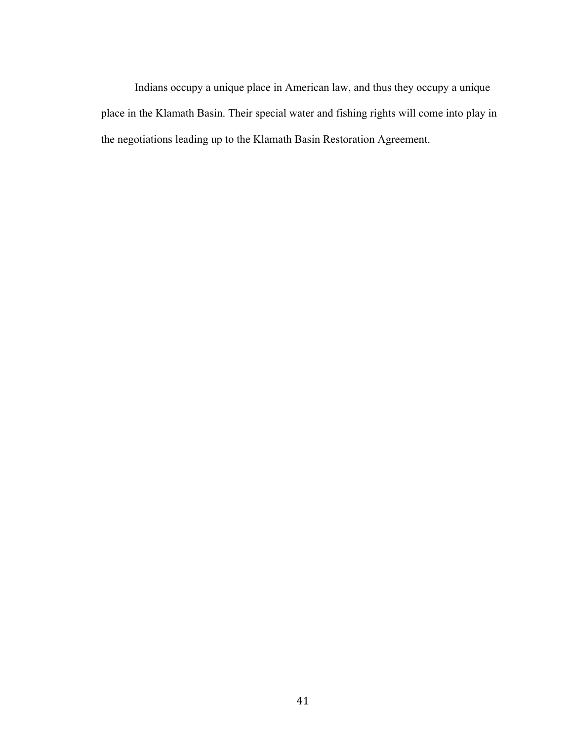Indians occupy a unique place in American law, and thus they occupy a unique place in the Klamath Basin. Their special water and fishing rights will come into play in the negotiations leading up to the Klamath Basin Restoration Agreement.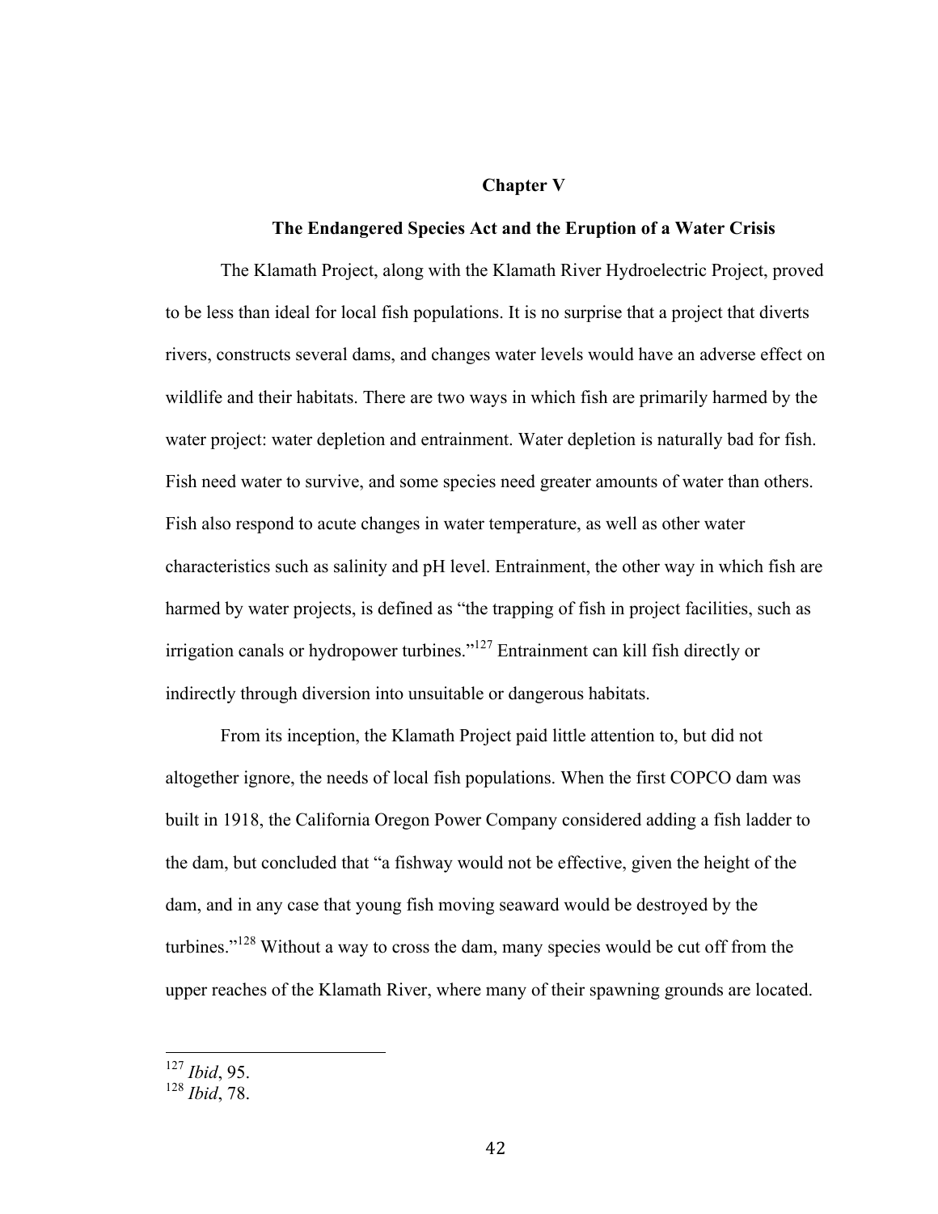# Chapter V

## The Endangered Species Act and the Eruption of a Water Crisis

The Klamath Project, along with the Klamath River Hydroelectric Project, proved to be less than ideal for local fish populations. It is no surprise that a project that diverts rivers, constructs several dams, and changes water levels would have an adverse effect on wildlife and their habitats. There are two ways in which fish are primarily harmed by the water project: water depletion and entrainment. Water depletion is naturally bad for fish. Fish need water to survive, and some species need greater amounts of water than others. Fish also respond to acute changes in water temperature, as well as other water characteristics such as salinity and pH level. Entrainment, the other way in which fish are harmed by water projects, is defined as "the trapping of fish in project facilities, such as irrigation canals or hydropower turbines."[127] Entrainment can kill fish directly or indirectly through diversion into unsuitable or dangerous habitats.

From its inception, the Klamath Project paid little attention to, but did not altogether ignore, the needs of local fish populations. When the first COPCO dam was built in 1918, the California Oregon Power Company considered adding a fish ladder to the dam, but concluded that "a fishway would not be effective, given the height of the dam, and in any case that young fish moving seaward would be destroyed by the turbines."[128] Without a way to cross the dam, many species would be cut off from the upper reaches of the Klamath River, where many of their spawning grounds are located.

---

[127] *Ibid*, 95.
[128] *Ibid*, 78.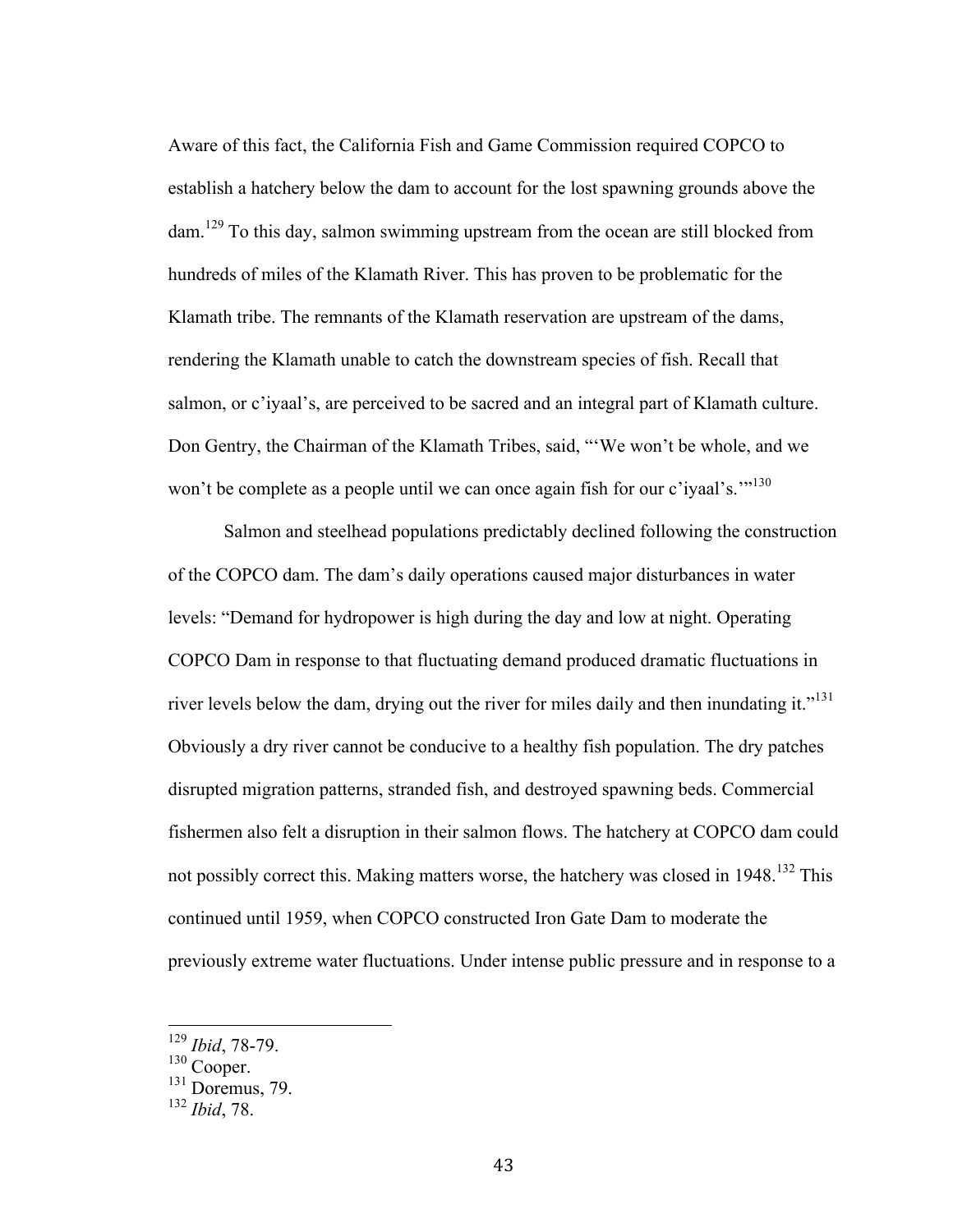Aware of this fact, the California Fish and Game Commission required COPCO to establish a hatchery below the dam to account for the lost spawning grounds above the dam.[129] To this day, salmon swimming upstream from the ocean are still blocked from hundreds of miles of the Klamath River. This has proven to be problematic for the Klamath tribe. The remnants of the Klamath reservation are upstream of the dams, rendering the Klamath unable to catch the downstream species of fish. Recall that salmon, or c'iyaal's, are perceived to be sacred and an integral part of Klamath culture. Don Gentry, the Chairman of the Klamath Tribes, said, "'We won't be whole, and we won't be complete as a people until we can once again fish for our c'iyaal's.'"[130]

Salmon and steelhead populations predictably declined following the construction of the COPCO dam. The dam's daily operations caused major disturbances in water levels: "Demand for hydropower is high during the day and low at night. Operating COPCO Dam in response to that fluctuating demand produced dramatic fluctuations in river levels below the dam, drying out the river for miles daily and then inundating it."[131] Obviously a dry river cannot be conducive to a healthy fish population. The dry patches disrupted migration patterns, stranded fish, and destroyed spawning beds. Commercial fishermen also felt a disruption in their salmon flows. The hatchery at COPCO dam could not possibly correct this. Making matters worse, the hatchery was closed in 1948.[132] This continued until 1959, when COPCO constructed Iron Gate Dam to moderate the previously extreme water fluctuations. Under intense public pressure and in response to a

---

[129] *Ibid*, 78-79.

[130] Cooper.

[131] Doremus, 79.

[132] *Ibid*, 78.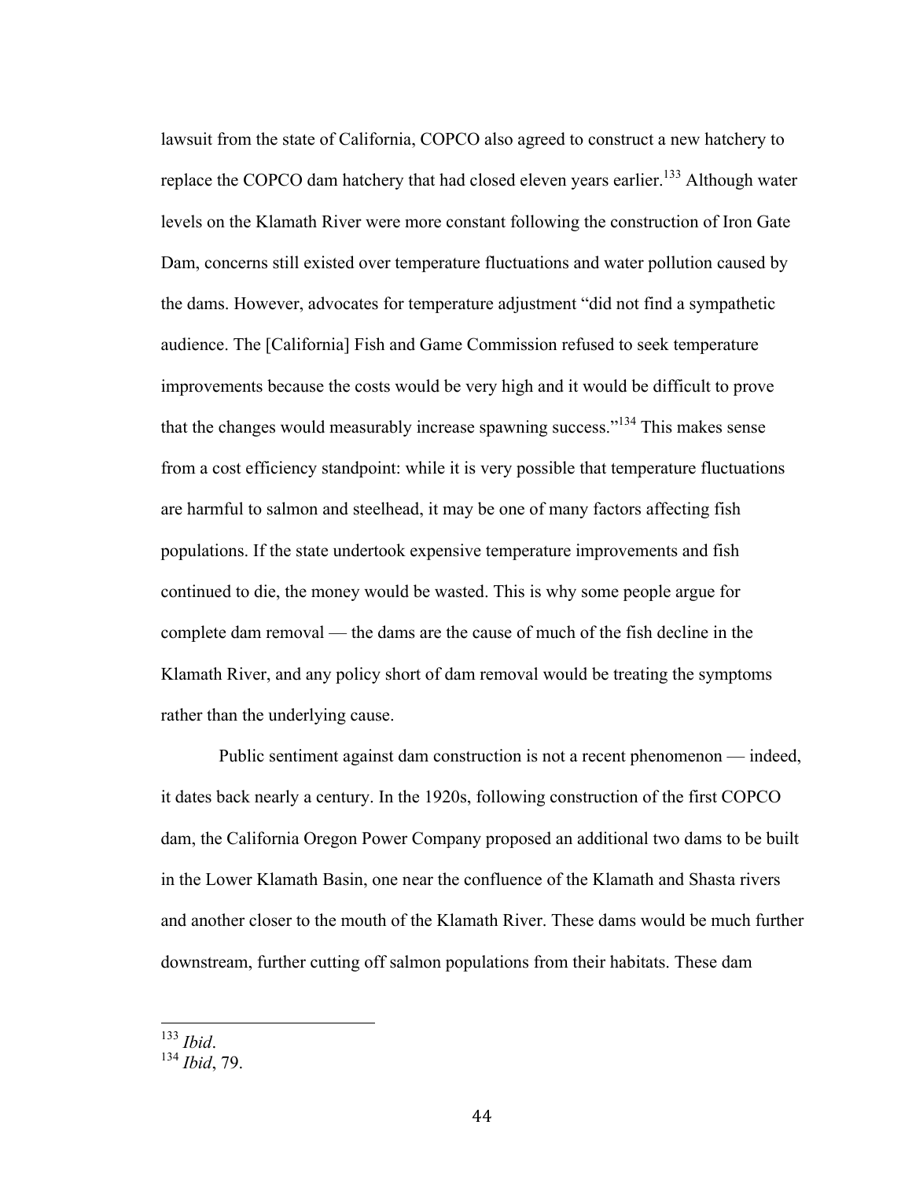lawsuit from the state of California, COPCO also agreed to construct a new hatchery to replace the COPCO dam hatchery that had closed eleven years earlier.[133] Although water levels on the Klamath River were more constant following the construction of Iron Gate Dam, concerns still existed over temperature fluctuations and water pollution caused by the dams. However, advocates for temperature adjustment "did not find a sympathetic audience. The [California] Fish and Game Commission refused to seek temperature improvements because the costs would be very high and it would be difficult to prove that the changes would measurably increase spawning success."[134] This makes sense from a cost efficiency standpoint: while it is very possible that temperature fluctuations are harmful to salmon and steelhead, it may be one of many factors affecting fish populations. If the state undertook expensive temperature improvements and fish continued to die, the money would be wasted. This is why some people argue for complete dam removal — the dams are the cause of much of the fish decline in the Klamath River, and any policy short of dam removal would be treating the symptoms rather than the underlying cause.

Public sentiment against dam construction is not a recent phenomenon — indeed, it dates back nearly a century. In the 1920s, following construction of the first COPCO dam, the California Oregon Power Company proposed an additional two dams to be built in the Lower Klamath Basin, one near the confluence of the Klamath and Shasta rivers and another closer to the mouth of the Klamath River. These dams would be much further downstream, further cutting off salmon populations from their habitats. These dam

---

[133] *Ibid*.

[134] *Ibid*, 79.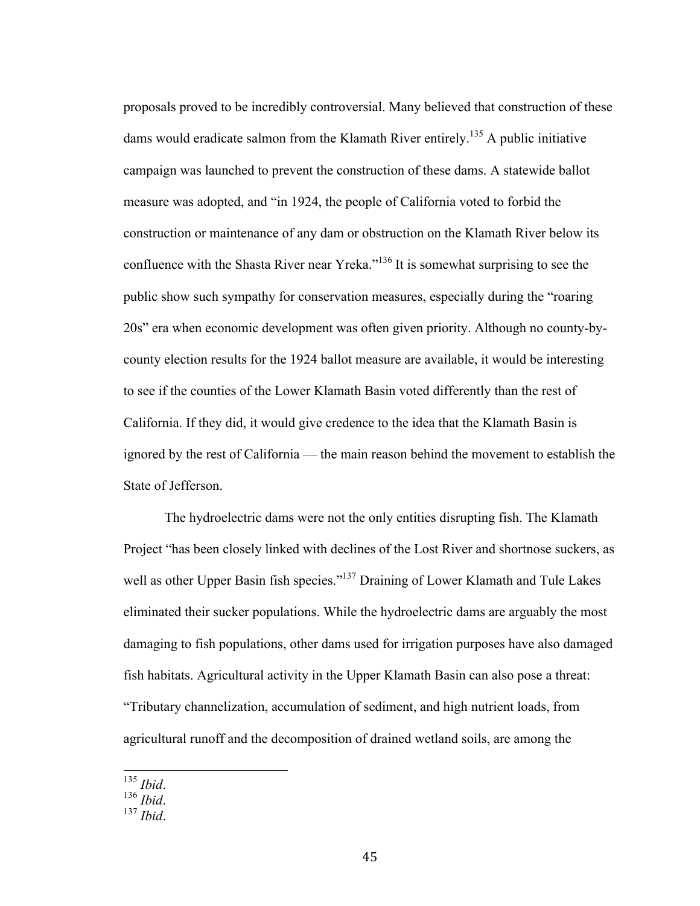proposals proved to be incredibly controversial. Many believed that construction of these dams would eradicate salmon from the Klamath River entirely.[135] A public initiative campaign was launched to prevent the construction of these dams. A statewide ballot measure was adopted, and "in 1924, the people of California voted to forbid the construction or maintenance of any dam or obstruction on the Klamath River below its confluence with the Shasta River near Yreka."[136] It is somewhat surprising to see the public show such sympathy for conservation measures, especially during the "roaring 20s" era when economic development was often given priority. Although no county-by-county election results for the 1924 ballot measure are available, it would be interesting to see if the counties of the Lower Klamath Basin voted differently than the rest of California. If they did, it would give credence to the idea that the Klamath Basin is ignored by the rest of California — the main reason behind the movement to establish the State of Jefferson.

The hydroelectric dams were not the only entities disrupting fish. The Klamath Project "has been closely linked with declines of the Lost River and shortnose suckers, as well as other Upper Basin fish species."[137] Draining of Lower Klamath and Tule Lakes eliminated their sucker populations. While the hydroelectric dams are arguably the most damaging to fish populations, other dams used for irrigation purposes have also damaged fish habitats. Agricultural activity in the Upper Klamath Basin can also pose a threat: "Tributary channelization, accumulation of sediment, and high nutrient loads, from agricultural runoff and the decomposition of drained wetland soils, are among the

---

[135] *Ibid*.
[136] *Ibid*.
[137] *Ibid*.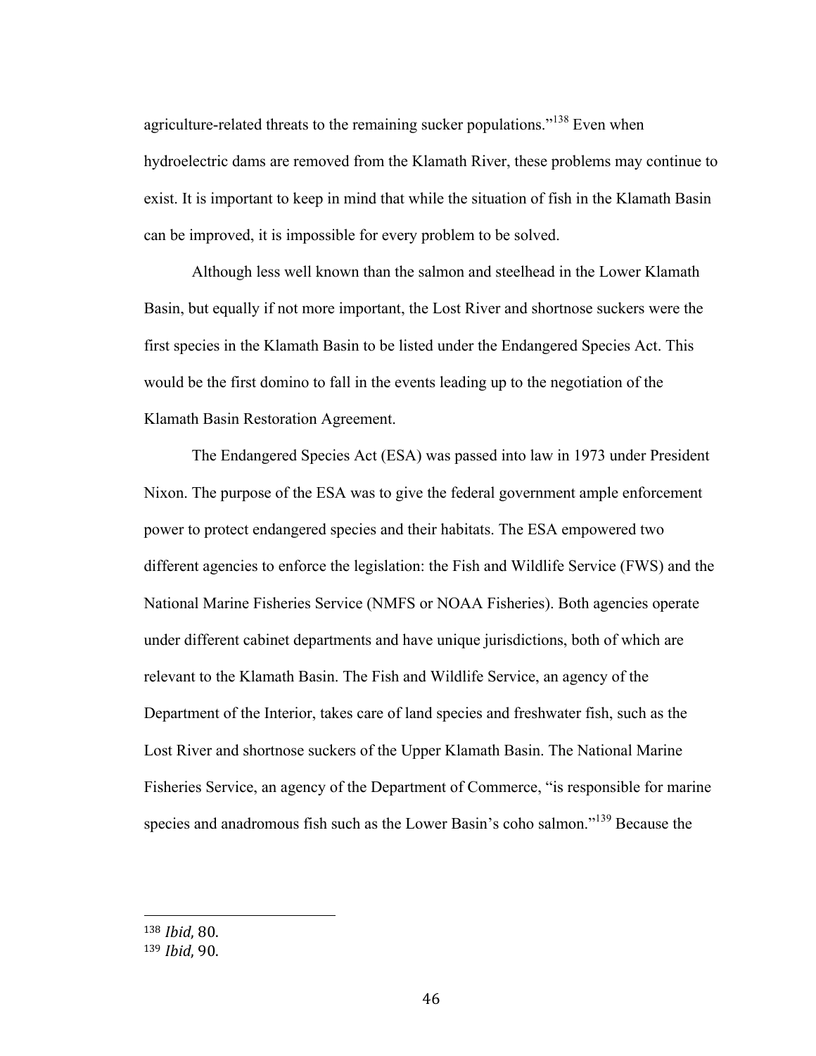agriculture-related threats to the remaining sucker populations."[138] Even when hydroelectric dams are removed from the Klamath River, these problems may continue to exist. It is important to keep in mind that while the situation of fish in the Klamath Basin can be improved, it is impossible for every problem to be solved.

Although less well known than the salmon and steelhead in the Lower Klamath Basin, but equally if not more important, the Lost River and shortnose suckers were the first species in the Klamath Basin to be listed under the Endangered Species Act. This would be the first domino to fall in the events leading up to the negotiation of the Klamath Basin Restoration Agreement.

The Endangered Species Act (ESA) was passed into law in 1973 under President Nixon. The purpose of the ESA was to give the federal government ample enforcement power to protect endangered species and their habitats. The ESA empowered two different agencies to enforce the legislation: the Fish and Wildlife Service (FWS) and the National Marine Fisheries Service (NMFS or NOAA Fisheries). Both agencies operate under different cabinet departments and have unique jurisdictions, both of which are relevant to the Klamath Basin. The Fish and Wildlife Service, an agency of the Department of the Interior, takes care of land species and freshwater fish, such as the Lost River and shortnose suckers of the Upper Klamath Basin. The National Marine Fisheries Service, an agency of the Department of Commerce, "is responsible for marine species and anadromous fish such as the Lower Basin's coho salmon."[139] Because the

---

[138] *Ibid*, 80.
[139] *Ibid*, 90.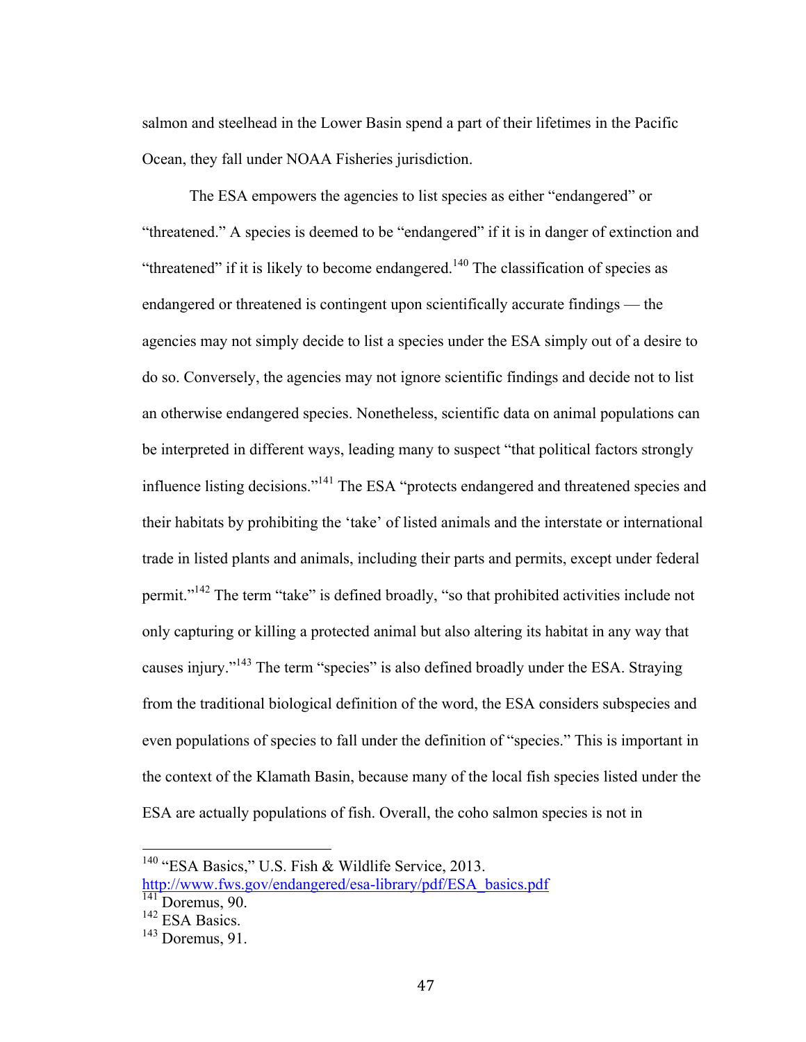salmon and steelhead in the Lower Basin spend a part of their lifetimes in the Pacific Ocean, they fall under NOAA Fisheries jurisdiction.

The ESA empowers the agencies to list species as either "endangered" or "threatened." A species is deemed to be "endangered" if it is in danger of extinction and "threatened" if it is likely to become endangered.[140] The classification of species as endangered or threatened is contingent upon scientifically accurate findings — the agencies may not simply decide to list a species under the ESA simply out of a desire to do so. Conversely, the agencies may not ignore scientific findings and decide not to list an otherwise endangered species. Nonetheless, scientific data on animal populations can be interpreted in different ways, leading many to suspect "that political factors strongly influence listing decisions."[141] The ESA "protects endangered and threatened species and their habitats by prohibiting the 'take' of listed animals and the interstate or international trade in listed plants and animals, including their parts and permits, except under federal permit."[142] The term "take" is defined broadly, "so that prohibited activities include not only capturing or killing a protected animal but also altering its habitat in any way that causes injury."[143] The term "species" is also defined broadly under the ESA. Straying from the traditional biological definition of the word, the ESA considers subspecies and even populations of species to fall under the definition of "species." This is important in the context of the Klamath Basin, because many of the local fish species listed under the ESA are actually populations of fish. Overall, the coho salmon species is not in

---

[140] "ESA Basics," U.S. Fish & Wildlife Service, 2013. http://www.fws.gov/endangered/esa-library/pdf/ESA_basics.pdf

[141] Doremus, 90.

[142] ESA Basics.

[143] Doremus, 91.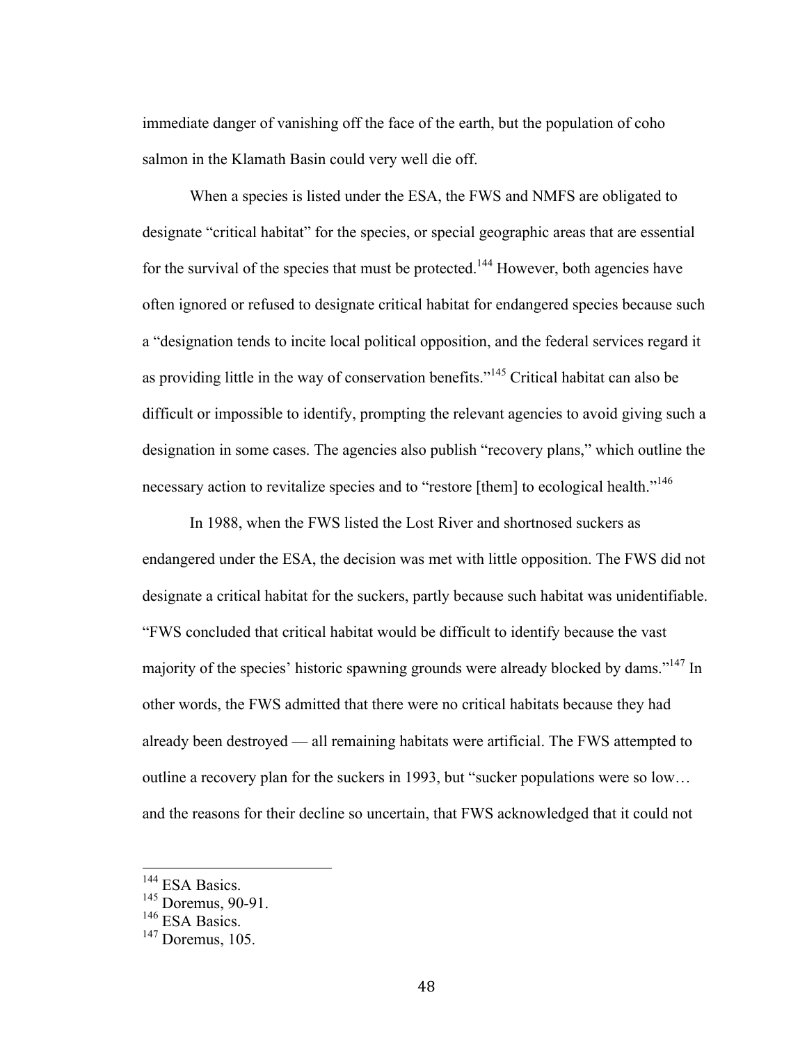immediate danger of vanishing off the face of the earth, but the population of coho salmon in the Klamath Basin could very well die off.

When a species is listed under the ESA, the FWS and NMFS are obligated to designate "critical habitat" for the species, or special geographic areas that are essential for the survival of the species that must be protected.[144] However, both agencies have often ignored or refused to designate critical habitat for endangered species because such a "designation tends to incite local political opposition, and the federal services regard it as providing little in the way of conservation benefits."[145] Critical habitat can also be difficult or impossible to identify, prompting the relevant agencies to avoid giving such a designation in some cases. The agencies also publish "recovery plans," which outline the necessary action to revitalize species and to "restore [them] to ecological health."[146]

In 1988, when the FWS listed the Lost River and shortnosed suckers as endangered under the ESA, the decision was met with little opposition. The FWS did not designate a critical habitat for the suckers, partly because such habitat was unidentifiable. "FWS concluded that critical habitat would be difficult to identify because the vast majority of the species' historic spawning grounds were already blocked by dams."[147] In other words, the FWS admitted that there were no critical habitats because they had already been destroyed — all remaining habitats were artificial. The FWS attempted to outline a recovery plan for the suckers in 1993, but "sucker populations were so low… and the reasons for their decline so uncertain, that FWS acknowledged that it could not

---

[144] ESA Basics.

[145] Doremus, 90-91.

[146] ESA Basics.

[147] Doremus, 105.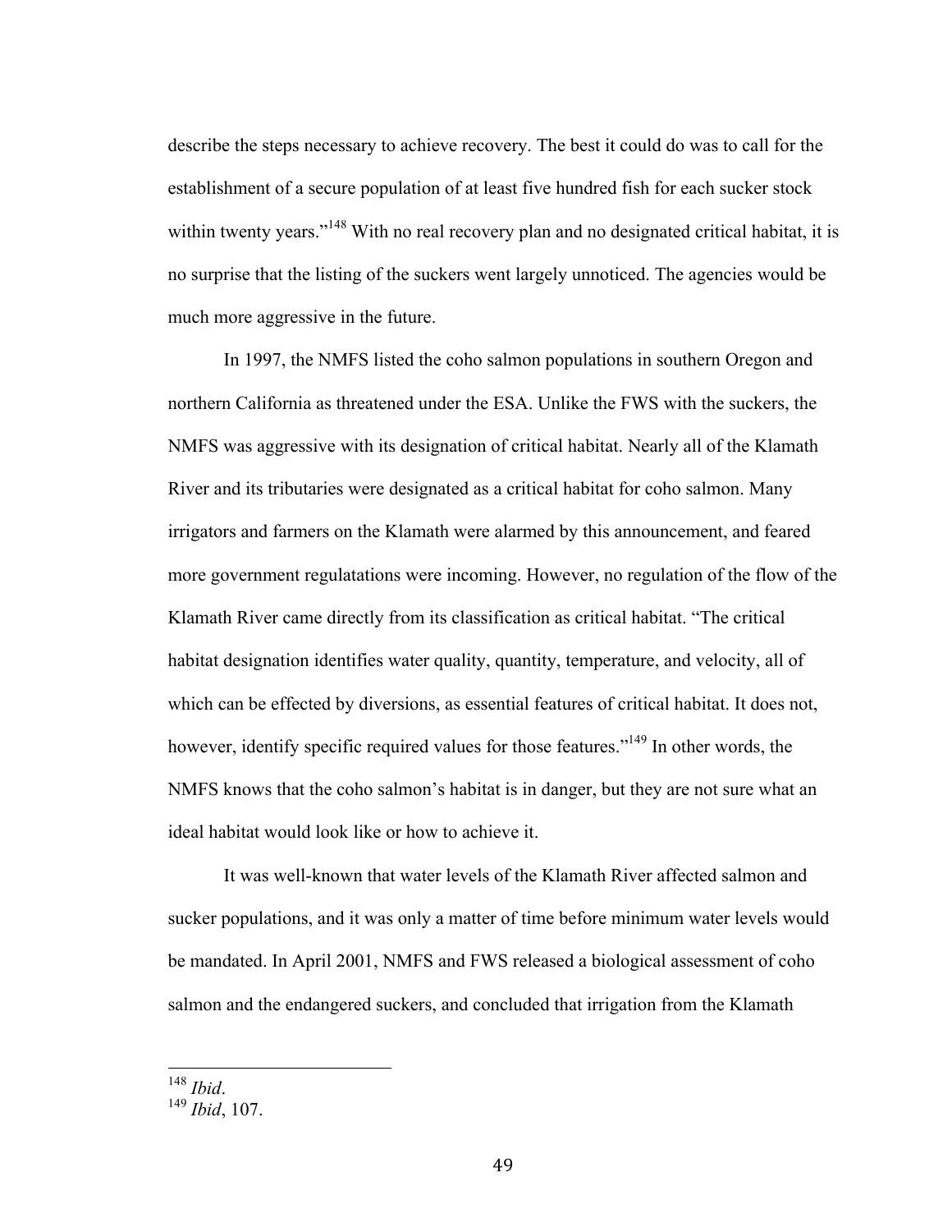describe the steps necessary to achieve recovery. The best it could do was to call for the establishment of a secure population of at least five hundred fish for each sucker stock within twenty years."[148] With no real recovery plan and no designated critical habitat, it is no surprise that the listing of the suckers went largely unnoticed. The agencies would be much more aggressive in the future.

In 1997, the NMFS listed the coho salmon populations in southern Oregon and northern California as threatened under the ESA. Unlike the FWS with the suckers, the NMFS was aggressive with its designation of critical habitat. Nearly all of the Klamath River and its tributaries were designated as a critical habitat for coho salmon. Many irrigators and farmers on the Klamath were alarmed by this announcement, and feared more government regulatations were incoming. However, no regulation of the flow of the Klamath River came directly from its classification as critical habitat. "The critical habitat designation identifies water quality, quantity, temperature, and velocity, all of which can be effected by diversions, as essential features of critical habitat. It does not, however, identify specific required values for those features."[149] In other words, the NMFS knows that the coho salmon's habitat is in danger, but they are not sure what an ideal habitat would look like or how to achieve it.

It was well-known that water levels of the Klamath River affected salmon and sucker populations, and it was only a matter of time before minimum water levels would be mandated. In April 2001, NMFS and FWS released a biological assessment of coho salmon and the endangered suckers, and concluded that irrigation from the Klamath

---

[148] *Ibid*.
[149] *Ibid*, 107.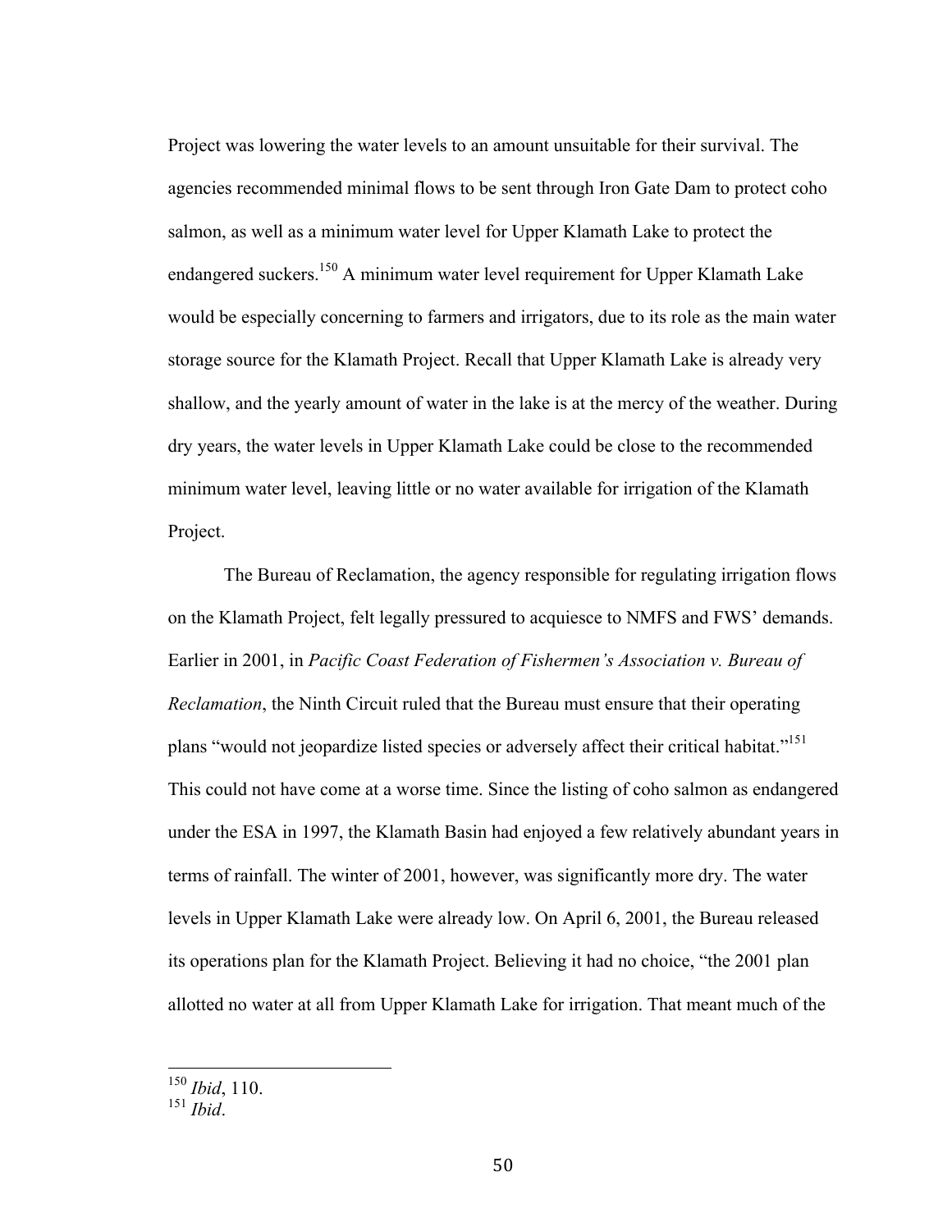Project was lowering the water levels to an amount unsuitable for their survival. The agencies recommended minimal flows to be sent through Iron Gate Dam to protect coho salmon, as well as a minimum water level for Upper Klamath Lake to protect the endangered suckers.[150] A minimum water level requirement for Upper Klamath Lake would be especially concerning to farmers and irrigators, due to its role as the main water storage source for the Klamath Project. Recall that Upper Klamath Lake is already very shallow, and the yearly amount of water in the lake is at the mercy of the weather. During dry years, the water levels in Upper Klamath Lake could be close to the recommended minimum water level, leaving little or no water available for irrigation of the Klamath Project.

The Bureau of Reclamation, the agency responsible for regulating irrigation flows on the Klamath Project, felt legally pressured to acquiesce to NMFS and FWS' demands. Earlier in 2001, in *Pacific Coast Federation of Fishermen's Association v. Bureau of Reclamation*, the Ninth Circuit ruled that the Bureau must ensure that their operating plans "would not jeopardize listed species or adversely affect their critical habitat."[151] This could not have come at a worse time. Since the listing of coho salmon as endangered under the ESA in 1997, the Klamath Basin had enjoyed a few relatively abundant years in terms of rainfall. The winter of 2001, however, was significantly more dry. The water levels in Upper Klamath Lake were already low. On April 6, 2001, the Bureau released its operations plan for the Klamath Project. Believing it had no choice, "the 2001 plan allotted no water at all from Upper Klamath Lake for irrigation. That meant much of the

---

[150] *Ibid*, 110.

[151] *Ibid*.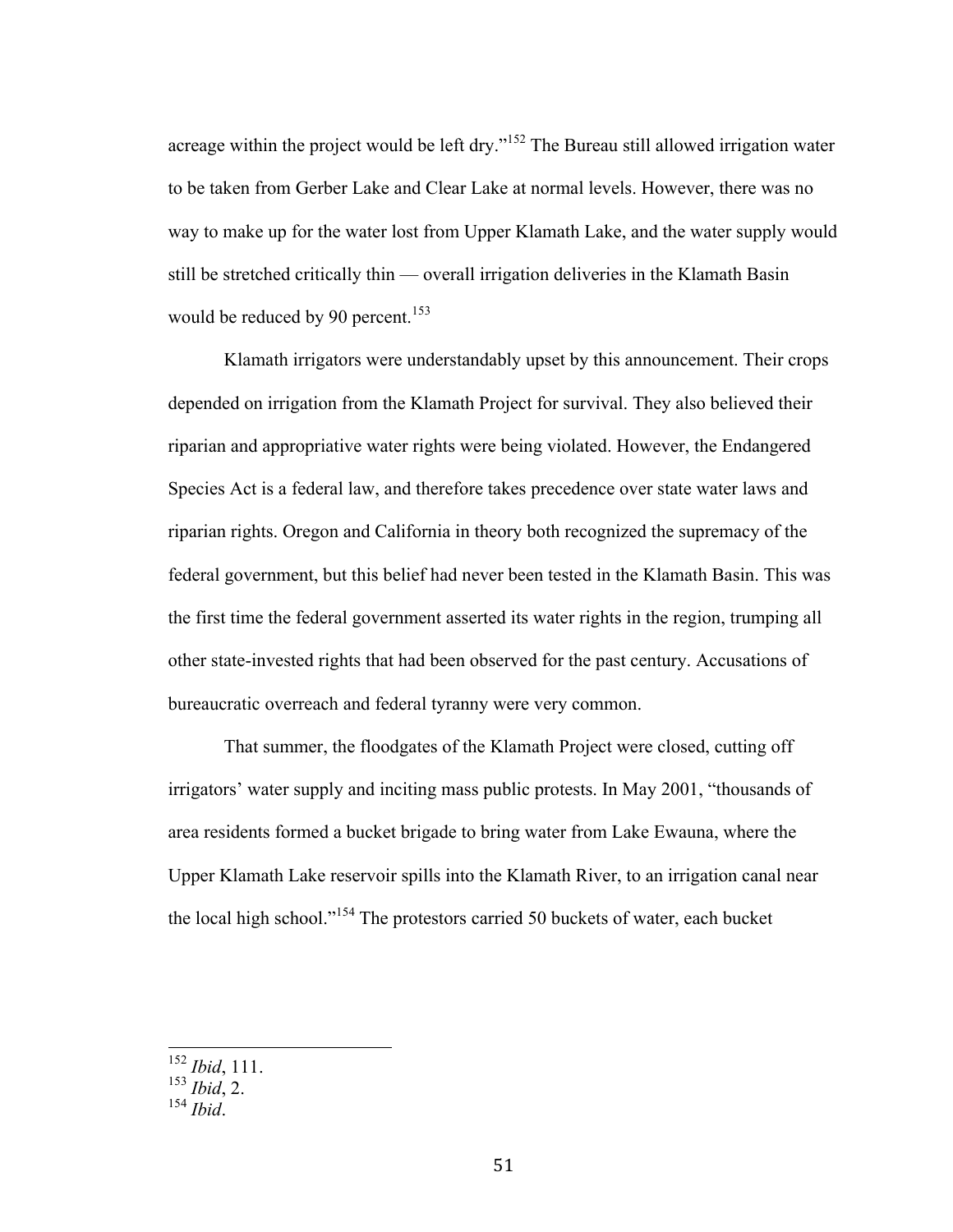acreage within the project would be left dry."[152] The Bureau still allowed irrigation water to be taken from Gerber Lake and Clear Lake at normal levels. However, there was no way to make up for the water lost from Upper Klamath Lake, and the water supply would still be stretched critically thin — overall irrigation deliveries in the Klamath Basin would be reduced by 90 percent.[153]

Klamath irrigators were understandably upset by this announcement. Their crops depended on irrigation from the Klamath Project for survival. They also believed their riparian and appropriative water rights were being violated. However, the Endangered Species Act is a federal law, and therefore takes precedence over state water laws and riparian rights. Oregon and California in theory both recognized the supremacy of the federal government, but this belief had never been tested in the Klamath Basin. This was the first time the federal government asserted its water rights in the region, trumping all other state-invested rights that had been observed for the past century. Accusations of bureaucratic overreach and federal tyranny were very common.

That summer, the floodgates of the Klamath Project were closed, cutting off irrigators' water supply and inciting mass public protests. In May 2001, "thousands of area residents formed a bucket brigade to bring water from Lake Ewauna, where the Upper Klamath Lake reservoir spills into the Klamath River, to an irrigation canal near the local high school."[154] The protestors carried 50 buckets of water, each bucket

---

[152] *Ibid*, 111.
[153] *Ibid*, 2.
[154] *Ibid*.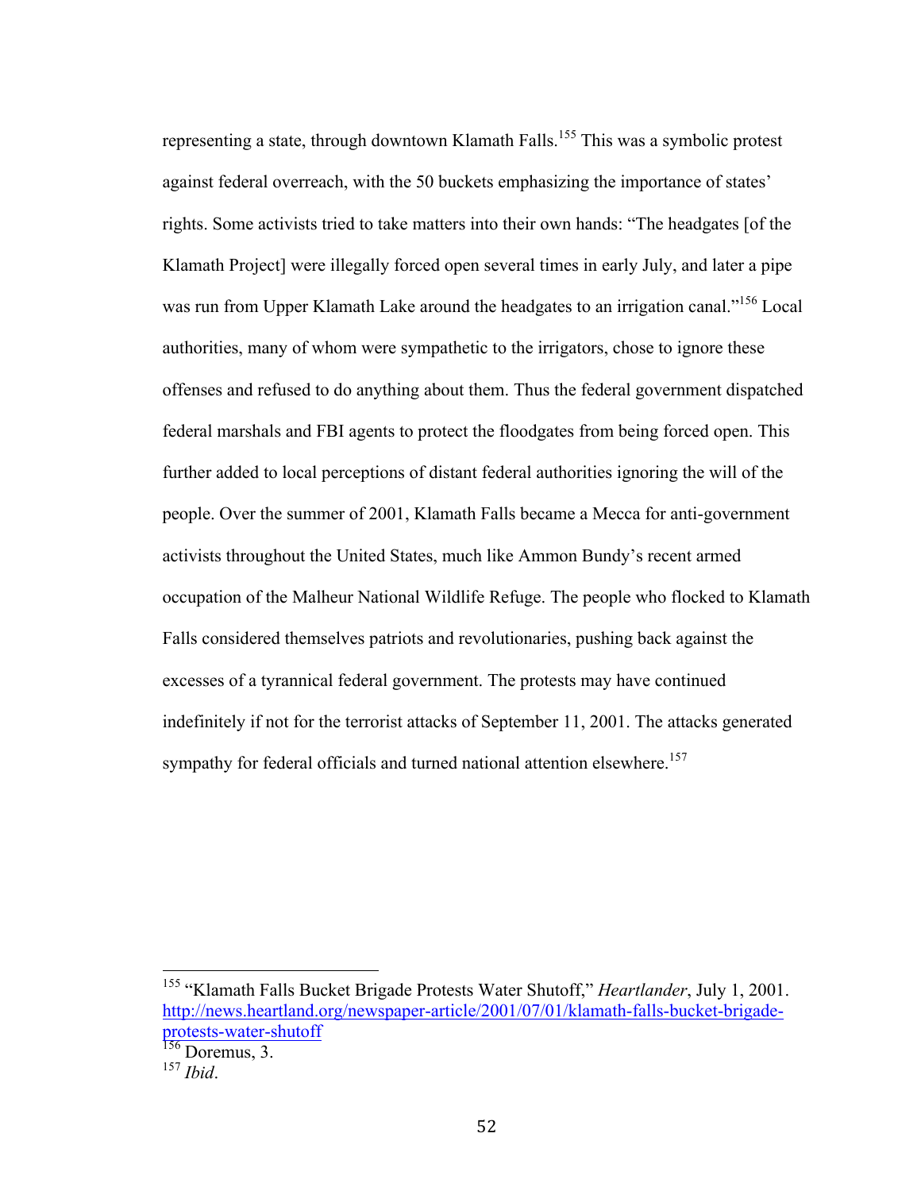representing a state, through downtown Klamath Falls.[155] This was a symbolic protest against federal overreach, with the 50 buckets emphasizing the importance of states' rights. Some activists tried to take matters into their own hands: "The headgates [of the Klamath Project] were illegally forced open several times in early July, and later a pipe was run from Upper Klamath Lake around the headgates to an irrigation canal."[156] Local authorities, many of whom were sympathetic to the irrigators, chose to ignore these offenses and refused to do anything about them. Thus the federal government dispatched federal marshals and FBI agents to protect the floodgates from being forced open. This further added to local perceptions of distant federal authorities ignoring the will of the people. Over the summer of 2001, Klamath Falls became a Mecca for anti-government activists throughout the United States, much like Ammon Bundy's recent armed occupation of the Malheur National Wildlife Refuge. The people who flocked to Klamath Falls considered themselves patriots and revolutionaries, pushing back against the excesses of a tyrannical federal government. The protests may have continued indefinitely if not for the terrorist attacks of September 11, 2001. The attacks generated sympathy for federal officials and turned national attention elsewhere.[157]

---

[155] "Klamath Falls Bucket Brigade Protests Water Shutoff," *Heartlander*, July 1, 2001. http://news.heartland.org/newspaper-article/2001/07/01/klamath-falls-bucket-brigade-protests-water-shutoff

[156] Doremus, 3.

[157] *Ibid*.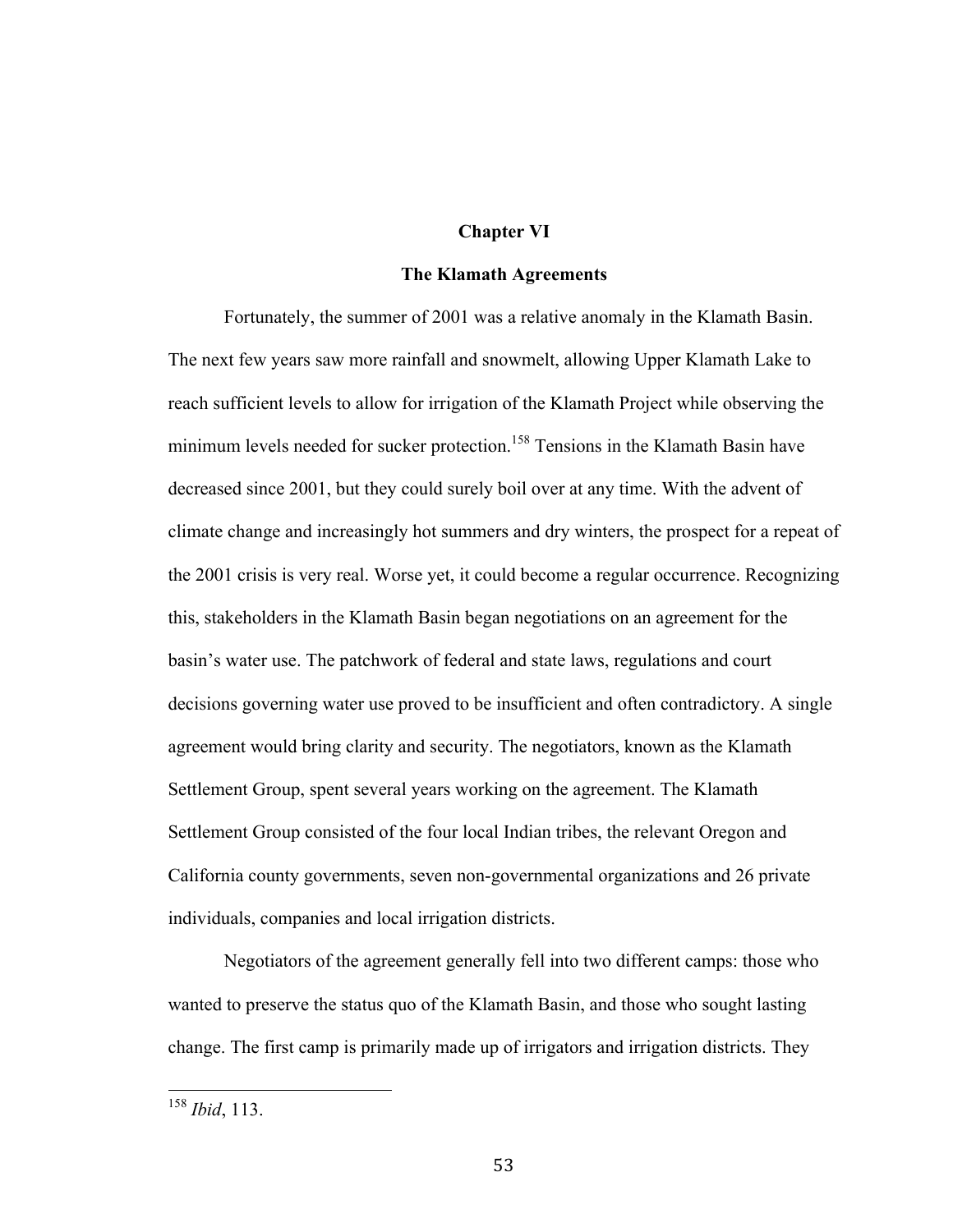# Chapter VI

## The Klamath Agreements

Fortunately, the summer of 2001 was a relative anomaly in the Klamath Basin. The next few years saw more rainfall and snowmelt, allowing Upper Klamath Lake to reach sufficient levels to allow for irrigation of the Klamath Project while observing the minimum levels needed for sucker protection.[158] Tensions in the Klamath Basin have decreased since 2001, but they could surely boil over at any time. With the advent of climate change and increasingly hot summers and dry winters, the prospect for a repeat of the 2001 crisis is very real. Worse yet, it could become a regular occurrence. Recognizing this, stakeholders in the Klamath Basin began negotiations on an agreement for the basin's water use. The patchwork of federal and state laws, regulations and court decisions governing water use proved to be insufficient and often contradictory. A single agreement would bring clarity and security. The negotiators, known as the Klamath Settlement Group, spent several years working on the agreement. The Klamath Settlement Group consisted of the four local Indian tribes, the relevant Oregon and California county governments, seven non-governmental organizations and 26 private individuals, companies and local irrigation districts.

Negotiators of the agreement generally fell into two different camps: those who wanted to preserve the status quo of the Klamath Basin, and those who sought lasting change. The first camp is primarily made up of irrigators and irrigation districts. They

---

[158] *Ibid*, 113.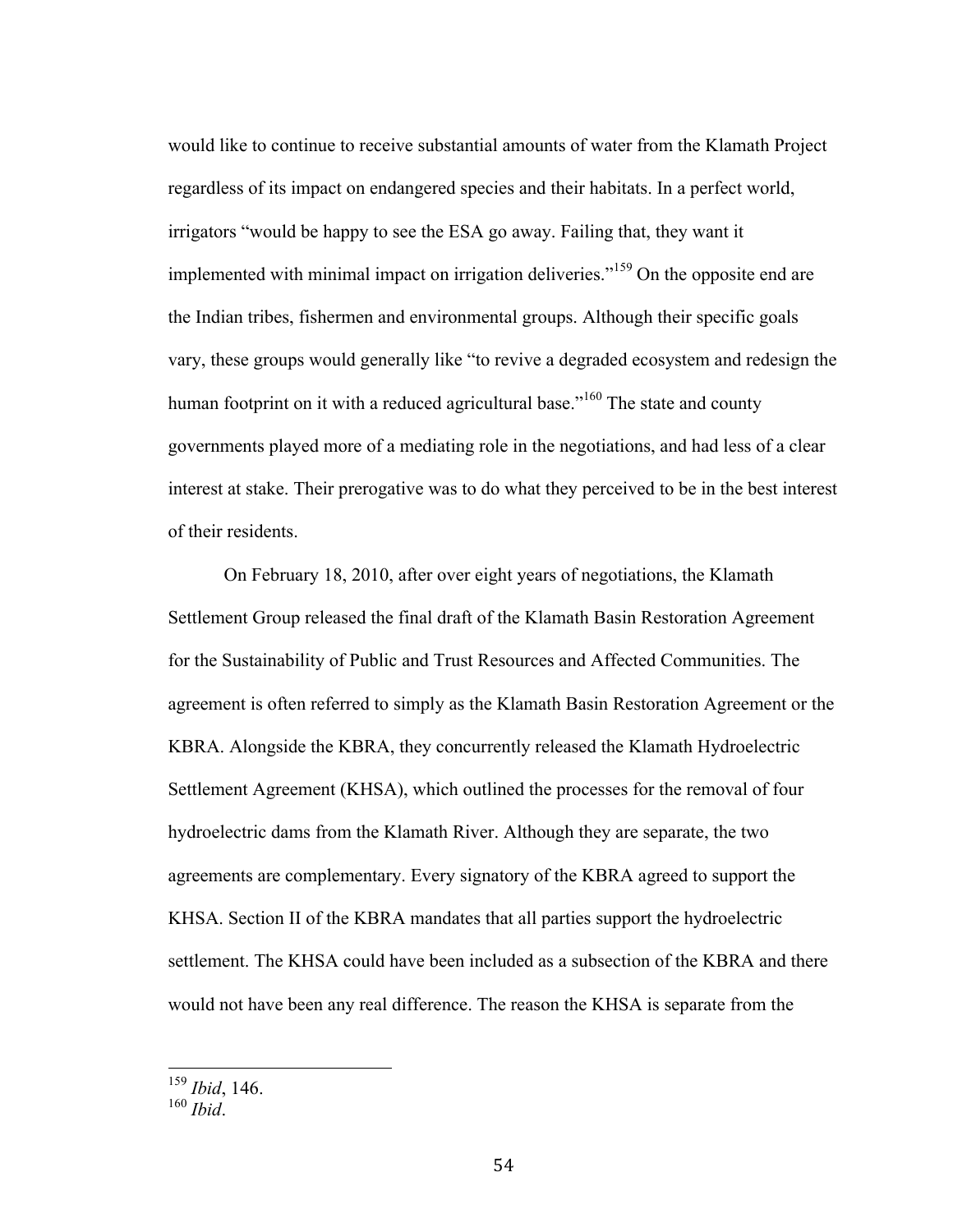would like to continue to receive substantial amounts of water from the Klamath Project regardless of its impact on endangered species and their habitats. In a perfect world, irrigators "would be happy to see the ESA go away. Failing that, they want it implemented with minimal impact on irrigation deliveries."[159] On the opposite end are the Indian tribes, fishermen and environmental groups. Although their specific goals vary, these groups would generally like "to revive a degraded ecosystem and redesign the human footprint on it with a reduced agricultural base."[160] The state and county governments played more of a mediating role in the negotiations, and had less of a clear interest at stake. Their prerogative was to do what they perceived to be in the best interest of their residents.

On February 18, 2010, after over eight years of negotiations, the Klamath Settlement Group released the final draft of the Klamath Basin Restoration Agreement for the Sustainability of Public and Trust Resources and Affected Communities. The agreement is often referred to simply as the Klamath Basin Restoration Agreement or the KBRA. Alongside the KBRA, they concurrently released the Klamath Hydroelectric Settlement Agreement (KHSA), which outlined the processes for the removal of four hydroelectric dams from the Klamath River. Although they are separate, the two agreements are complementary. Every signatory of the KBRA agreed to support the KHSA. Section II of the KBRA mandates that all parties support the hydroelectric settlement. The KHSA could have been included as a subsection of the KBRA and there would not have been any real difference. The reason the KHSA is separate from the

---

[159] *Ibid*, 146.

[160] *Ibid*.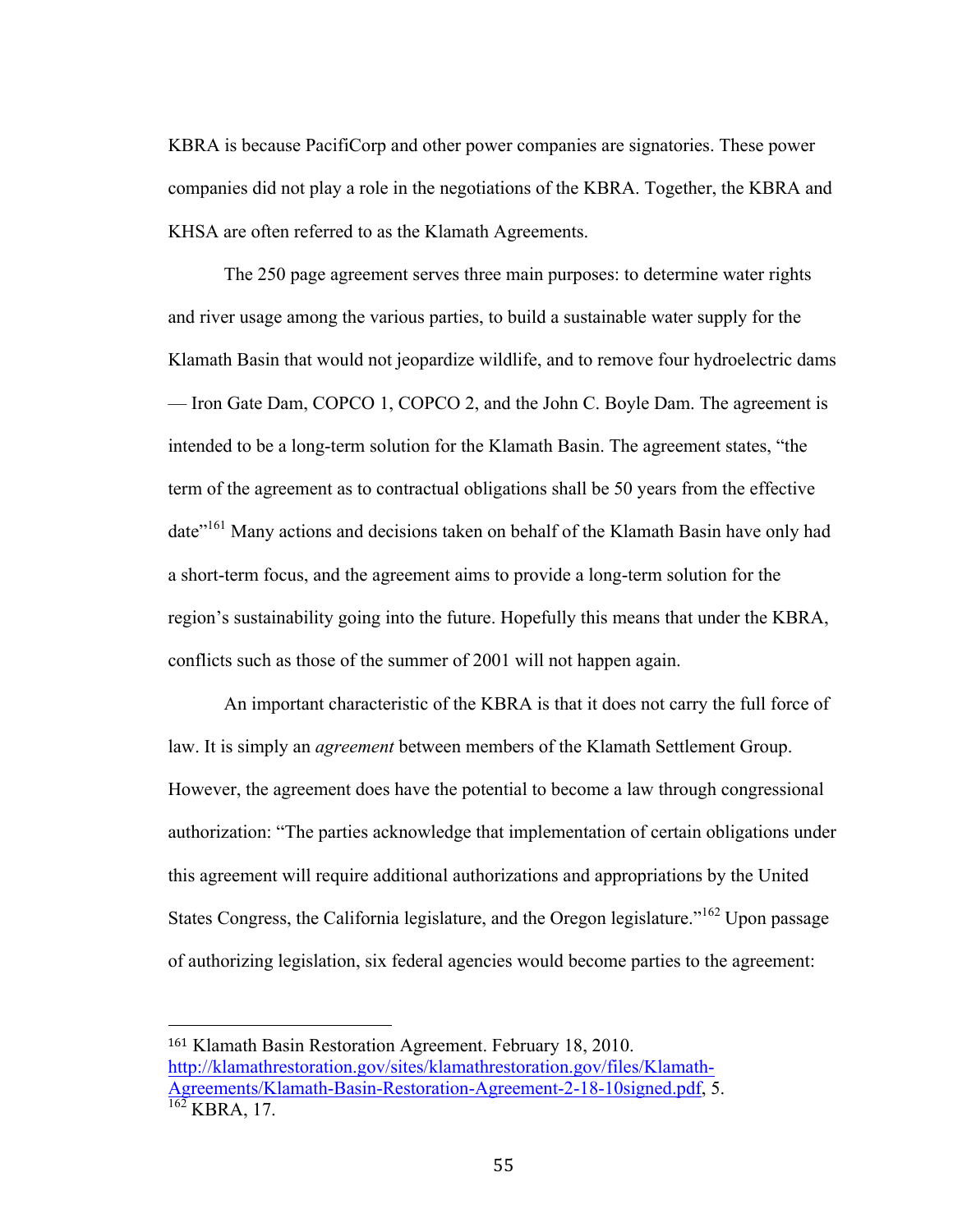KBRA is because PacifiCorp and other power companies are signatories. These power companies did not play a role in the negotiations of the KBRA. Together, the KBRA and KHSA are often referred to as the Klamath Agreements.

The 250 page agreement serves three main purposes: to determine water rights and river usage among the various parties, to build a sustainable water supply for the Klamath Basin that would not jeopardize wildlife, and to remove four hydroelectric dams — Iron Gate Dam, COPCO 1, COPCO 2, and the John C. Boyle Dam. The agreement is intended to be a long-term solution for the Klamath Basin. The agreement states, "the term of the agreement as to contractual obligations shall be 50 years from the effective date"[161] Many actions and decisions taken on behalf of the Klamath Basin have only had a short-term focus, and the agreement aims to provide a long-term solution for the region's sustainability going into the future. Hopefully this means that under the KBRA, conflicts such as those of the summer of 2001 will not happen again.

An important characteristic of the KBRA is that it does not carry the full force of law. It is simply an *agreement* between members of the Klamath Settlement Group. However, the agreement does have the potential to become a law through congressional authorization: "The parties acknowledge that implementation of certain obligations under this agreement will require additional authorizations and appropriations by the United States Congress, the California legislature, and the Oregon legislature."[162] Upon passage of authorizing legislation, six federal agencies would become parties to the agreement:

---

[161] Klamath Basin Restoration Agreement. February 18, 2010. http://klamathrestoration.gov/sites/klamathrestoration.gov/files/Klamath-Agreements/Klamath-Basin-Restoration-Agreement-2-18-10signed.pdf, 5.

[162] KBRA, 17.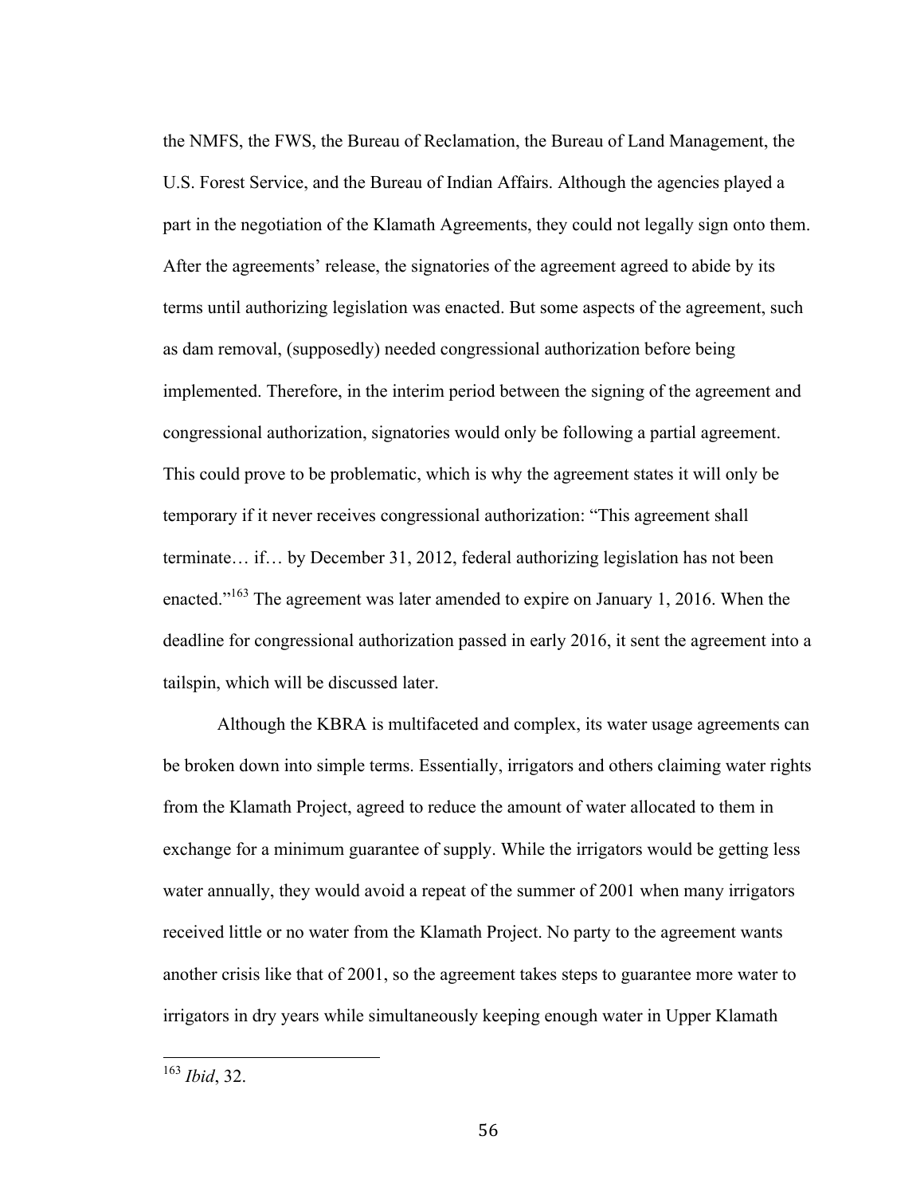the NMFS, the FWS, the Bureau of Reclamation, the Bureau of Land Management, the U.S. Forest Service, and the Bureau of Indian Affairs. Although the agencies played a part in the negotiation of the Klamath Agreements, they could not legally sign onto them. After the agreements' release, the signatories of the agreement agreed to abide by its terms until authorizing legislation was enacted. But some aspects of the agreement, such as dam removal, (supposedly) needed congressional authorization before being implemented. Therefore, in the interim period between the signing of the agreement and congressional authorization, signatories would only be following a partial agreement. This could prove to be problematic, which is why the agreement states it will only be temporary if it never receives congressional authorization: "This agreement shall terminate… if… by December 31, 2012, federal authorizing legislation has not been enacted."[163] The agreement was later amended to expire on January 1, 2016. When the deadline for congressional authorization passed in early 2016, it sent the agreement into a tailspin, which will be discussed later.

Although the KBRA is multifaceted and complex, its water usage agreements can be broken down into simple terms. Essentially, irrigators and others claiming water rights from the Klamath Project, agreed to reduce the amount of water allocated to them in exchange for a minimum guarantee of supply. While the irrigators would be getting less water annually, they would avoid a repeat of the summer of 2001 when many irrigators received little or no water from the Klamath Project. No party to the agreement wants another crisis like that of 2001, so the agreement takes steps to guarantee more water to irrigators in dry years while simultaneously keeping enough water in Upper Klamath

[163] *Ibid*, 32.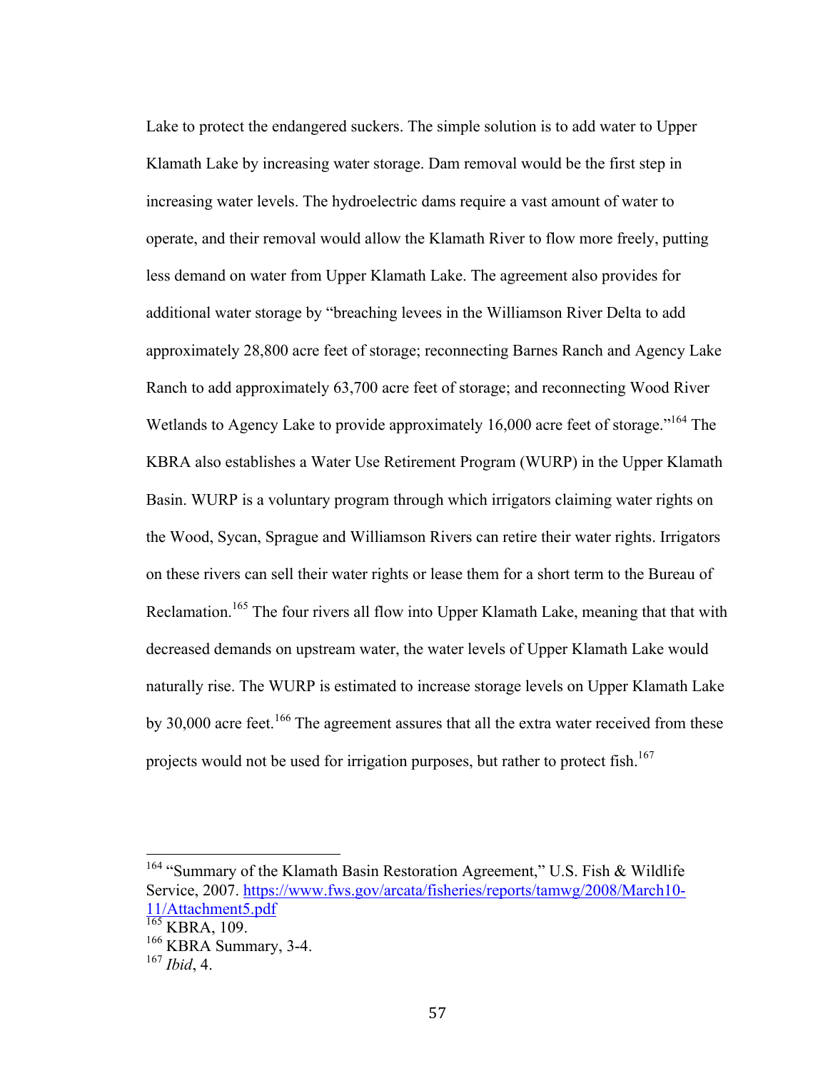Lake to protect the endangered suckers. The simple solution is to add water to Upper Klamath Lake by increasing water storage. Dam removal would be the first step in increasing water levels. The hydroelectric dams require a vast amount of water to operate, and their removal would allow the Klamath River to flow more freely, putting less demand on water from Upper Klamath Lake. The agreement also provides for additional water storage by "breaching levees in the Williamson River Delta to add approximately 28,800 acre feet of storage; reconnecting Barnes Ranch and Agency Lake Ranch to add approximately 63,700 acre feet of storage; and reconnecting Wood River Wetlands to Agency Lake to provide approximately 16,000 acre feet of storage."[164] The KBRA also establishes a Water Use Retirement Program (WURP) in the Upper Klamath Basin. WURP is a voluntary program through which irrigators claiming water rights on the Wood, Sycan, Sprague and Williamson Rivers can retire their water rights. Irrigators on these rivers can sell their water rights or lease them for a short term to the Bureau of Reclamation.[165] The four rivers all flow into Upper Klamath Lake, meaning that that with decreased demands on upstream water, the water levels of Upper Klamath Lake would naturally rise. The WURP is estimated to increase storage levels on Upper Klamath Lake by 30,000 acre feet.[166] The agreement assures that all the extra water received from these projects would not be used for irrigation purposes, but rather to protect fish.[167]

---

[164] "Summary of the Klamath Basin Restoration Agreement," U.S. Fish & Wildlife Service, 2007. https://www.fws.gov/arcata/fisheries/reports/tamwg/2008/March10-11/Attachment5.pdf

[165] KBRA, 109.

[166] KBRA Summary, 3-4.

[167] *Ibid*, 4.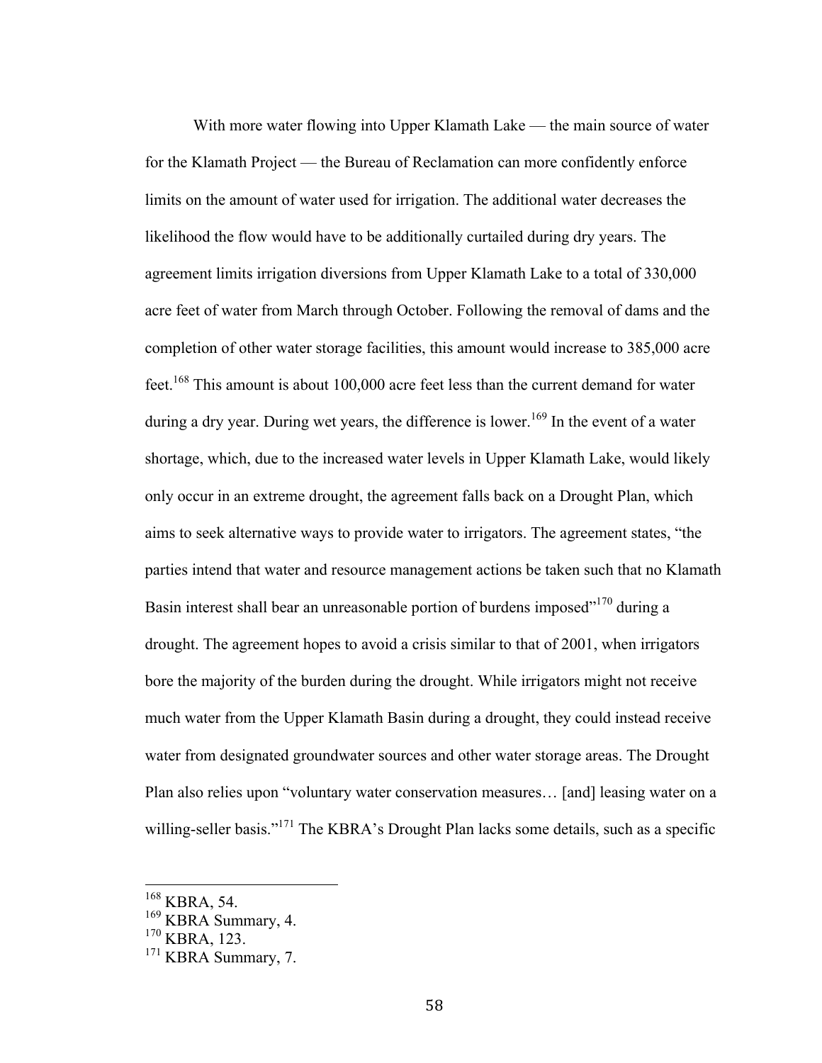With more water flowing into Upper Klamath Lake — the main source of water for the Klamath Project — the Bureau of Reclamation can more confidently enforce limits on the amount of water used for irrigation. The additional water decreases the likelihood the flow would have to be additionally curtailed during dry years. The agreement limits irrigation diversions from Upper Klamath Lake to a total of 330,000 acre feet of water from March through October. Following the removal of dams and the completion of other water storage facilities, this amount would increase to 385,000 acre feet.[168] This amount is about 100,000 acre feet less than the current demand for water during a dry year. During wet years, the difference is lower.[169] In the event of a water shortage, which, due to the increased water levels in Upper Klamath Lake, would likely only occur in an extreme drought, the agreement falls back on a Drought Plan, which aims to seek alternative ways to provide water to irrigators. The agreement states, "the parties intend that water and resource management actions be taken such that no Klamath Basin interest shall bear an unreasonable portion of burdens imposed"[170] during a drought. The agreement hopes to avoid a crisis similar to that of 2001, when irrigators bore the majority of the burden during the drought. While irrigators might not receive much water from the Upper Klamath Basin during a drought, they could instead receive water from designated groundwater sources and other water storage areas. The Drought Plan also relies upon "voluntary water conservation measures… [and] leasing water on a willing-seller basis."[171] The KBRA's Drought Plan lacks some details, such as a specific

---

[168] KBRA, 54.

[169] KBRA Summary, 4.

[170] KBRA, 123.

[171] KBRA Summary, 7.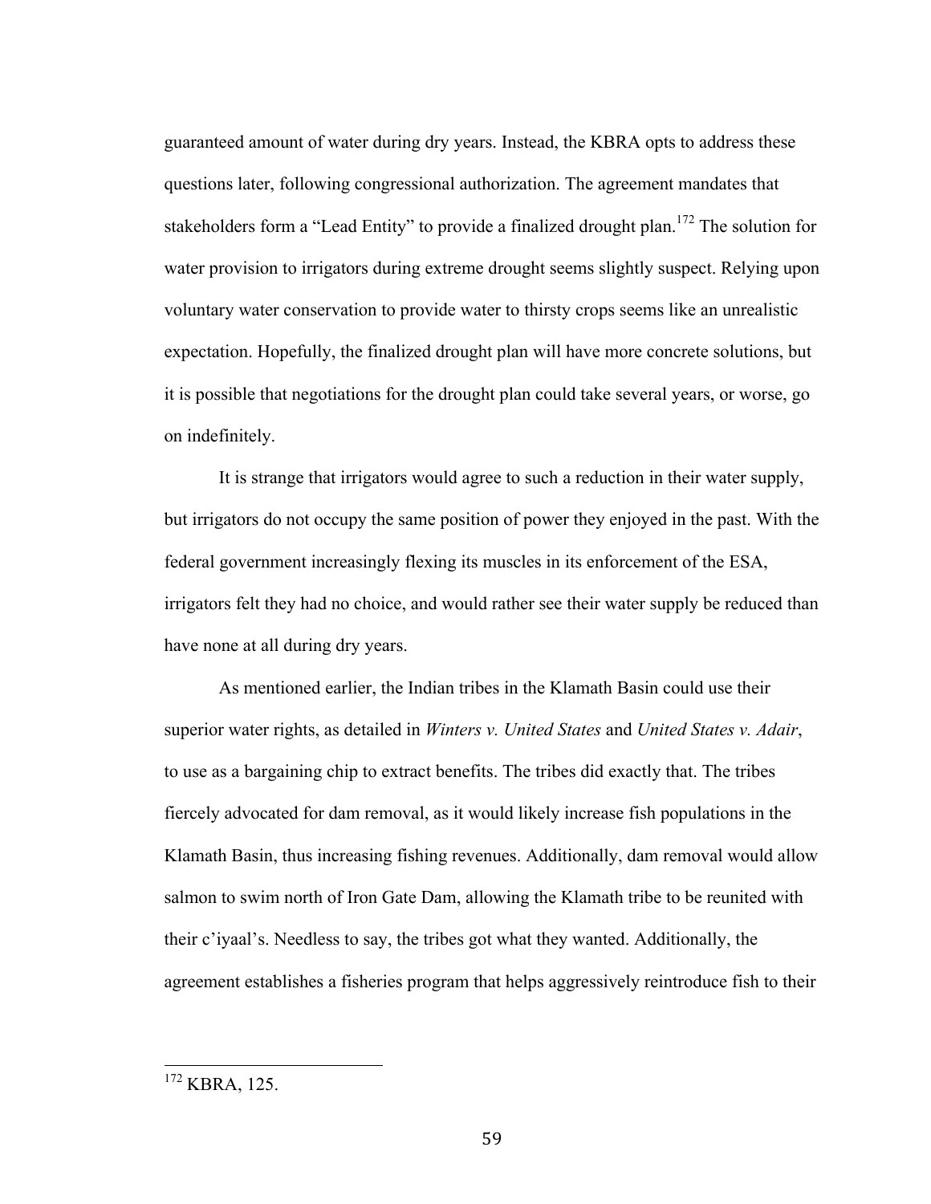guaranteed amount of water during dry years. Instead, the KBRA opts to address these questions later, following congressional authorization. The agreement mandates that stakeholders form a "Lead Entity" to provide a finalized drought plan.[172] The solution for water provision to irrigators during extreme drought seems slightly suspect. Relying upon voluntary water conservation to provide water to thirsty crops seems like an unrealistic expectation. Hopefully, the finalized drought plan will have more concrete solutions, but it is possible that negotiations for the drought plan could take several years, or worse, go on indefinitely.

It is strange that irrigators would agree to such a reduction in their water supply, but irrigators do not occupy the same position of power they enjoyed in the past. With the federal government increasingly flexing its muscles in its enforcement of the ESA, irrigators felt they had no choice, and would rather see their water supply be reduced than have none at all during dry years.

As mentioned earlier, the Indian tribes in the Klamath Basin could use their superior water rights, as detailed in *Winters v. United States* and *United States v. Adair*, to use as a bargaining chip to extract benefits. The tribes did exactly that. The tribes fiercely advocated for dam removal, as it would likely increase fish populations in the Klamath Basin, thus increasing fishing revenues. Additionally, dam removal would allow salmon to swim north of Iron Gate Dam, allowing the Klamath tribe to be reunited with their c'iyaal's. Needless to say, the tribes got what they wanted. Additionally, the agreement establishes a fisheries program that helps aggressively reintroduce fish to their

[172] KBRA, 125.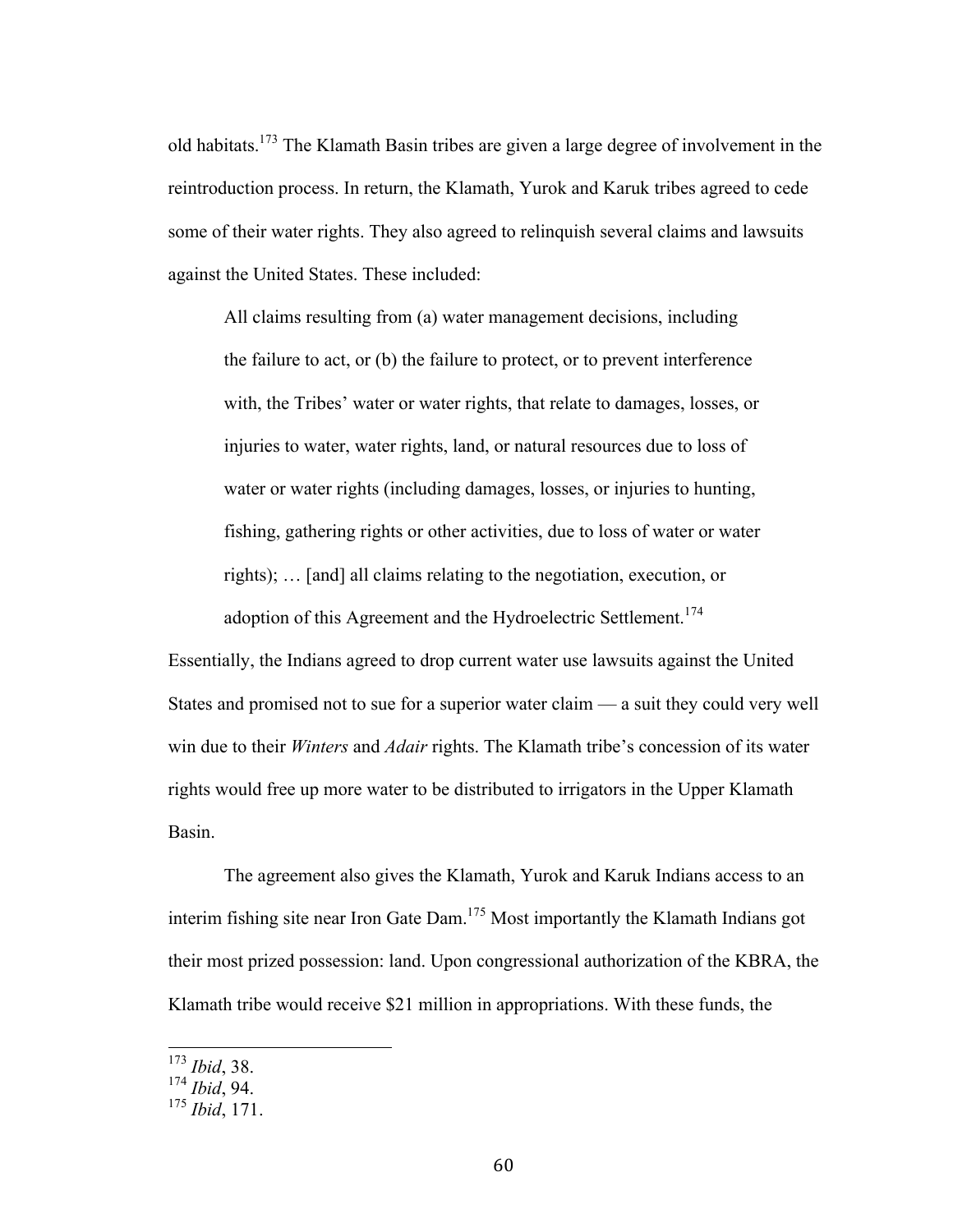old habitats.[173] The Klamath Basin tribes are given a large degree of involvement in the reintroduction process. In return, the Klamath, Yurok and Karuk tribes agreed to cede some of their water rights. They also agreed to relinquish several claims and lawsuits against the United States. These included:

> All claims resulting from (a) water management decisions, including the failure to act, or (b) the failure to protect, or to prevent interference with, the Tribes' water or water rights, that relate to damages, losses, or injuries to water, water rights, land, or natural resources due to loss of water or water rights (including damages, losses, or injuries to hunting, fishing, gathering rights or other activities, due to loss of water or water rights); … [and] all claims relating to the negotiation, execution, or adoption of this Agreement and the Hydroelectric Settlement.[174]

Essentially, the Indians agreed to drop current water use lawsuits against the United States and promised not to sue for a superior water claim — a suit they could very well win due to their *Winters* and *Adair* rights. The Klamath tribe's concession of its water rights would free up more water to be distributed to irrigators in the Upper Klamath Basin.

The agreement also gives the Klamath, Yurok and Karuk Indians access to an interim fishing site near Iron Gate Dam.[175] Most importantly the Klamath Indians got their most prized possession: land. Upon congressional authorization of the KBRA, the Klamath tribe would receive $21 million in appropriations. With these funds, the

---

[173] *Ibid*, 38.
[174] *Ibid*, 94.
[175] *Ibid*, 171.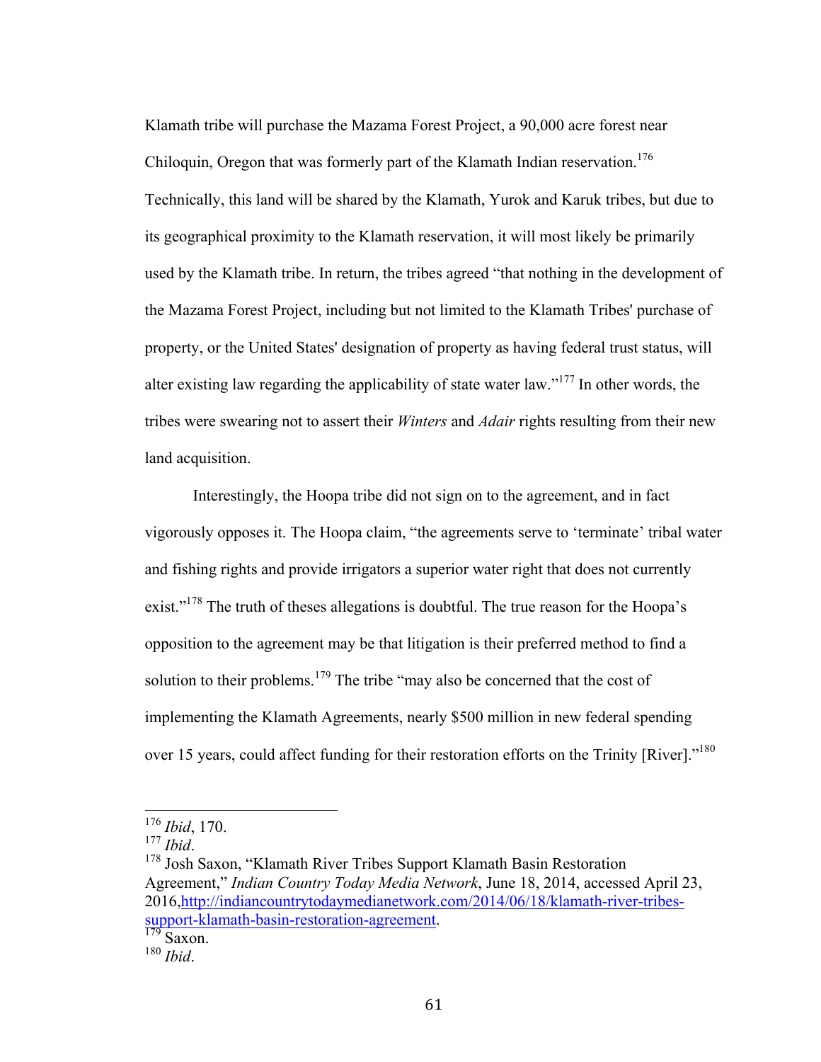Klamath tribe will purchase the Mazama Forest Project, a 90,000 acre forest near Chiloquin, Oregon that was formerly part of the Klamath Indian reservation.[176] Technically, this land will be shared by the Klamath, Yurok and Karuk tribes, but due to its geographical proximity to the Klamath reservation, it will most likely be primarily used by the Klamath tribe. In return, the tribes agreed "that nothing in the development of the Mazama Forest Project, including but not limited to the Klamath Tribes' purchase of property, or the United States' designation of property as having federal trust status, will alter existing law regarding the applicability of state water law."[177] In other words, the tribes were swearing not to assert their *Winters* and *Adair* rights resulting from their new land acquisition.

Interestingly, the Hoopa tribe did not sign on to the agreement, and in fact vigorously opposes it. The Hoopa claim, "the agreements serve to 'terminate' tribal water and fishing rights and provide irrigators a superior water right that does not currently exist."[178] The truth of theses allegations is doubtful. The true reason for the Hoopa's opposition to the agreement may be that litigation is their preferred method to find a solution to their problems.[179] The tribe "may also be concerned that the cost of implementing the Klamath Agreements, nearly $500 million in new federal spending over 15 years, could affect funding for their restoration efforts on the Trinity [River]."[180]

---

[176] *Ibid*, 170.
[177] *Ibid*.
[178] Josh Saxon, "Klamath River Tribes Support Klamath Basin Restoration Agreement," *Indian Country Today Media Network*, June 18, 2014, accessed April 23, 2016,http://indiancountrytodaymedianetwork.com/2014/06/18/klamath-river-tribes-support-klamath-basin-restoration-agreement.
[179] Saxon.
[180] *Ibid*.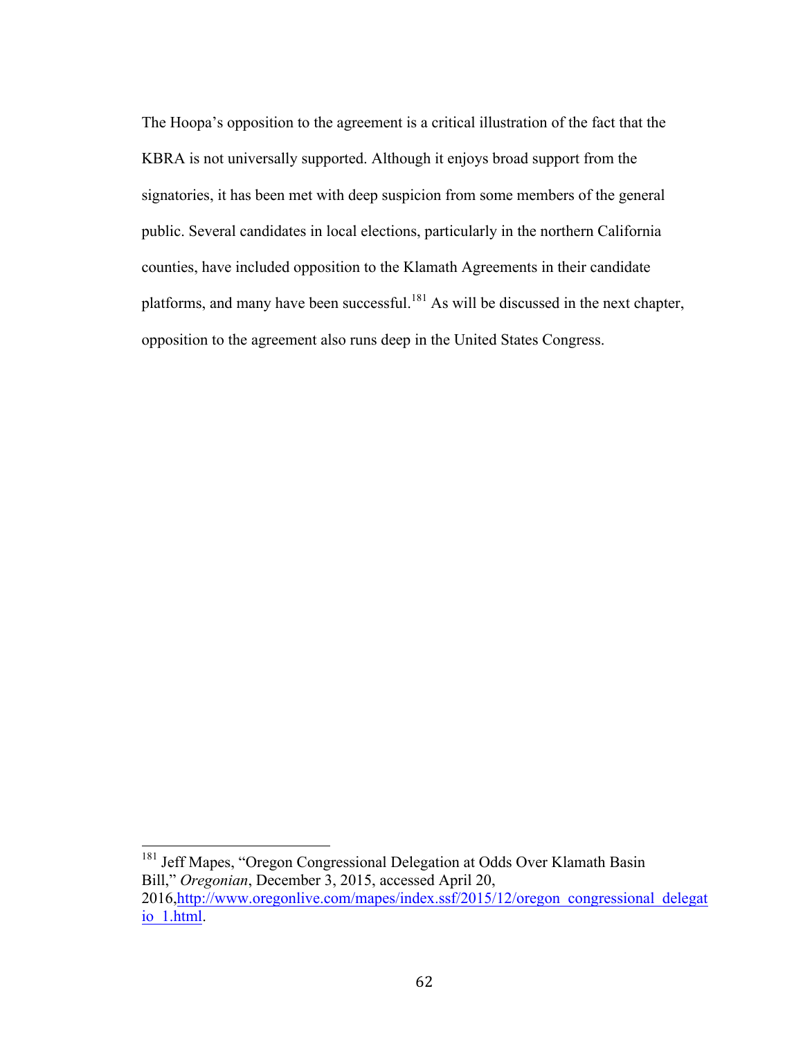The Hoopa's opposition to the agreement is a critical illustration of the fact that the KBRA is not universally supported. Although it enjoys broad support from the signatories, it has been met with deep suspicion from some members of the general public. Several candidates in local elections, particularly in the northern California counties, have included opposition to the Klamath Agreements in their candidate platforms, and many have been successful.[181] As will be discussed in the next chapter, opposition to the agreement also runs deep in the United States Congress.

---

[181] Jeff Mapes, "Oregon Congressional Delegation at Odds Over Klamath Basin Bill," *Oregonian*, December 3, 2015, accessed April 20, 2016,http://www.oregonlive.com/mapes/index.ssf/2015/12/oregon_congressional_delegatio_1.html.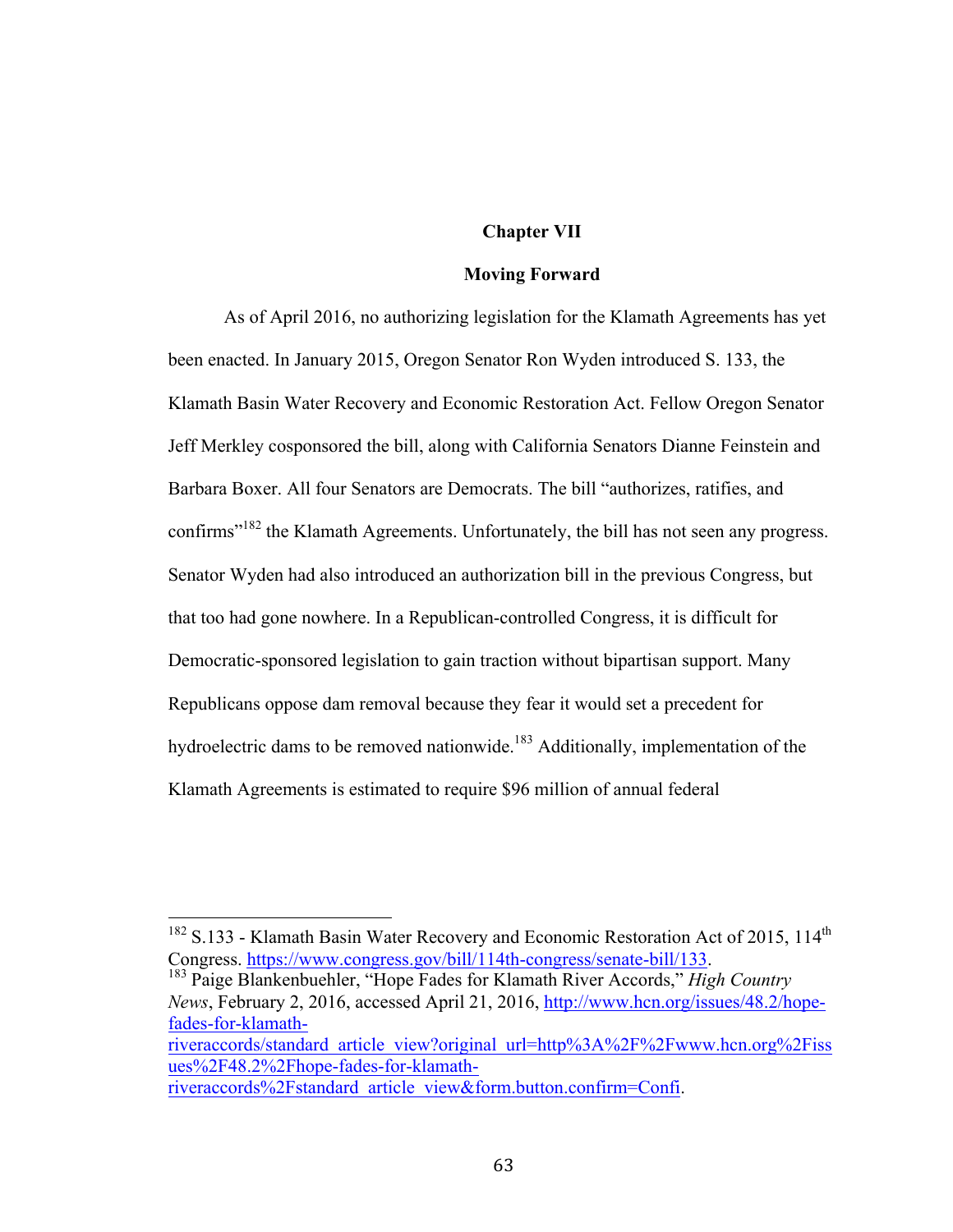# Chapter VII

## Moving Forward

As of April 2016, no authorizing legislation for the Klamath Agreements has yet been enacted. In January 2015, Oregon Senator Ron Wyden introduced S. 133, the Klamath Basin Water Recovery and Economic Restoration Act. Fellow Oregon Senator Jeff Merkley cosponsored the bill, along with California Senators Dianne Feinstein and Barbara Boxer. All four Senators are Democrats. The bill "authorizes, ratifies, and confirms"[182] the Klamath Agreements. Unfortunately, the bill has not seen any progress. Senator Wyden had also introduced an authorization bill in the previous Congress, but that too had gone nowhere. In a Republican-controlled Congress, it is difficult for Democratic-sponsored legislation to gain traction without bipartisan support. Many Republicans oppose dam removal because they fear it would set a precedent for hydroelectric dams to be removed nationwide.[183] Additionally, implementation of the Klamath Agreements is estimated to require $96 million of annual federal

---

[182] S.133 - Klamath Basin Water Recovery and Economic Restoration Act of 2015, 114th Congress. https://www.congress.gov/bill/114th-congress/senate-bill/133.

[183] Paige Blankenbuehler, "Hope Fades for Klamath River Accords," *High Country News*, February 2, 2016, accessed April 21, 2016, http://www.hcn.org/issues/48.2/hope-fades-for-klamath-riveraccords/standard_article_view?original_url=http%3A%2F%2Fwww.hcn.org%2Fissues%2F48.2%2Fhope-fades-for-klamath-riveraccords%2Fstandard_article_view&form.button.confirm=Confi.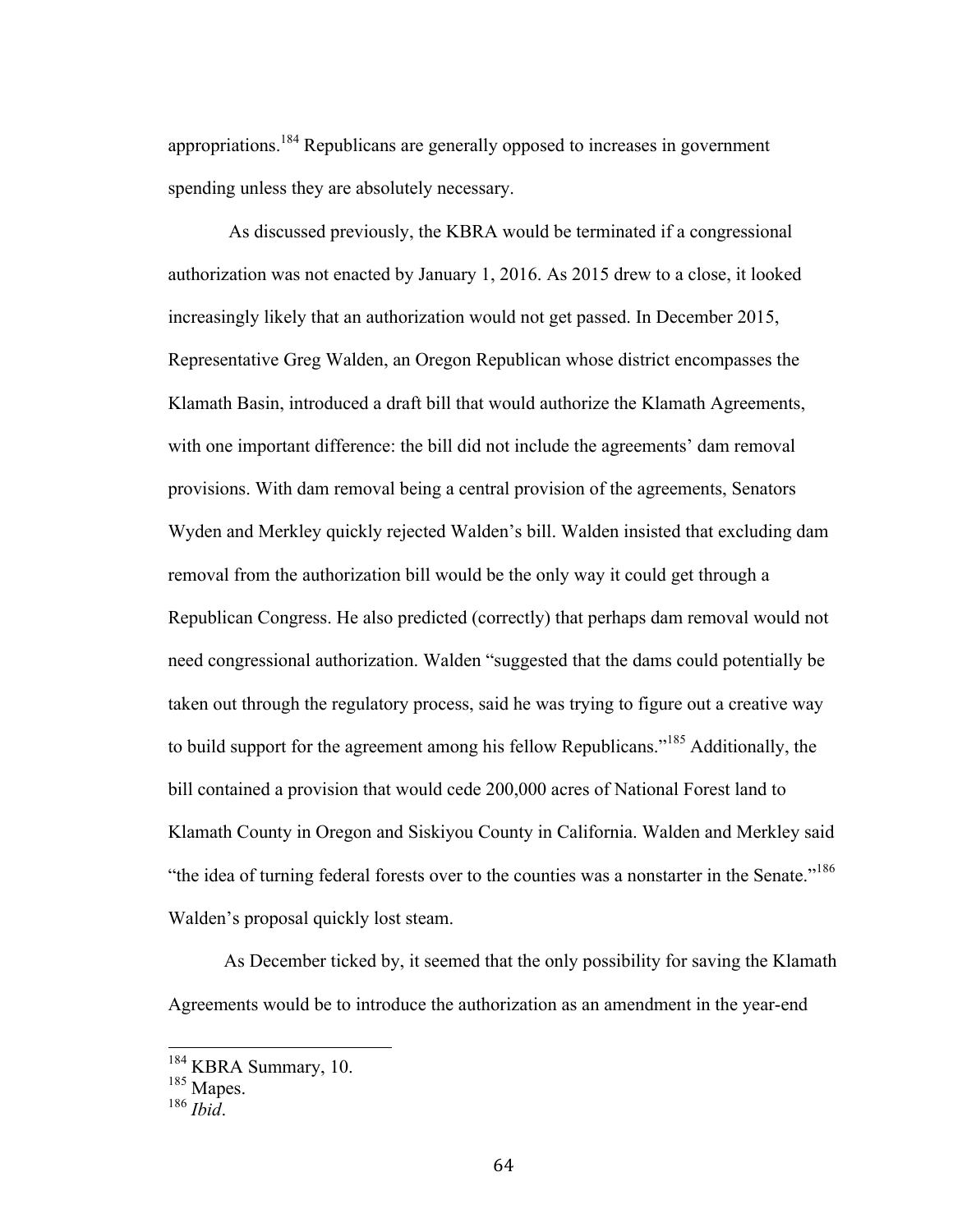appropriations.[184] Republicans are generally opposed to increases in government spending unless they are absolutely necessary.

As discussed previously, the KBRA would be terminated if a congressional authorization was not enacted by January 1, 2016. As 2015 drew to a close, it looked increasingly likely that an authorization would not get passed. In December 2015, Representative Greg Walden, an Oregon Republican whose district encompasses the Klamath Basin, introduced a draft bill that would authorize the Klamath Agreements, with one important difference: the bill did not include the agreements' dam removal provisions. With dam removal being a central provision of the agreements, Senators Wyden and Merkley quickly rejected Walden's bill. Walden insisted that excluding dam removal from the authorization bill would be the only way it could get through a Republican Congress. He also predicted (correctly) that perhaps dam removal would not need congressional authorization. Walden "suggested that the dams could potentially be taken out through the regulatory process, said he was trying to figure out a creative way to build support for the agreement among his fellow Republicans."[185] Additionally, the bill contained a provision that would cede 200,000 acres of National Forest land to Klamath County in Oregon and Siskiyou County in California. Walden and Merkley said "the idea of turning federal forests over to the counties was a nonstarter in the Senate."[186] Walden's proposal quickly lost steam.

As December ticked by, it seemed that the only possibility for saving the Klamath Agreements would be to introduce the authorization as an amendment in the year-end

---

[184] KBRA Summary, 10.

[185] Mapes.

[186] *Ibid*.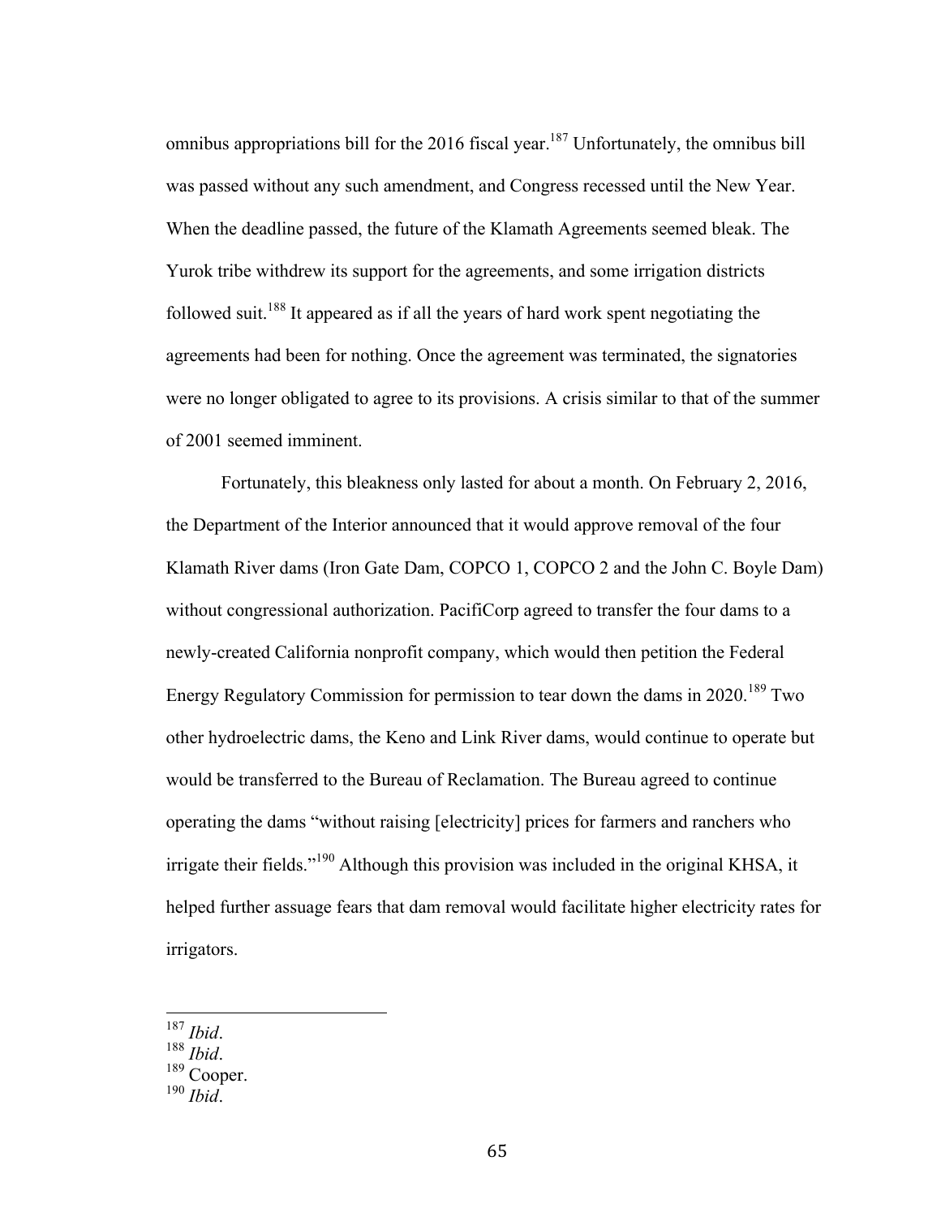omnibus appropriations bill for the 2016 fiscal year.[187] Unfortunately, the omnibus bill was passed without any such amendment, and Congress recessed until the New Year. When the deadline passed, the future of the Klamath Agreements seemed bleak. The Yurok tribe withdrew its support for the agreements, and some irrigation districts followed suit.[188] It appeared as if all the years of hard work spent negotiating the agreements had been for nothing. Once the agreement was terminated, the signatories were no longer obligated to agree to its provisions. A crisis similar to that of the summer of 2001 seemed imminent.

Fortunately, this bleakness only lasted for about a month. On February 2, 2016, the Department of the Interior announced that it would approve removal of the four Klamath River dams (Iron Gate Dam, COPCO 1, COPCO 2 and the John C. Boyle Dam) without congressional authorization. PacifiCorp agreed to transfer the four dams to a newly-created California nonprofit company, which would then petition the Federal Energy Regulatory Commission for permission to tear down the dams in 2020.[189] Two other hydroelectric dams, the Keno and Link River dams, would continue to operate but would be transferred to the Bureau of Reclamation. The Bureau agreed to continue operating the dams "without raising [electricity] prices for farmers and ranchers who irrigate their fields."[190] Although this provision was included in the original KHSA, it helped further assuage fears that dam removal would facilitate higher electricity rates for irrigators.

---

[187] *Ibid*.
[188] *Ibid*.
[189] Cooper.
[190] *Ibid*.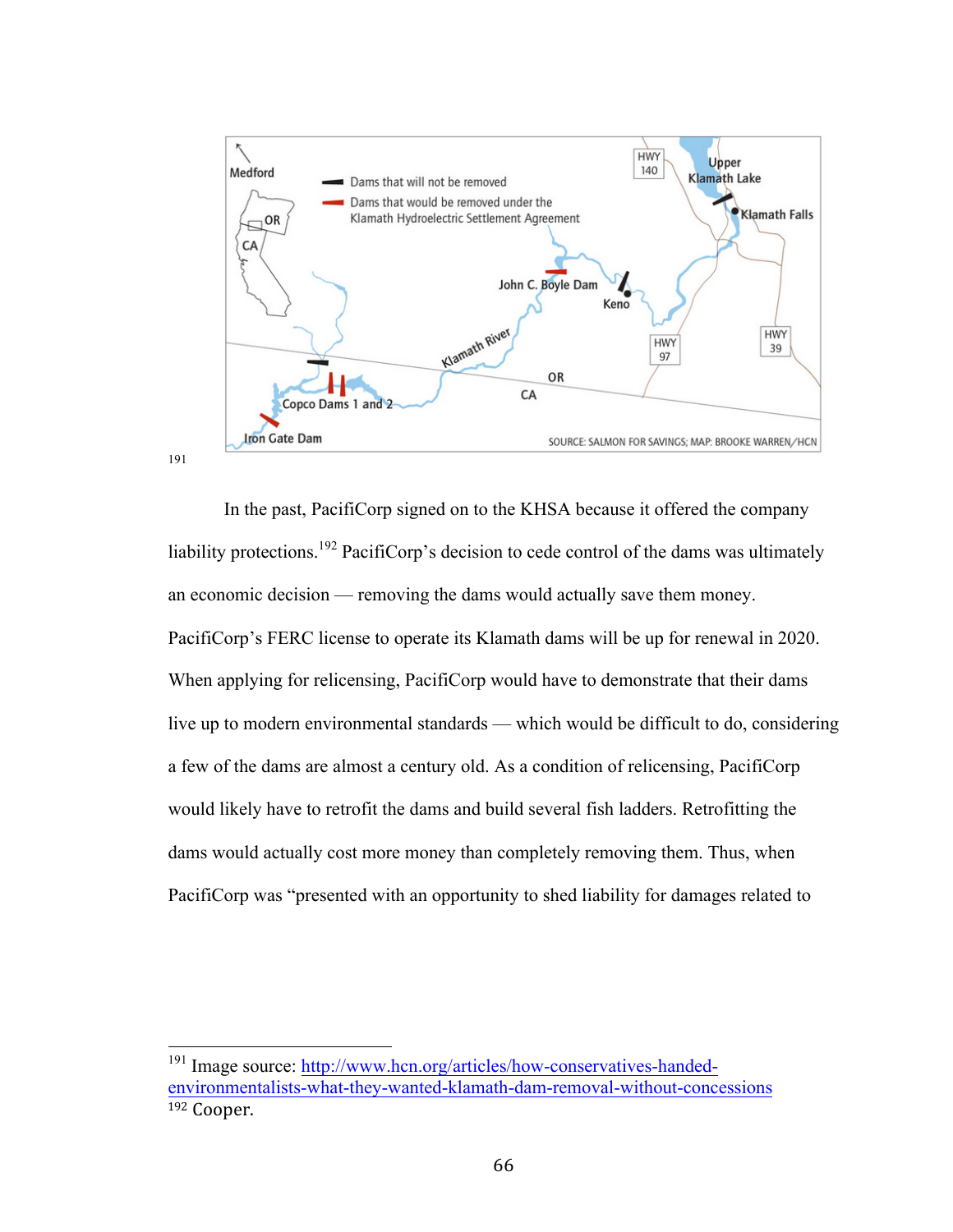191

In the past, PacifiCorp signed on to the KHSA because it offered the company liability protections.[192] PacifiCorp's decision to cede control of the dams was ultimately an economic decision — removing the dams would actually save them money. PacifiCorp's FERC license to operate its Klamath dams will be up for renewal in 2020. When applying for relicensing, PacifiCorp would have to demonstrate that their dams live up to modern environmental standards — which would be difficult to do, considering a few of the dams are almost a century old. As a condition of relicensing, PacifiCorp would likely have to retrofit the dams and build several fish ladders. Retrofitting the dams would actually cost more money than completely removing them. Thus, when PacifiCorp was "presented with an opportunity to shed liability for damages related to

---

[191] Image source: http://www.hcn.org/articles/how-conservatives-handed-environmentalists-what-they-wanted-klamath-dam-removal-without-concessions

[192] Cooper.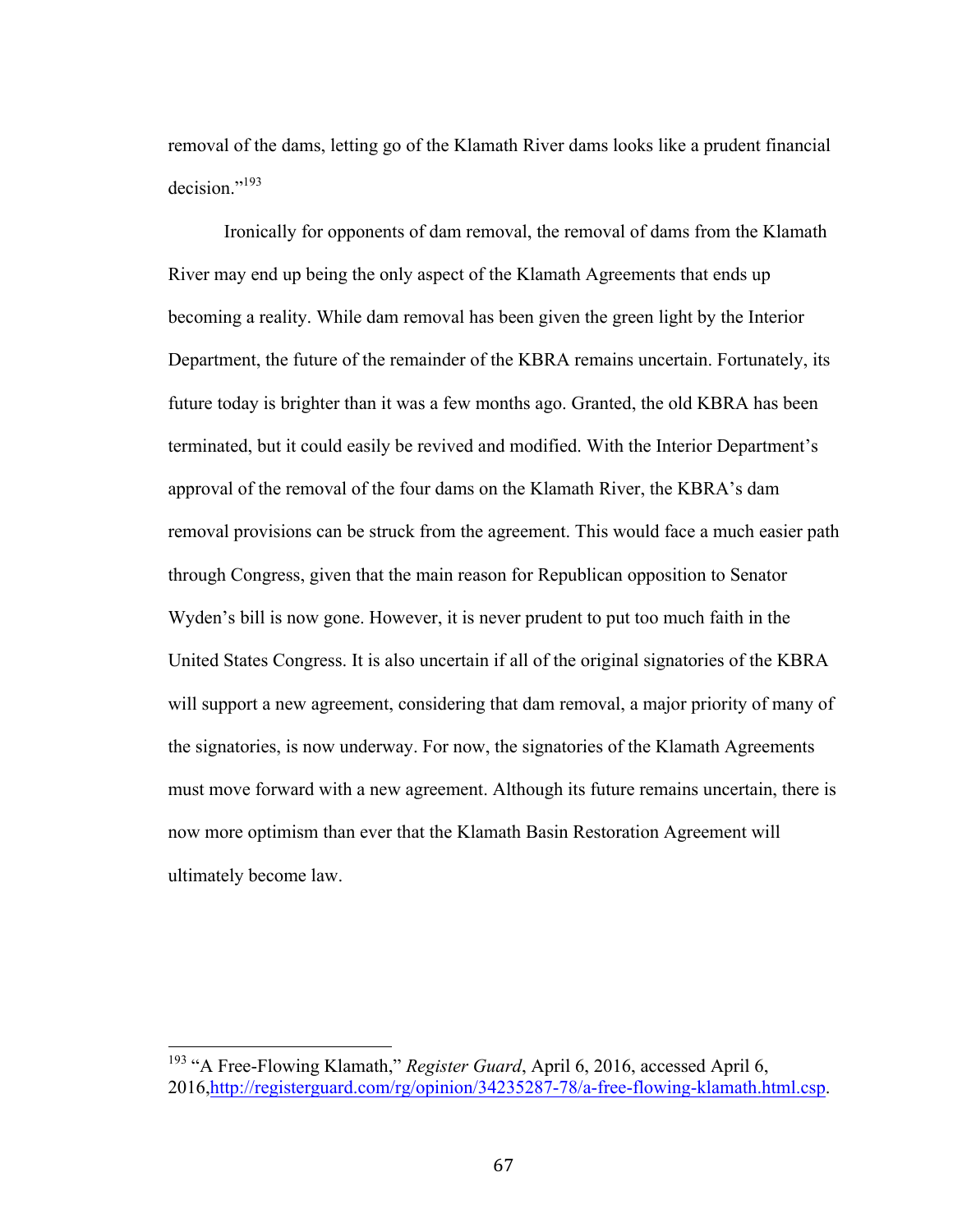removal of the dams, letting go of the Klamath River dams looks like a prudent financial decision."[193]

Ironically for opponents of dam removal, the removal of dams from the Klamath River may end up being the only aspect of the Klamath Agreements that ends up becoming a reality. While dam removal has been given the green light by the Interior Department, the future of the remainder of the KBRA remains uncertain. Fortunately, its future today is brighter than it was a few months ago. Granted, the old KBRA has been terminated, but it could easily be revived and modified. With the Interior Department's approval of the removal of the four dams on the Klamath River, the KBRA's dam removal provisions can be struck from the agreement. This would face a much easier path through Congress, given that the main reason for Republican opposition to Senator Wyden's bill is now gone. However, it is never prudent to put too much faith in the United States Congress. It is also uncertain if all of the original signatories of the KBRA will support a new agreement, considering that dam removal, a major priority of many of the signatories, is now underway. For now, the signatories of the Klamath Agreements must move forward with a new agreement. Although its future remains uncertain, there is now more optimism than ever that the Klamath Basin Restoration Agreement will ultimately become law.

---

[193] "A Free-Flowing Klamath," *Register Guard*, April 6, 2016, accessed April 6, 2016,http://registerguard.com/rg/opinion/34235287-78/a-free-flowing-klamath.html.csp.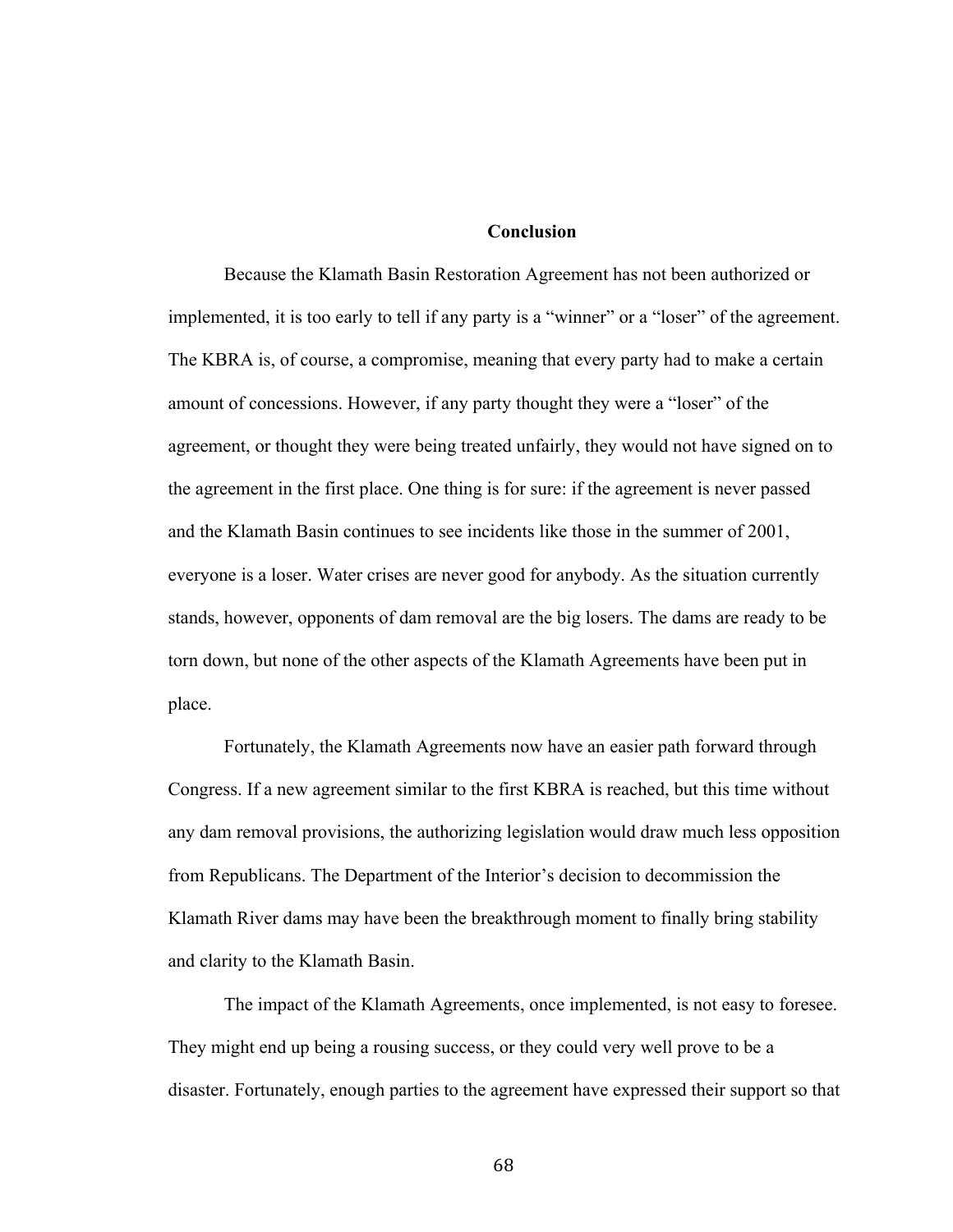# Conclusion

Because the Klamath Basin Restoration Agreement has not been authorized or implemented, it is too early to tell if any party is a "winner" or a "loser" of the agreement. The KBRA is, of course, a compromise, meaning that every party had to make a certain amount of concessions. However, if any party thought they were a "loser" of the agreement, or thought they were being treated unfairly, they would not have signed on to the agreement in the first place. One thing is for sure: if the agreement is never passed and the Klamath Basin continues to see incidents like those in the summer of 2001, everyone is a loser. Water crises are never good for anybody. As the situation currently stands, however, opponents of dam removal are the big losers. The dams are ready to be torn down, but none of the other aspects of the Klamath Agreements have been put in place.

Fortunately, the Klamath Agreements now have an easier path forward through Congress. If a new agreement similar to the first KBRA is reached, but this time without any dam removal provisions, the authorizing legislation would draw much less opposition from Republicans. The Department of the Interior's decision to decommission the Klamath River dams may have been the breakthrough moment to finally bring stability and clarity to the Klamath Basin.

The impact of the Klamath Agreements, once implemented, is not easy to foresee. They might end up being a rousing success, or they could very well prove to be a disaster. Fortunately, enough parties to the agreement have expressed their support so that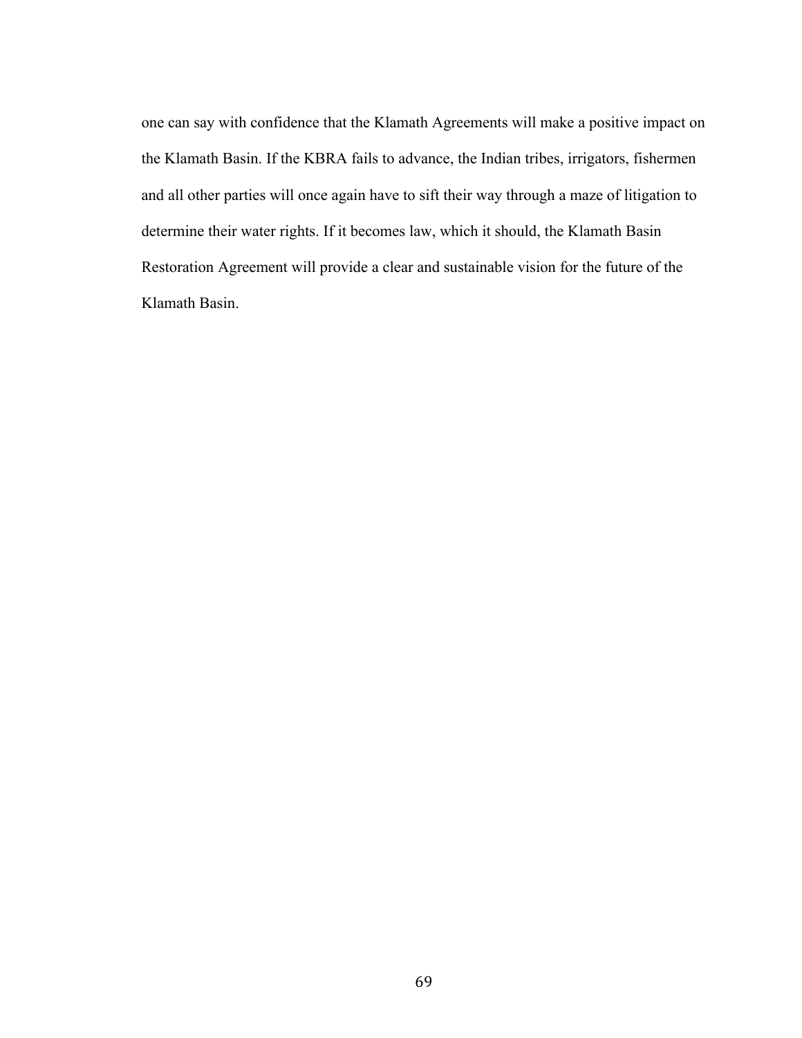one can say with confidence that the Klamath Agreements will make a positive impact on the Klamath Basin. If the KBRA fails to advance, the Indian tribes, irrigators, fishermen and all other parties will once again have to sift their way through a maze of litigation to determine their water rights. If it becomes law, which it should, the Klamath Basin Restoration Agreement will provide a clear and sustainable vision for the future of the Klamath Basin.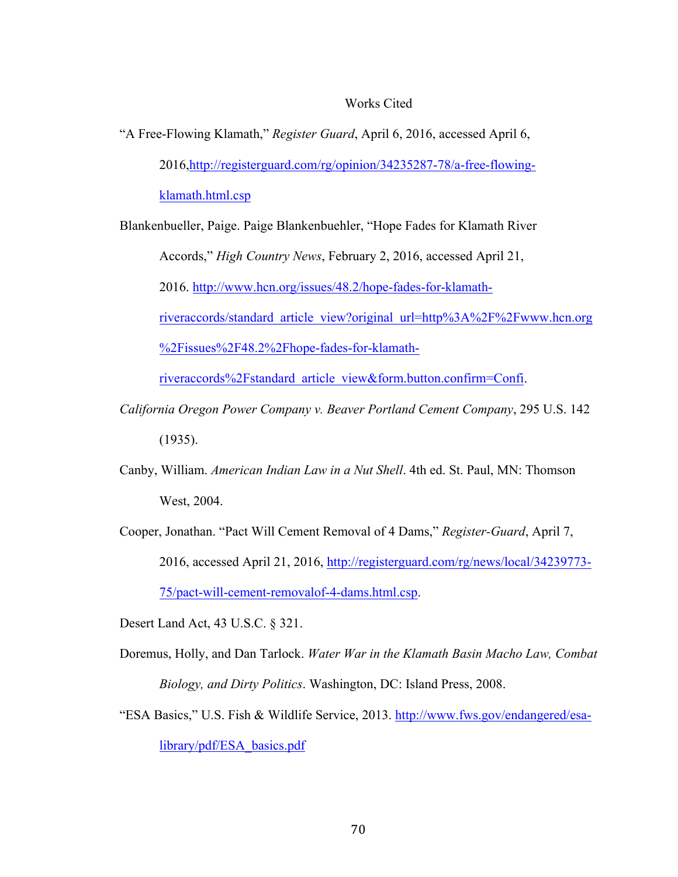# Works Cited

"A Free-Flowing Klamath," *Register Guard*, April 6, 2016, accessed April 6, 2016,http://registerguard.com/rg/opinion/34235287-78/a-free-flowing-klamath.html.csp

Blankenbueller, Paige. Paige Blankenbuehler, "Hope Fades for Klamath River Accords," *High Country News*, February 2, 2016, accessed April 21, 2016. http://www.hcn.org/issues/48.2/hope-fades-for-klamath-riveraccords/standard_article_view?original_url=http%3A%2F%2Fwww.hcn.org%2Fissues%2F48.2%2Fhope-fades-for-klamath-riveraccords%2Fstandard_article_view&form.button.confirm=Confi.

*California Oregon Power Company v. Beaver Portland Cement Company*, 295 U.S. 142 (1935).

Canby, William. *American Indian Law in a Nut Shell*. 4th ed. St. Paul, MN: Thomson West, 2004.

Cooper, Jonathan. "Pact Will Cement Removal of 4 Dams," *Register-Guard*, April 7, 2016, accessed April 21, 2016, http://registerguard.com/rg/news/local/34239773-75/pact-will-cement-removalof-4-dams.html.csp.

Desert Land Act, 43 U.S.C. § 321.

Doremus, Holly, and Dan Tarlock. *Water War in the Klamath Basin Macho Law, Combat Biology, and Dirty Politics*. Washington, DC: Island Press, 2008.

"ESA Basics," U.S. Fish & Wildlife Service, 2013. http://www.fws.gov/endangered/esa-library/pdf/ESA_basics.pdf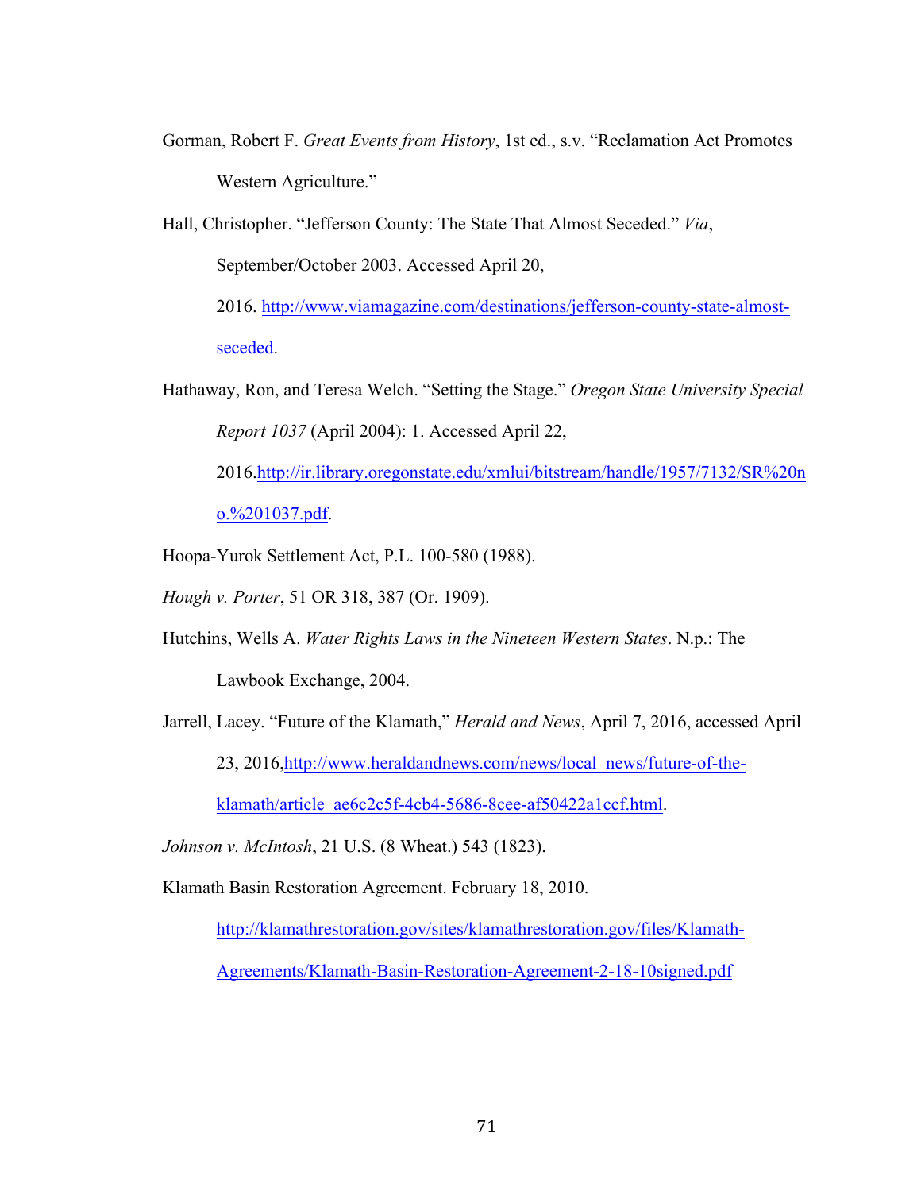Gorman, Robert F. *Great Events from History*, 1st ed., s.v. "Reclamation Act Promotes Western Agriculture."

Hall, Christopher. "Jefferson County: The State That Almost Seceded." *Via*, September/October 2003. Accessed April 20, 2016. http://www.viamagazine.com/destinations/jefferson-county-state-almost-seceded.

Hathaway, Ron, and Teresa Welch. "Setting the Stage." *Oregon State University Special Report 1037* (April 2004): 1. Accessed April 22, 2016.http://ir.library.oregonstate.edu/xmlui/bitstream/handle/1957/7132/SR%20no.%201037.pdf.

Hoopa-Yurok Settlement Act, P.L. 100-580 (1988).

*Hough v. Porter*, 51 OR 318, 387 (Or. 1909).

Hutchins, Wells A. *Water Rights Laws in the Nineteen Western States*. N.p.: The Lawbook Exchange, 2004.

Jarrell, Lacey. "Future of the Klamath," *Herald and News*, April 7, 2016, accessed April 23, 2016,http://www.heraldandnews.com/news/local_news/future-of-the-klamath/article_ae6c2c5f-4cb4-5686-8cee-af50422a1ccf.html.

*Johnson v. McIntosh*, 21 U.S. (8 Wheat.) 543 (1823).

Klamath Basin Restoration Agreement. February 18, 2010. http://klamathrestoration.gov/sites/klamathrestoration.gov/files/Klamath-Agreements/Klamath-Basin-Restoration-Agreement-2-18-10signed.pdf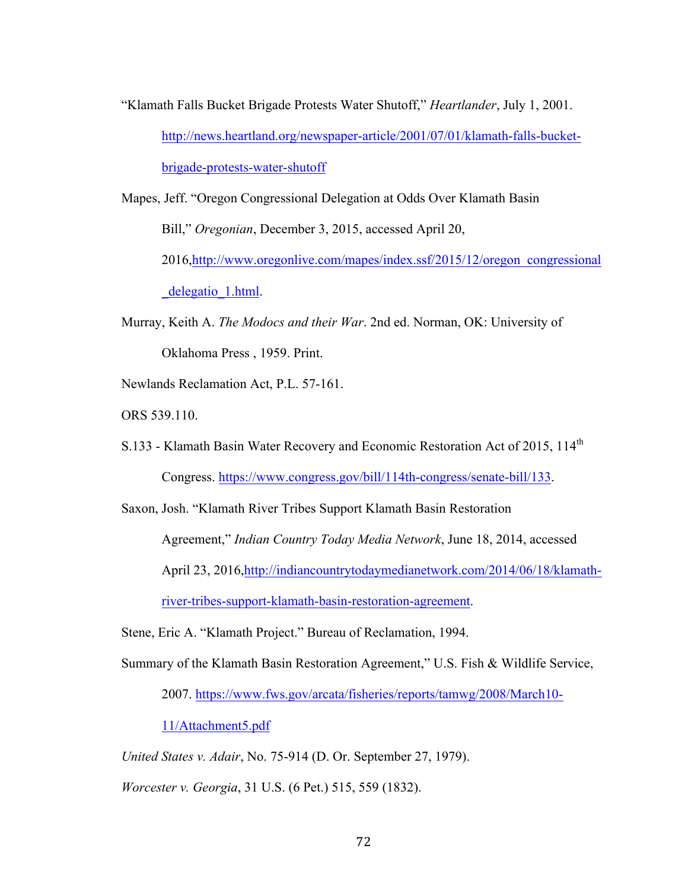"Klamath Falls Bucket Brigade Protests Water Shutoff," *Heartlander*, July 1, 2001. http://news.heartland.org/newspaper-article/2001/07/01/klamath-falls-bucket-brigade-protests-water-shutoff

Mapes, Jeff. "Oregon Congressional Delegation at Odds Over Klamath Basin Bill," *Oregonian*, December 3, 2015, accessed April 20, 2016,http://www.oregonlive.com/mapes/index.ssf/2015/12/oregon_congressional_delegatio_1.html.

Murray, Keith A. *The Modocs and their War*. 2nd ed. Norman, OK: University of Oklahoma Press , 1959. Print.

Newlands Reclamation Act, P.L. 57-161.

ORS 539.110.

S.133 - Klamath Basin Water Recovery and Economic Restoration Act of 2015, 114th Congress. https://www.congress.gov/bill/114th-congress/senate-bill/133.

Saxon, Josh. "Klamath River Tribes Support Klamath Basin Restoration Agreement," *Indian Country Today Media Network*, June 18, 2014, accessed April 23, 2016,http://indiancountrytodaymedianetwork.com/2014/06/18/klamath-river-tribes-support-klamath-basin-restoration-agreement.

Stene, Eric A. "Klamath Project." Bureau of Reclamation, 1994.

Summary of the Klamath Basin Restoration Agreement," U.S. Fish & Wildlife Service, 2007. https://www.fws.gov/arcata/fisheries/reports/tamwg/2008/March10-11/Attachment5.pdf

*United States v. Adair*, No. 75-914 (D. Or. September 27, 1979).

*Worcester v. Georgia*, 31 U.S. (6 Pet.) 515, 559 (1832).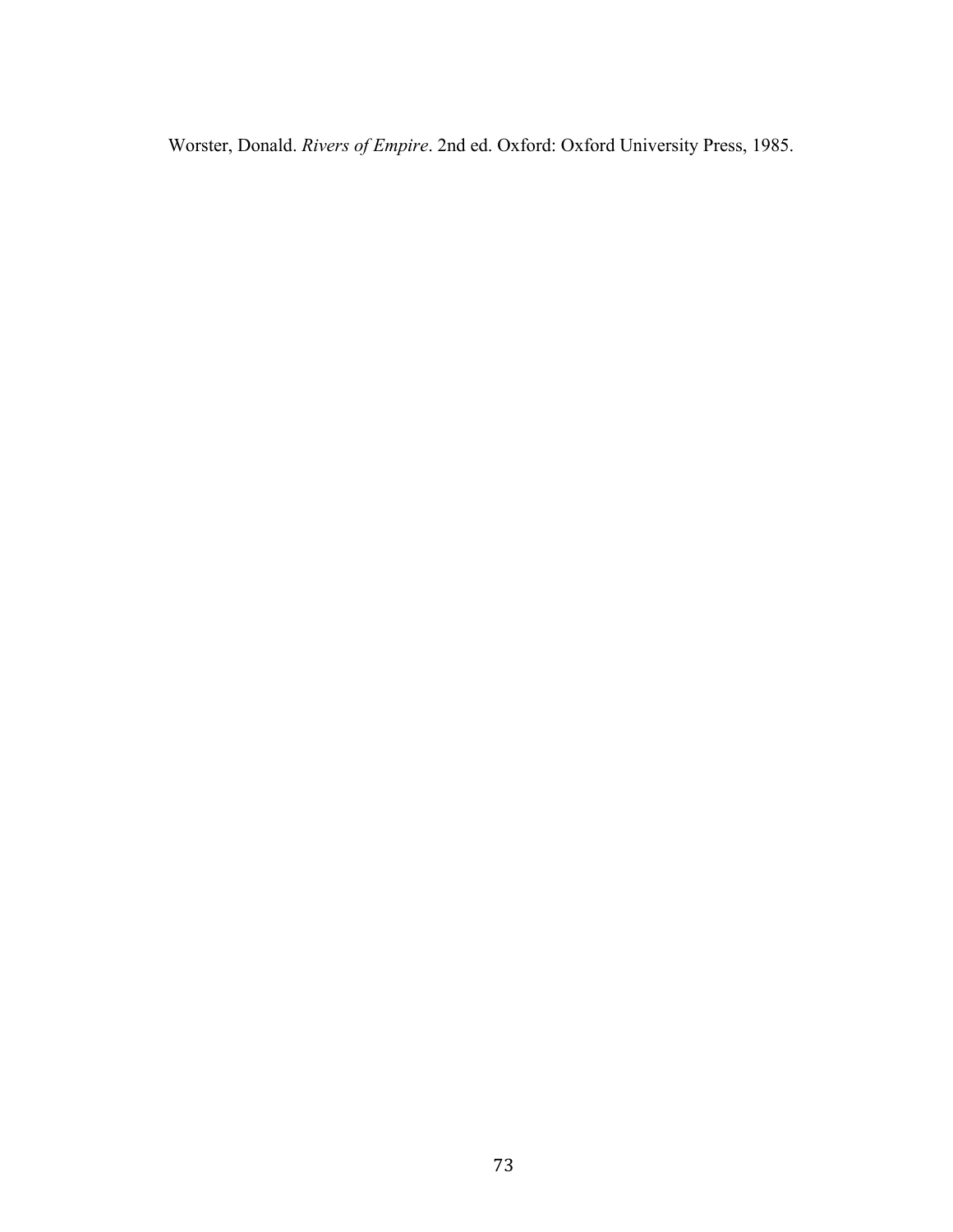Worster, Donald. *Rivers of Empire*. 2nd ed. Oxford: Oxford University Press, 1985.